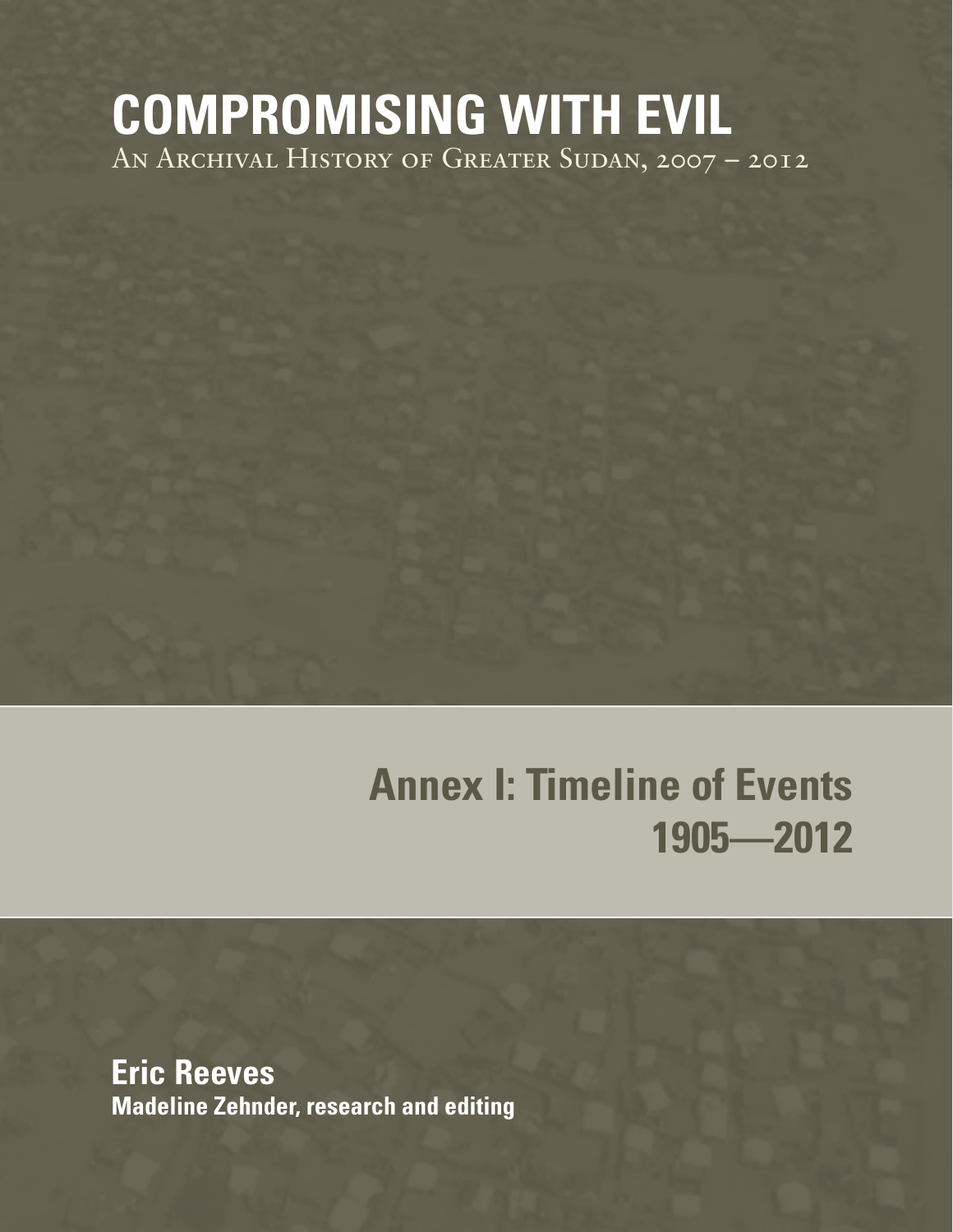# COMPROMISING WITH EVIL

An Archival History of Greater Sudan, 2007 – 2012

## Annex I: Timeline of Events 1905—2012

**Eric Reeves**

**Madeline Zehnder, research and editing**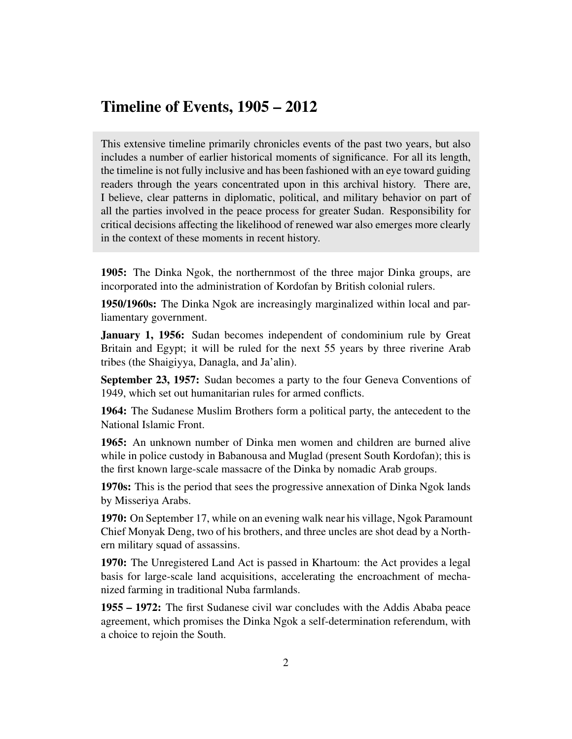## Timeline of Events, 1905 – 2012

This extensive timeline primarily chronicles events of the past two years, but also includes a number of earlier historical moments of significance. For all its length, the timeline is not fully inclusive and has been fashioned with an eye toward guiding readers through the years concentrated upon in this archival history. There are, I believe, clear patterns in diplomatic, political, and military behavior on part of all the parties involved in the peace process for greater Sudan. Responsibility for critical decisions affecting the likelihood of renewed war also emerges more clearly in the context of these moments in recent history.

**1905:** The Dinka Ngok, the northernmost of the three major Dinka groups, are incorporated into the administration of Kordofan by British colonial rulers.

**1950/1960s:** The Dinka Ngok are increasingly marginalized within local and parliamentary government.

**January 1, 1956:** Sudan becomes independent of condominium rule by Great Britain and Egypt; it will be ruled for the next 55 years by three riverine Arab tribes (the Shaigiyya, Danagla, and Ja'alin).

**September 23, 1957:** Sudan becomes a party to the four Geneva Conventions of 1949, which set out humanitarian rules for armed conflicts.

**1964:** The Sudanese Muslim Brothers form a political party, the antecedent to the National Islamic Front.

**1965:** An unknown number of Dinka men women and children are burned alive while in police custody in Babanousa and Muglad (present South Kordofan); this is the first known large-scale massacre of the Dinka by nomadic Arab groups.

**1970s:** This is the period that sees the progressive annexation of Dinka Ngok lands by Misseriya Arabs.

**1970:** On September 17, while on an evening walk near his village, Ngok Paramount Chief Monyak Deng, two of his brothers, and three uncles are shot dead by a Northern military squad of assassins.

**1970:** The Unregistered Land Act is passed in Khartoum: the Act provides a legal basis for large-scale land acquisitions, accelerating the encroachment of mechanized farming in traditional Nuba farmlands.

**1955 – 1972:** The first Sudanese civil war concludes with the Addis Ababa peace agreement, which promises the Dinka Ngok a self-determination referendum, with a choice to rejoin the South.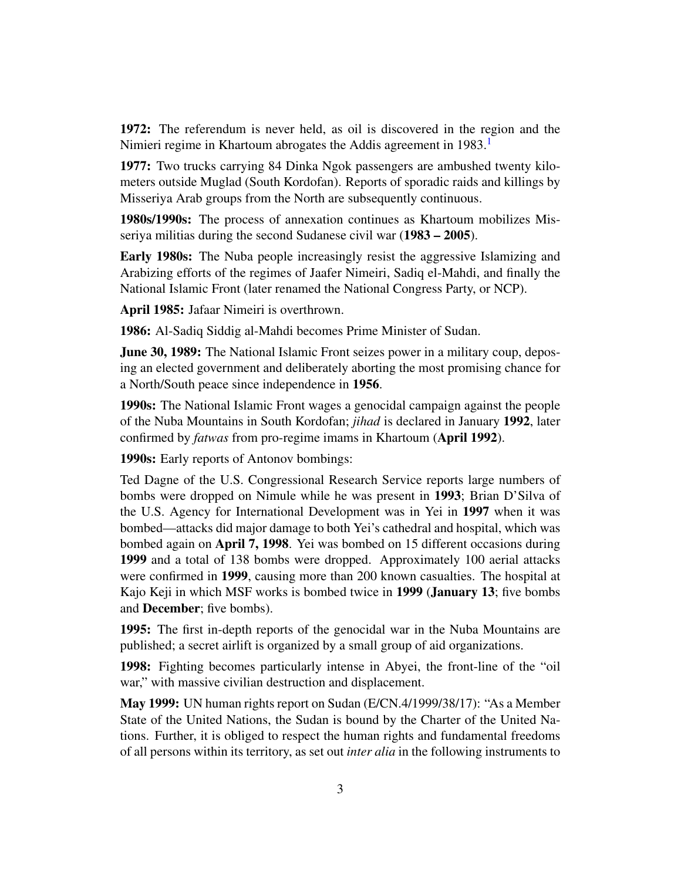**1972:** The referendum is never held, as oil is discovered in the region and the Nimieri regime in Khartoum abrogates the Addis agreement in 1983.[1]

**1977:** Two trucks carrying 84 Dinka Ngok passengers are ambushed twenty kilometers outside Muglad (South Kordofan). Reports of sporadic raids and killings by Misseriya Arab groups from the North are subsequently continuous.

**1980s/1990s:** The process of annexation continues as Khartoum mobilizes Misseriya militias during the second Sudanese civil war (**1983 – 2005**).

**Early 1980s:** The Nuba people increasingly resist the aggressive Islamizing and Arabizing efforts of the regimes of Jaafer Nimeiri, Sadiq el-Mahdi, and finally the National Islamic Front (later renamed the National Congress Party, or NCP).

**April 1985:** Jafaar Nimeiri is overthrown.

**1986:** Al-Sadiq Siddig al-Mahdi becomes Prime Minister of Sudan.

**June 30, 1989:** The National Islamic Front seizes power in a military coup, deposing an elected government and deliberately aborting the most promising chance for a North/South peace since independence in **1956**.

**1990s:** The National Islamic Front wages a genocidal campaign against the people of the Nuba Mountains in South Kordofan; *jihad* is declared in January **1992**, later confirmed by *fatwas* from pro-regime imams in Khartoum (**April 1992**).

**1990s:** Early reports of Antonov bombings:

Ted Dagne of the U.S. Congressional Research Service reports large numbers of bombs were dropped on Nimule while he was present in **1993**; Brian D'Silva of the U.S. Agency for International Development was in Yei in **1997** when it was bombed—attacks did major damage to both Yei's cathedral and hospital, which was bombed again on **April 7, 1998**. Yei was bombed on 15 different occasions during **1999** and a total of 138 bombs were dropped. Approximately 100 aerial attacks were confirmed in **1999**, causing more than 200 known casualties. The hospital at Kajo Keji in which MSF works is bombed twice in **1999** (**January 13**; five bombs and **December**; five bombs).

**1995:** The first in-depth reports of the genocidal war in the Nuba Mountains are published; a secret airlift is organized by a small group of aid organizations.

**1998:** Fighting becomes particularly intense in Abyei, the front-line of the "oil war," with massive civilian destruction and displacement.

**May 1999:** UN human rights report on Sudan (E/CN.4/1999/38/17): "As a Member State of the United Nations, the Sudan is bound by the Charter of the United Nations. Further, it is obliged to respect the human rights and fundamental freedoms of all persons within its territory, as set out *inter alia* in the following instruments to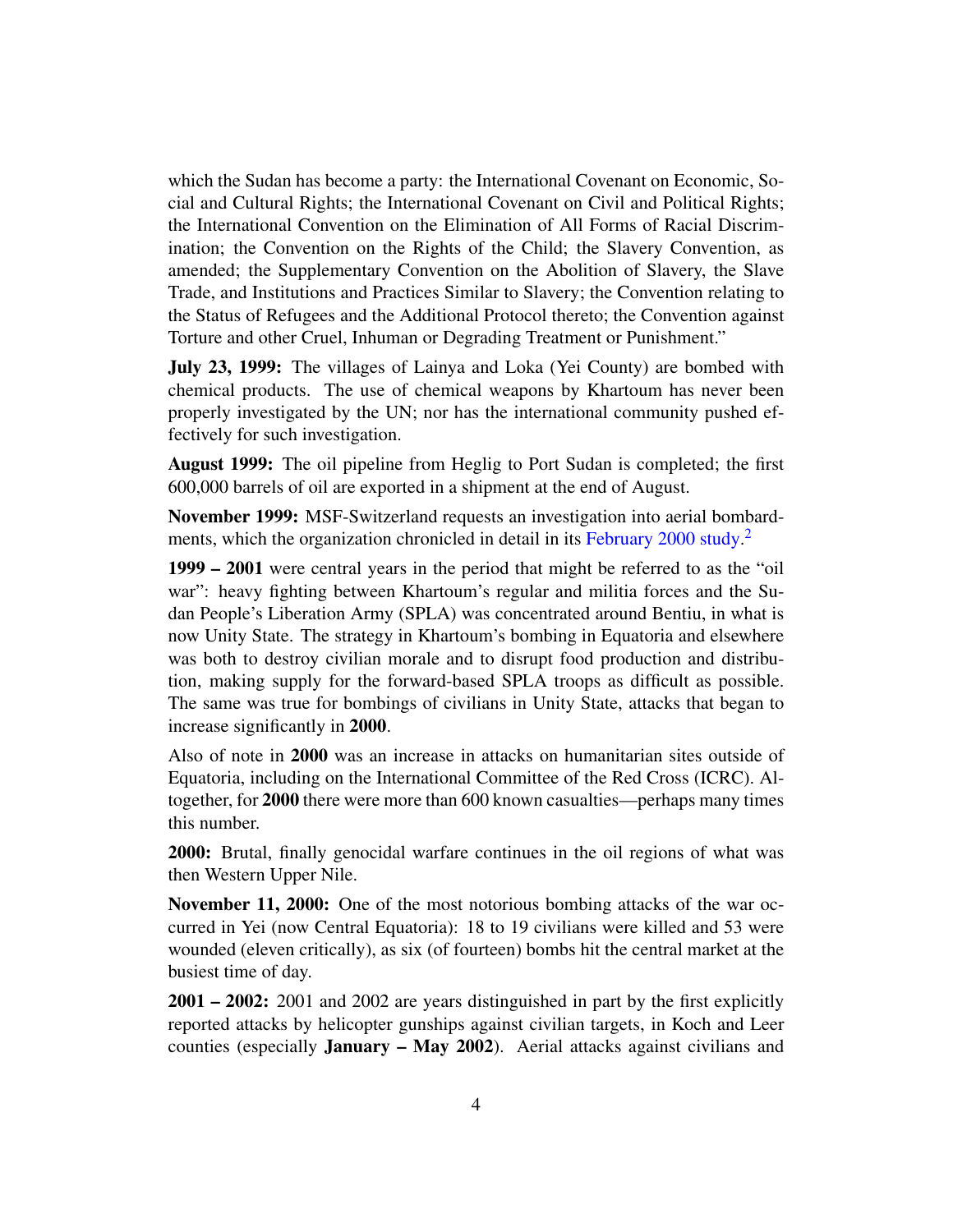which the Sudan has become a party: the International Covenant on Economic, Social and Cultural Rights; the International Covenant on Civil and Political Rights; the International Convention on the Elimination of All Forms of Racial Discrimination; the Convention on the Rights of the Child; the Slavery Convention, as amended; the Supplementary Convention on the Abolition of Slavery, the Slave Trade, and Institutions and Practices Similar to Slavery; the Convention relating to the Status of Refugees and the Additional Protocol thereto; the Convention against Torture and other Cruel, Inhuman or Degrading Treatment or Punishment."

**July 23, 1999:** The villages of Lainya and Loka (Yei County) are bombed with chemical products. The use of chemical weapons by Khartoum has never been properly investigated by the UN; nor has the international community pushed effectively for such investigation.

**August 1999:** The oil pipeline from Heglig to Port Sudan is completed; the first 600,000 barrels of oil are exported in a shipment at the end of August.

**November 1999:** MSF-Switzerland requests an investigation into aerial bombardments, which the organization chronicled in detail in its February 2000 study.[2]

**1999 – 2001** were central years in the period that might be referred to as the "oil war": heavy fighting between Khartoum's regular and militia forces and the Sudan People's Liberation Army (SPLA) was concentrated around Bentiu, in what is now Unity State. The strategy in Khartoum's bombing in Equatoria and elsewhere was both to destroy civilian morale and to disrupt food production and distribution, making supply for the forward-based SPLA troops as difficult as possible. The same was true for bombings of civilians in Unity State, attacks that began to increase significantly in **2000**.

Also of note in **2000** was an increase in attacks on humanitarian sites outside of Equatoria, including on the International Committee of the Red Cross (ICRC). Altogether, for **2000** there were more than 600 known casualties—perhaps many times this number.

**2000:** Brutal, finally genocidal warfare continues in the oil regions of what was then Western Upper Nile.

**November 11, 2000:** One of the most notorious bombing attacks of the war occurred in Yei (now Central Equatoria): 18 to 19 civilians were killed and 53 were wounded (eleven critically), as six (of fourteen) bombs hit the central market at the busiest time of day.

**2001 – 2002:** 2001 and 2002 are years distinguished in part by the first explicitly reported attacks by helicopter gunships against civilian targets, in Koch and Leer counties (especially **January – May 2002**). Aerial attacks against civilians and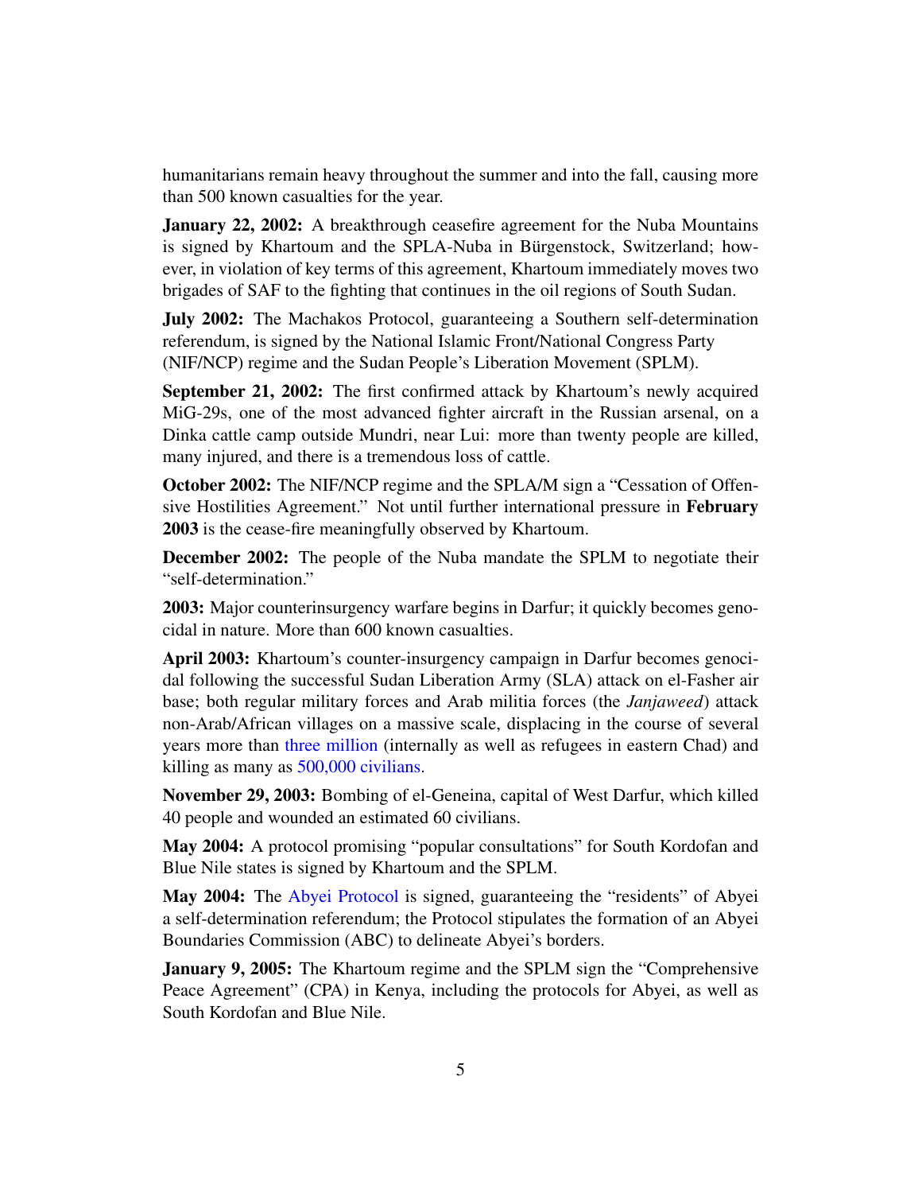humanitarians remain heavy throughout the summer and into the fall, causing more than 500 known casualties for the year.

**January 22, 2002:** A breakthrough ceasefire agreement for the Nuba Mountains is signed by Khartoum and the SPLA-Nuba in Bürgenstock, Switzerland; however, in violation of key terms of this agreement, Khartoum immediately moves two brigades of SAF to the fighting that continues in the oil regions of South Sudan.

**July 2002:** The Machakos Protocol, guaranteeing a Southern self-determination referendum, is signed by the National Islamic Front/National Congress Party (NIF/NCP) regime and the Sudan People's Liberation Movement (SPLM).

**September 21, 2002:** The first confirmed attack by Khartoum's newly acquired MiG-29s, one of the most advanced fighter aircraft in the Russian arsenal, on a Dinka cattle camp outside Mundri, near Lui: more than twenty people are killed, many injured, and there is a tremendous loss of cattle.

**October 2002:** The NIF/NCP regime and the SPLA/M sign a "Cessation of Offensive Hostilities Agreement." Not until further international pressure in **February 2003** is the cease-fire meaningfully observed by Khartoum.

**December 2002:** The people of the Nuba mandate the SPLM to negotiate their "self-determination."

**2003:** Major counterinsurgency warfare begins in Darfur; it quickly becomes genocidal in nature. More than 600 known casualties.

**April 2003:** Khartoum's counter-insurgency campaign in Darfur becomes genocidal following the successful Sudan Liberation Army (SLA) attack on el-Fasher air base; both regular military forces and Arab militia forces (the *Janjaweed*) attack non-Arab/African villages on a massive scale, displacing in the course of several years more than three million (internally as well as refugees in eastern Chad) and killing as many as 500,000 civilians.

**November 29, 2003:** Bombing of el-Geneina, capital of West Darfur, which killed 40 people and wounded an estimated 60 civilians.

**May 2004:** A protocol promising "popular consultations" for South Kordofan and Blue Nile states is signed by Khartoum and the SPLM.

**May 2004:** The Abyei Protocol is signed, guaranteeing the "residents" of Abyei a self-determination referendum; the Protocol stipulates the formation of an Abyei Boundaries Commission (ABC) to delineate Abyei's borders.

**January 9, 2005:** The Khartoum regime and the SPLM sign the "Comprehensive Peace Agreement" (CPA) in Kenya, including the protocols for Abyei, as well as South Kordofan and Blue Nile.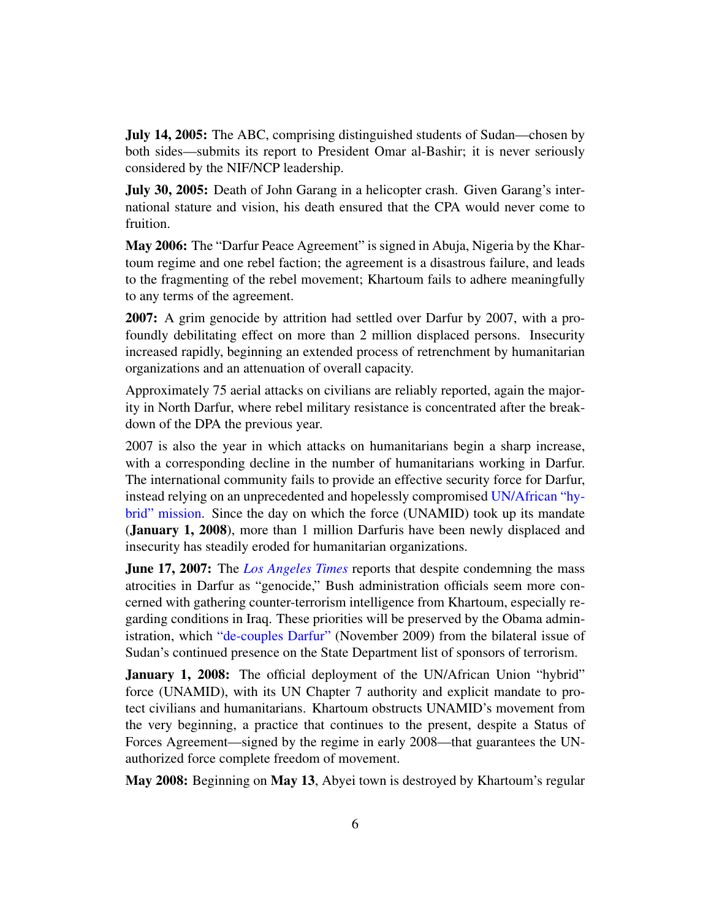**July 14, 2005:** The ABC, comprising distinguished students of Sudan—chosen by both sides—submits its report to President Omar al-Bashir; it is never seriously considered by the NIF/NCP leadership.

**July 30, 2005:** Death of John Garang in a helicopter crash. Given Garang's international stature and vision, his death ensured that the CPA would never come to fruition.

**May 2006:** The "Darfur Peace Agreement" is signed in Abuja, Nigeria by the Khartoum regime and one rebel faction; the agreement is a disastrous failure, and leads to the fragmenting of the rebel movement; Khartoum fails to adhere meaningfully to any terms of the agreement.

**2007:** A grim genocide by attrition had settled over Darfur by 2007, with a profoundly debilitating effect on more than 2 million displaced persons. Insecurity increased rapidly, beginning an extended process of retrenchment by humanitarian organizations and an attenuation of overall capacity.

Approximately 75 aerial attacks on civilians are reliably reported, again the majority in North Darfur, where rebel military resistance is concentrated after the breakdown of the DPA the previous year.

2007 is also the year in which attacks on humanitarians begin a sharp increase, with a corresponding decline in the number of humanitarians working in Darfur. The international community fails to provide an effective security force for Darfur, instead relying on an unprecedented and hopelessly compromised UN/African "hybrid" mission. Since the day on which the force (UNAMID) took up its mandate (**January 1, 2008**), more than 1 million Darfuris have been newly displaced and insecurity has steadily eroded for humanitarian organizations.

**June 17, 2007:** The *Los Angeles Times* reports that despite condemning the mass atrocities in Darfur as "genocide," Bush administration officials seem more concerned with gathering counter-terrorism intelligence from Khartoum, especially regarding conditions in Iraq. These priorities will be preserved by the Obama administration, which "de-couples Darfur" (November 2009) from the bilateral issue of Sudan's continued presence on the State Department list of sponsors of terrorism.

**January 1, 2008:** The official deployment of the UN/African Union "hybrid" force (UNAMID), with its UN Chapter 7 authority and explicit mandate to protect civilians and humanitarians. Khartoum obstructs UNAMID's movement from the very beginning, a practice that continues to the present, despite a Status of Forces Agreement—signed by the regime in early 2008—that guarantees the UN-authorized force complete freedom of movement.

**May 2008:** Beginning on **May 13**, Abyei town is destroyed by Khartoum's regular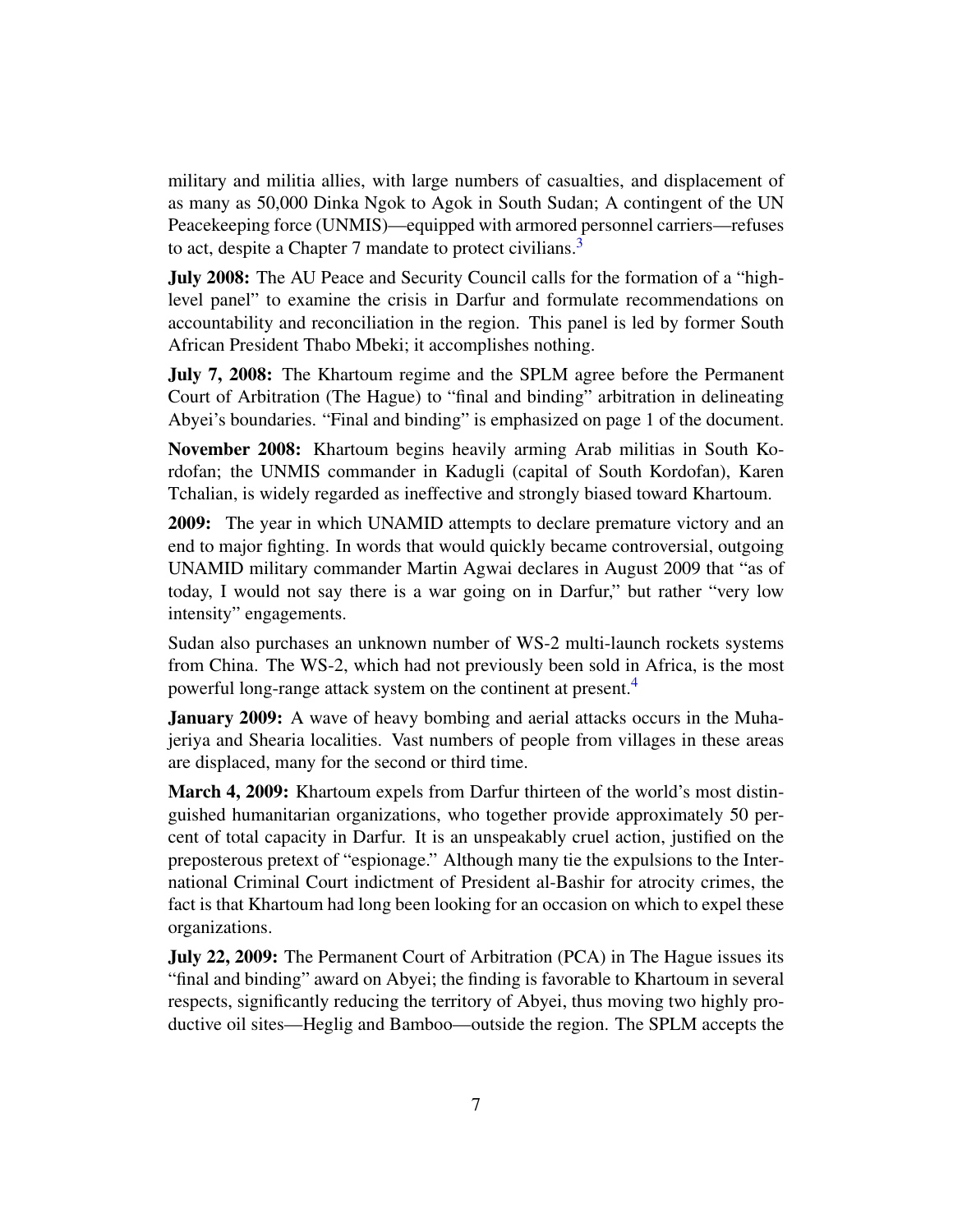military and militia allies, with large numbers of casualties, and displacement of as many as 50,000 Dinka Ngok to Agok in South Sudan; A contingent of the UN Peacekeeping force (UNMIS)—equipped with armored personnel carriers—refuses to act, despite a Chapter 7 mandate to protect civilians.[3]

**July 2008:** The AU Peace and Security Council calls for the formation of a "high-level panel" to examine the crisis in Darfur and formulate recommendations on accountability and reconciliation in the region. This panel is led by former South African President Thabo Mbeki; it accomplishes nothing.

**July 7, 2008:** The Khartoum regime and the SPLM agree before the Permanent Court of Arbitration (The Hague) to "final and binding" arbitration in delineating Abyei's boundaries. "Final and binding" is emphasized on page 1 of the document.

**November 2008:** Khartoum begins heavily arming Arab militias in South Kordofan; the UNMIS commander in Kadugli (capital of South Kordofan), Karen Tchalian, is widely regarded as ineffective and strongly biased toward Khartoum.

**2009:** The year in which UNAMID attempts to declare premature victory and an end to major fighting. In words that would quickly became controversial, outgoing UNAMID military commander Martin Agwai declares in August 2009 that "as of today, I would not say there is a war going on in Darfur," but rather "very low intensity" engagements.

Sudan also purchases an unknown number of WS-2 multi-launch rockets systems from China. The WS-2, which had not previously been sold in Africa, is the most powerful long-range attack system on the continent at present.[4]

**January 2009:** A wave of heavy bombing and aerial attacks occurs in the Muhajeriya and Shearia localities. Vast numbers of people from villages in these areas are displaced, many for the second or third time.

**March 4, 2009:** Khartoum expels from Darfur thirteen of the world's most distinguished humanitarian organizations, who together provide approximately 50 percent of total capacity in Darfur. It is an unspeakably cruel action, justified on the preposterous pretext of "espionage." Although many tie the expulsions to the International Criminal Court indictment of President al-Bashir for atrocity crimes, the fact is that Khartoum had long been looking for an occasion on which to expel these organizations.

**July 22, 2009:** The Permanent Court of Arbitration (PCA) in The Hague issues its "final and binding" award on Abyei; the finding is favorable to Khartoum in several respects, significantly reducing the territory of Abyei, thus moving two highly productive oil sites—Heglig and Bamboo—outside the region. The SPLM accepts the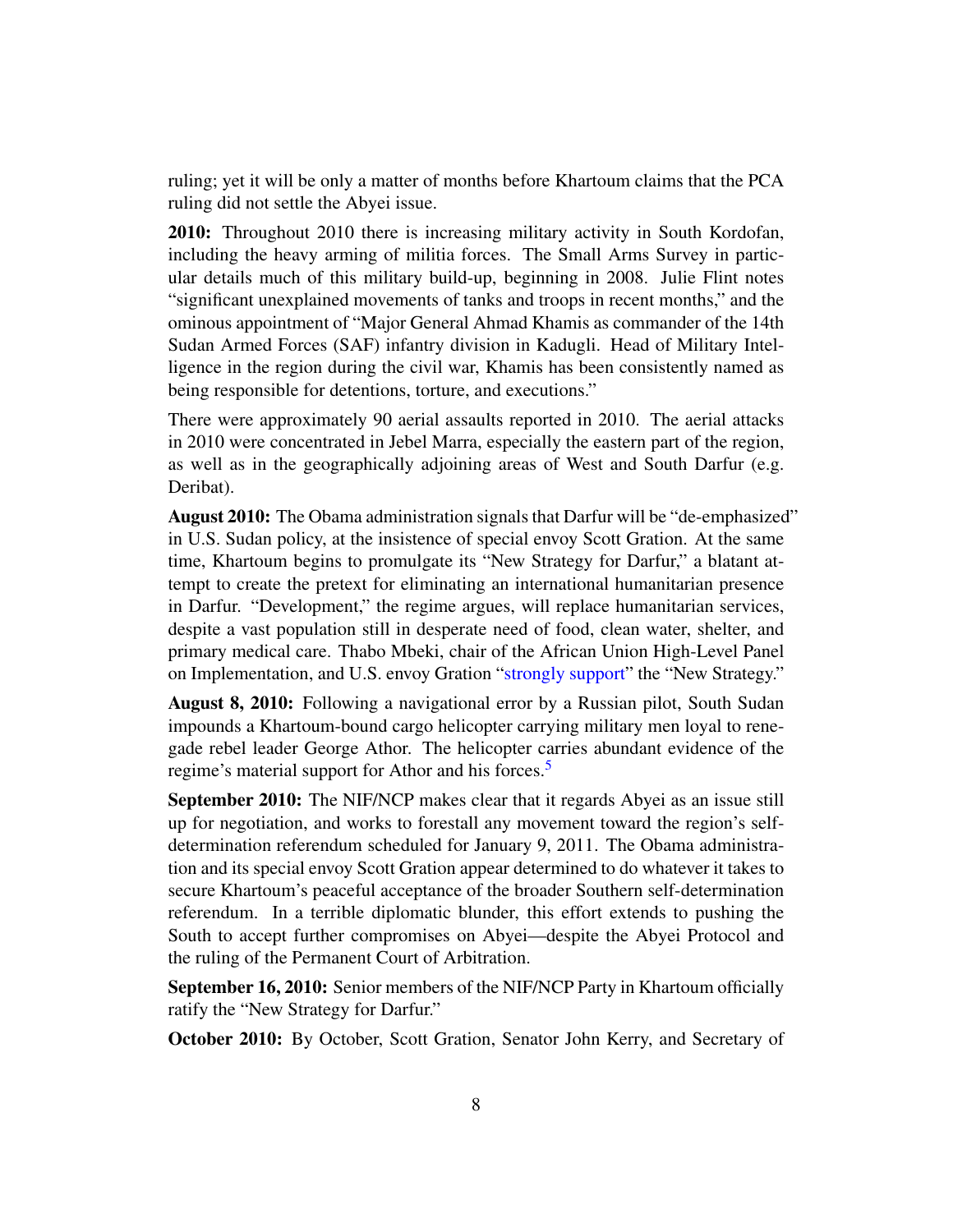ruling; yet it will be only a matter of months before Khartoum claims that the PCA ruling did not settle the Abyei issue.

**2010:** Throughout 2010 there is increasing military activity in South Kordofan, including the heavy arming of militia forces. The Small Arms Survey in particular details much of this military build-up, beginning in 2008. Julie Flint notes "significant unexplained movements of tanks and troops in recent months," and the ominous appointment of "Major General Ahmad Khamis as commander of the 14th Sudan Armed Forces (SAF) infantry division in Kadugli. Head of Military Intelligence in the region during the civil war, Khamis has been consistently named as being responsible for detentions, torture, and executions."

There were approximately 90 aerial assaults reported in 2010. The aerial attacks in 2010 were concentrated in Jebel Marra, especially the eastern part of the region, as well as in the geographically adjoining areas of West and South Darfur (e.g. Deribat).

**August 2010:** The Obama administration signals that Darfur will be "de-emphasized" in U.S. Sudan policy, at the insistence of special envoy Scott Gration. At the same time, Khartoum begins to promulgate its "New Strategy for Darfur," a blatant attempt to create the pretext for eliminating an international humanitarian presence in Darfur. "Development," the regime argues, will replace humanitarian services, despite a vast population still in desperate need of food, clean water, shelter, and primary medical care. Thabo Mbeki, chair of the African Union High-Level Panel on Implementation, and U.S. envoy Gration "strongly support" the "New Strategy."

**August 8, 2010:** Following a navigational error by a Russian pilot, South Sudan impounds a Khartoum-bound cargo helicopter carrying military men loyal to renegade rebel leader George Athor. The helicopter carries abundant evidence of the regime's material support for Athor and his forces.[5]

**September 2010:** The NIF/NCP makes clear that it regards Abyei as an issue still up for negotiation, and works to forestall any movement toward the region's self-determination referendum scheduled for January 9, 2011. The Obama administration and its special envoy Scott Gration appear determined to do whatever it takes to secure Khartoum's peaceful acceptance of the broader Southern self-determination referendum. In a terrible diplomatic blunder, this effort extends to pushing the South to accept further compromises on Abyei—despite the Abyei Protocol and the ruling of the Permanent Court of Arbitration.

**September 16, 2010:** Senior members of the NIF/NCP Party in Khartoum officially ratify the "New Strategy for Darfur."

**October 2010:** By October, Scott Gration, Senator John Kerry, and Secretary of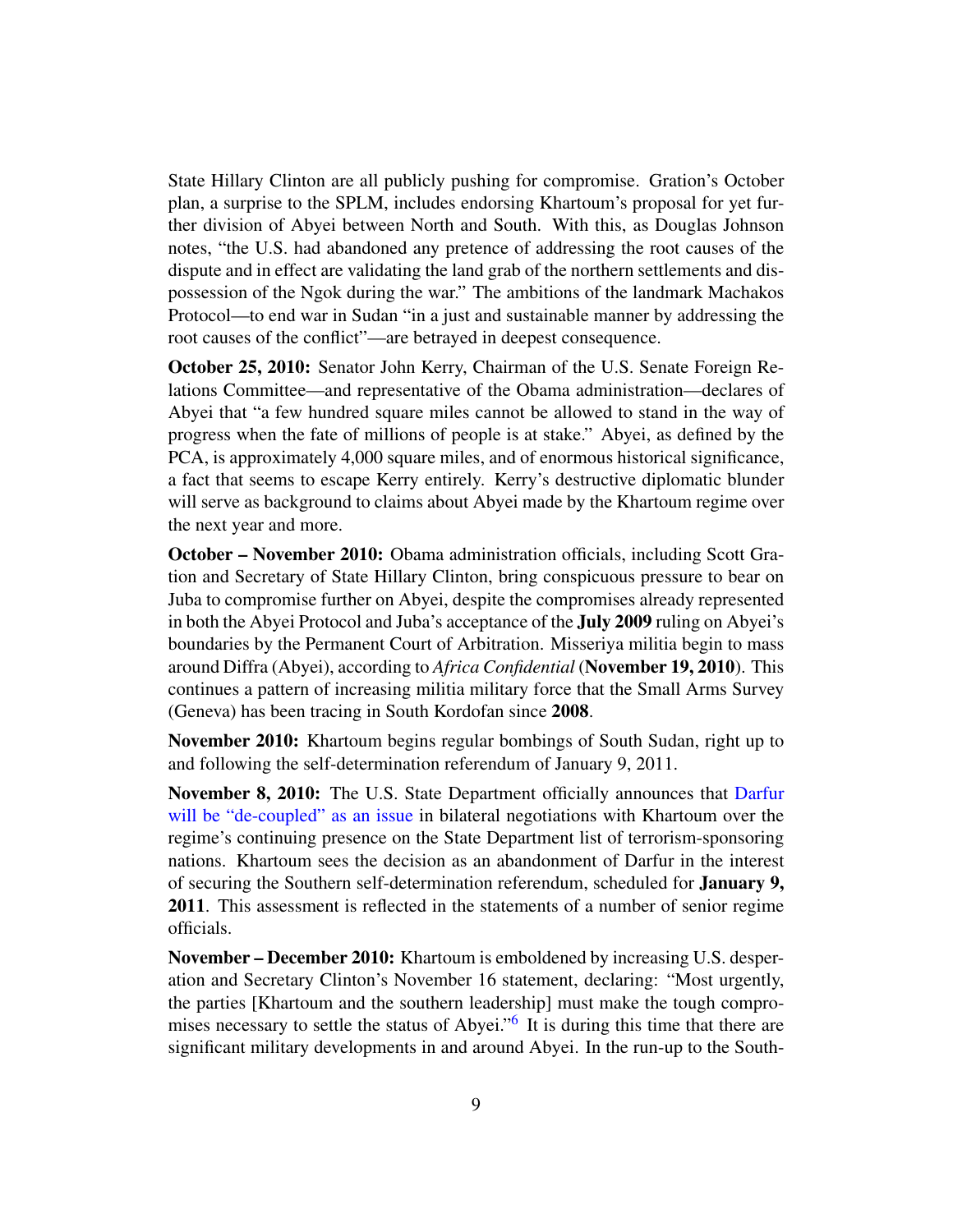State Hillary Clinton are all publicly pushing for compromise. Gration's October plan, a surprise to the SPLM, includes endorsing Khartoum's proposal for yet further division of Abyei between North and South. With this, as Douglas Johnson notes, "the U.S. had abandoned any pretence of addressing the root causes of the dispute and in effect are validating the land grab of the northern settlements and dispossession of the Ngok during the war." The ambitions of the landmark Machakos Protocol—to end war in Sudan "in a just and sustainable manner by addressing the root causes of the conflict"—are betrayed in deepest consequence.

**October 25, 2010:** Senator John Kerry, Chairman of the U.S. Senate Foreign Relations Committee—and representative of the Obama administration—declares of Abyei that "a few hundred square miles cannot be allowed to stand in the way of progress when the fate of millions of people is at stake." Abyei, as defined by the PCA, is approximately 4,000 square miles, and of enormous historical significance, a fact that seems to escape Kerry entirely. Kerry's destructive diplomatic blunder will serve as background to claims about Abyei made by the Khartoum regime over the next year and more.

**October – November 2010:** Obama administration officials, including Scott Gration and Secretary of State Hillary Clinton, bring conspicuous pressure to bear on Juba to compromise further on Abyei, despite the compromises already represented in both the Abyei Protocol and Juba's acceptance of the **July 2009** ruling on Abyei's boundaries by the Permanent Court of Arbitration. Misseriya militia begin to mass around Diffra (Abyei), according to *Africa Confidential* (**November 19, 2010**). This continues a pattern of increasing militia military force that the Small Arms Survey (Geneva) has been tracing in South Kordofan since **2008**.

**November 2010:** Khartoum begins regular bombings of South Sudan, right up to and following the self-determination referendum of January 9, 2011.

**November 8, 2010:** The U.S. State Department officially announces that Darfur will be "de-coupled" as an issue in bilateral negotiations with Khartoum over the regime's continuing presence on the State Department list of terrorism-sponsoring nations. Khartoum sees the decision as an abandonment of Darfur in the interest of securing the Southern self-determination referendum, scheduled for **January 9, 2011**. This assessment is reflected in the statements of a number of senior regime officials.

**November – December 2010:** Khartoum is emboldened by increasing U.S. desperation and Secretary Clinton's November 16 statement, declaring: "Most urgently, the parties [Khartoum and the southern leadership] must make the tough compromises necessary to settle the status of Abyei."[6] It is during this time that there are significant military developments in and around Abyei. In the run-up to the South-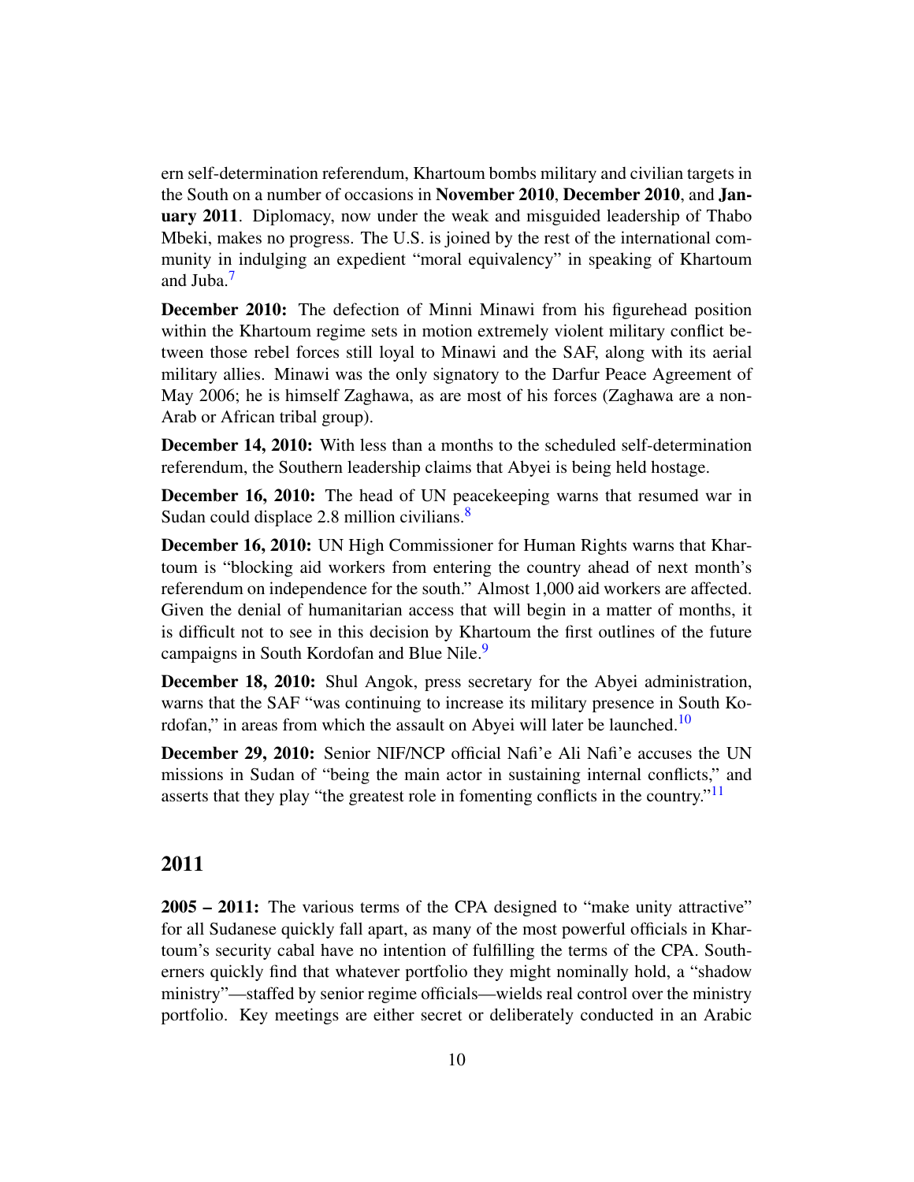ern self-determination referendum, Khartoum bombs military and civilian targets in the South on a number of occasions in **November 2010**, **December 2010**, and **January 2011**. Diplomacy, now under the weak and misguided leadership of Thabo Mbeki, makes no progress. The U.S. is joined by the rest of the international community in indulging an expedient "moral equivalency" in speaking of Khartoum and Juba.[7]

**December 2010:** The defection of Minni Minawi from his figurehead position within the Khartoum regime sets in motion extremely violent military conflict between those rebel forces still loyal to Minawi and the SAF, along with its aerial military allies. Minawi was the only signatory to the Darfur Peace Agreement of May 2006; he is himself Zaghawa, as are most of his forces (Zaghawa are a non-Arab or African tribal group).

**December 14, 2010:** With less than a months to the scheduled self-determination referendum, the Southern leadership claims that Abyei is being held hostage.

**December 16, 2010:** The head of UN peacekeeping warns that resumed war in Sudan could displace 2.8 million civilians.[8]

**December 16, 2010:** UN High Commissioner for Human Rights warns that Khartoum is "blocking aid workers from entering the country ahead of next month's referendum on independence for the south." Almost 1,000 aid workers are affected. Given the denial of humanitarian access that will begin in a matter of months, it is difficult not to see in this decision by Khartoum the first outlines of the future campaigns in South Kordofan and Blue Nile.[9]

**December 18, 2010:** Shul Angok, press secretary for the Abyei administration, warns that the SAF "was continuing to increase its military presence in South Kordofan," in areas from which the assault on Abyei will later be launched.[10]

**December 29, 2010:** Senior NIF/NCP official Nafi'e Ali Nafi'e accuses the UN missions in Sudan of "being the main actor in sustaining internal conflicts," and asserts that they play "the greatest role in fomenting conflicts in the country."[11]

## 2011

**2005 – 2011:** The various terms of the CPA designed to "make unity attractive" for all Sudanese quickly fall apart, as many of the most powerful officials in Khartoum's security cabal have no intention of fulfilling the terms of the CPA. Southerners quickly find that whatever portfolio they might nominally hold, a "shadow ministry"—staffed by senior regime officials—wields real control over the ministry portfolio. Key meetings are either secret or deliberately conducted in an Arabic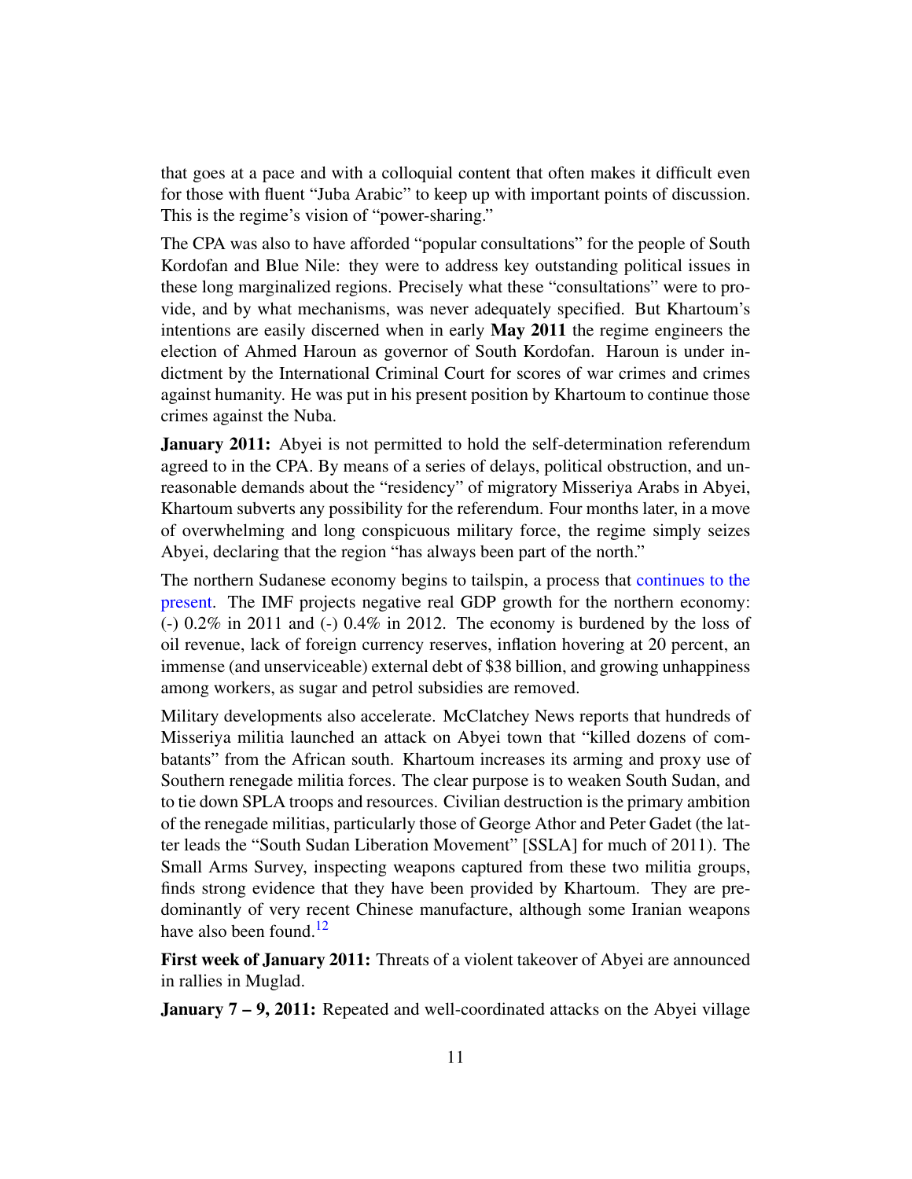that goes at a pace and with a colloquial content that often makes it difficult even for those with fluent "Juba Arabic" to keep up with important points of discussion. This is the regime's vision of "power-sharing."

The CPA was also to have afforded "popular consultations" for the people of South Kordofan and Blue Nile: they were to address key outstanding political issues in these long marginalized regions. Precisely what these "consultations" were to provide, and by what mechanisms, was never adequately specified. But Khartoum's intentions are easily discerned when in early **May 2011** the regime engineers the election of Ahmed Haroun as governor of South Kordofan. Haroun is under indictment by the International Criminal Court for scores of war crimes and crimes against humanity. He was put in his present position by Khartoum to continue those crimes against the Nuba.

**January 2011:** Abyei is not permitted to hold the self-determination referendum agreed to in the CPA. By means of a series of delays, political obstruction, and unreasonable demands about the "residency" of migratory Misseriya Arabs in Abyei, Khartoum subverts any possibility for the referendum. Four months later, in a move of overwhelming and long conspicuous military force, the regime simply seizes Abyei, declaring that the region "has always been part of the north."

The northern Sudanese economy begins to tailspin, a process that continues to the present. The IMF projects negative real GDP growth for the northern economy: (-) 0.2% in 2011 and (-) 0.4% in 2012. The economy is burdened by the loss of oil revenue, lack of foreign currency reserves, inflation hovering at 20 percent, an immense (and unserviceable) external debt of $38 billion, and growing unhappiness among workers, as sugar and petrol subsidies are removed.

Military developments also accelerate. McClatchey News reports that hundreds of Misseriya militia launched an attack on Abyei town that "killed dozens of combatants" from the African south. Khartoum increases its arming and proxy use of Southern renegade militia forces. The clear purpose is to weaken South Sudan, and to tie down SPLA troops and resources. Civilian destruction is the primary ambition of the renegade militias, particularly those of George Athor and Peter Gadet (the latter leads the "South Sudan Liberation Movement" [SSLA] for much of 2011). The Small Arms Survey, inspecting weapons captured from these two militia groups, finds strong evidence that they have been provided by Khartoum. They are predominantly of very recent Chinese manufacture, although some Iranian weapons have also been found.[12]

**First week of January 2011:** Threats of a violent takeover of Abyei are announced in rallies in Muglad.

**January 7 – 9, 2011:** Repeated and well-coordinated attacks on the Abyei village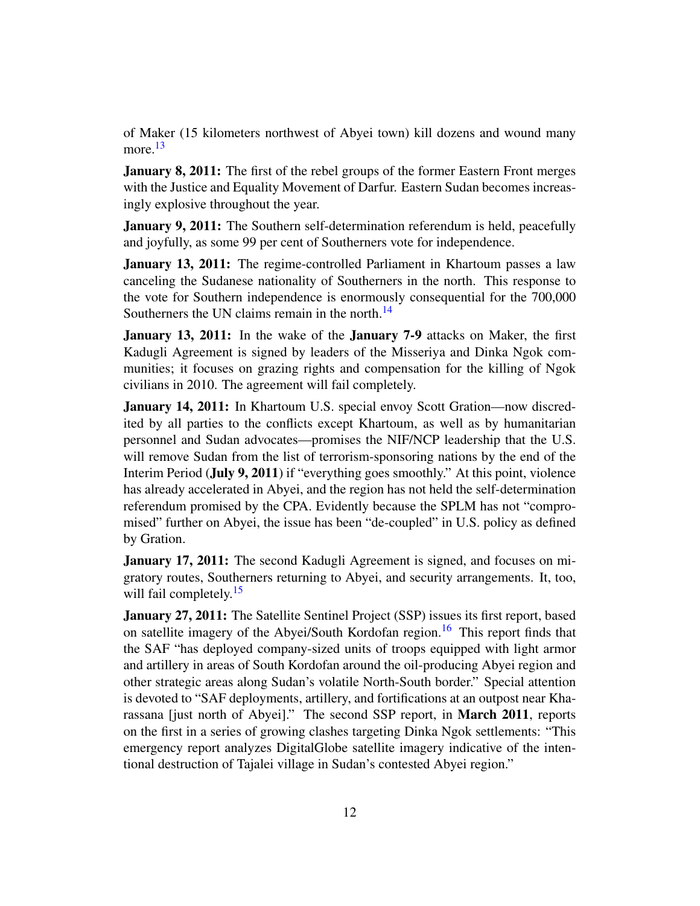of Maker (15 kilometers northwest of Abyei town) kill dozens and wound many more.[13]

**January 8, 2011:** The first of the rebel groups of the former Eastern Front merges with the Justice and Equality Movement of Darfur. Eastern Sudan becomes increasingly explosive throughout the year.

**January 9, 2011:** The Southern self-determination referendum is held, peacefully and joyfully, as some 99 per cent of Southerners vote for independence.

**January 13, 2011:** The regime-controlled Parliament in Khartoum passes a law canceling the Sudanese nationality of Southerners in the north. This response to the vote for Southern independence is enormously consequential for the 700,000 Southerners the UN claims remain in the north.[14]

**January 13, 2011:** In the wake of the **January 7-9** attacks on Maker, the first Kadugli Agreement is signed by leaders of the Misseriya and Dinka Ngok communities; it focuses on grazing rights and compensation for the killing of Ngok civilians in 2010. The agreement will fail completely.

**January 14, 2011:** In Khartoum U.S. special envoy Scott Gration—now discredited by all parties to the conflicts except Khartoum, as well as by humanitarian personnel and Sudan advocates—promises the NIF/NCP leadership that the U.S. will remove Sudan from the list of terrorism-sponsoring nations by the end of the Interim Period (**July 9, 2011**) if "everything goes smoothly." At this point, violence has already accelerated in Abyei, and the region has not held the self-determination referendum promised by the CPA. Evidently because the SPLM has not "compromised" further on Abyei, the issue has been "de-coupled" in U.S. policy as defined by Gration.

**January 17, 2011:** The second Kadugli Agreement is signed, and focuses on migratory routes, Southerners returning to Abyei, and security arrangements. It, too, will fail completely.[15]

**January 27, 2011:** The Satellite Sentinel Project (SSP) issues its first report, based on satellite imagery of the Abyei/South Kordofan region.[16] This report finds that the SAF "has deployed company-sized units of troops equipped with light armor and artillery in areas of South Kordofan around the oil-producing Abyei region and other strategic areas along Sudan's volatile North-South border." Special attention is devoted to "SAF deployments, artillery, and fortifications at an outpost near Kharassana [just north of Abyei]." The second SSP report, in **March 2011**, reports on the first in a series of growing clashes targeting Dinka Ngok settlements: "This emergency report analyzes DigitalGlobe satellite imagery indicative of the intentional destruction of Tajalei village in Sudan's contested Abyei region."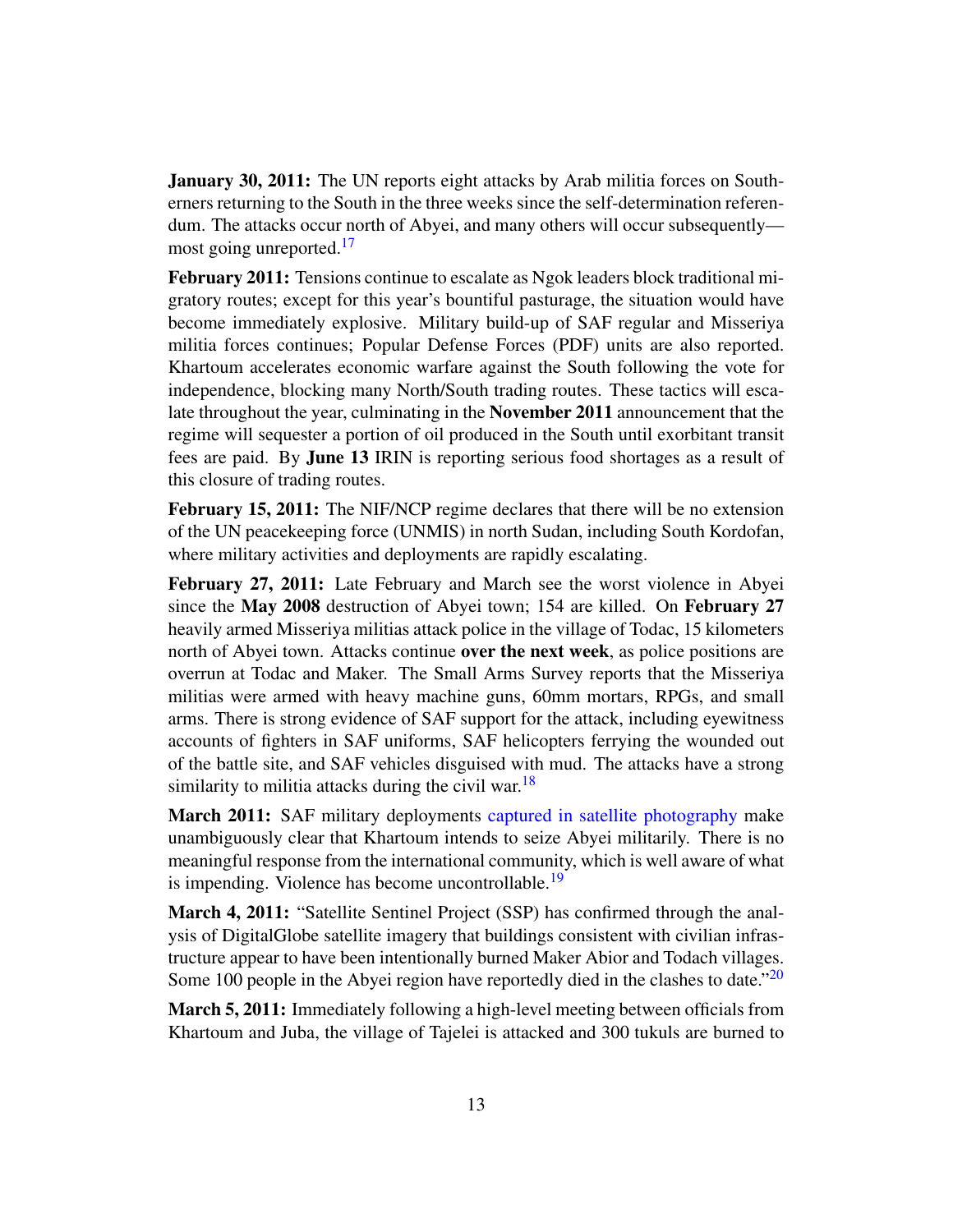**January 30, 2011:** The UN reports eight attacks by Arab militia forces on Southerners returning to the South in the three weeks since the self-determination referendum. The attacks occur north of Abyei, and many others will occur subsequently—most going unreported.[17]

**February 2011:** Tensions continue to escalate as Ngok leaders block traditional migratory routes; except for this year's bountiful pasturage, the situation would have become immediately explosive. Military build-up of SAF regular and Misseriya militia forces continues; Popular Defense Forces (PDF) units are also reported. Khartoum accelerates economic warfare against the South following the vote for independence, blocking many North/South trading routes. These tactics will escalate throughout the year, culminating in the **November 2011** announcement that the regime will sequester a portion of oil produced in the South until exorbitant transit fees are paid. By **June 13** IRIN is reporting serious food shortages as a result of this closure of trading routes.

**February 15, 2011:** The NIF/NCP regime declares that there will be no extension of the UN peacekeeping force (UNMIS) in north Sudan, including South Kordofan, where military activities and deployments are rapidly escalating.

**February 27, 2011:** Late February and March see the worst violence in Abyei since the **May 2008** destruction of Abyei town; 154 are killed. On **February 27** heavily armed Misseriya militias attack police in the village of Todac, 15 kilometers north of Abyei town. Attacks continue **over the next week**, as police positions are overrun at Todac and Maker. The Small Arms Survey reports that the Misseriya militias were armed with heavy machine guns, 60mm mortars, RPGs, and small arms. There is strong evidence of SAF support for the attack, including eyewitness accounts of fighters in SAF uniforms, SAF helicopters ferrying the wounded out of the battle site, and SAF vehicles disguised with mud. The attacks have a strong similarity to militia attacks during the civil war.[18]

**March 2011:** SAF military deployments captured in satellite photography make unambiguously clear that Khartoum intends to seize Abyei militarily. There is no meaningful response from the international community, which is well aware of what is impending. Violence has become uncontrollable.[19]

**March 4, 2011:** "Satellite Sentinel Project (SSP) has confirmed through the analysis of DigitalGlobe satellite imagery that buildings consistent with civilian infrastructure appear to have been intentionally burned Maker Abior and Todach villages. Some 100 people in the Abyei region have reportedly died in the clashes to date."[20]

**March 5, 2011:** Immediately following a high-level meeting between officials from Khartoum and Juba, the village of Tajelei is attacked and 300 tukuls are burned to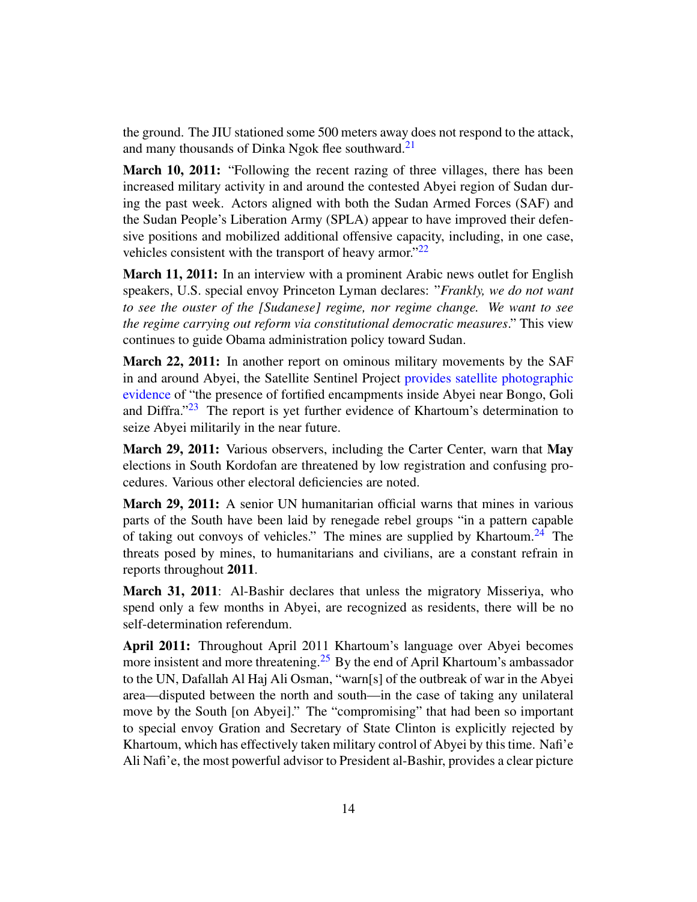the ground. The JIU stationed some 500 meters away does not respond to the attack, and many thousands of Dinka Ngok flee southward.[21]

**March 10, 2011:** "Following the recent razing of three villages, there has been increased military activity in and around the contested Abyei region of Sudan during the past week. Actors aligned with both the Sudan Armed Forces (SAF) and the Sudan People's Liberation Army (SPLA) appear to have improved their defensive positions and mobilized additional offensive capacity, including, in one case, vehicles consistent with the transport of heavy armor."[22]

**March 11, 2011:** In an interview with a prominent Arabic news outlet for English speakers, U.S. special envoy Princeton Lyman declares: "*Frankly, we do not want to see the ouster of the [Sudanese] regime, nor regime change. We want to see the regime carrying out reform via constitutional democratic measures*." This view continues to guide Obama administration policy toward Sudan.

**March 22, 2011:** In another report on ominous military movements by the SAF in and around Abyei, the Satellite Sentinel Project provides satellite photographic evidence of "the presence of fortified encampments inside Abyei near Bongo, Goli and Diffra."[23] The report is yet further evidence of Khartoum's determination to seize Abyei militarily in the near future.

**March 29, 2011:** Various observers, including the Carter Center, warn that **May** elections in South Kordofan are threatened by low registration and confusing procedures. Various other electoral deficiencies are noted.

**March 29, 2011:** A senior UN humanitarian official warns that mines in various parts of the South have been laid by renegade rebel groups "in a pattern capable of taking out convoys of vehicles." The mines are supplied by Khartoum.[24] The threats posed by mines, to humanitarians and civilians, are a constant refrain in reports throughout **2011**.

**March 31, 2011**: Al-Bashir declares that unless the migratory Misseriya, who spend only a few months in Abyei, are recognized as residents, there will be no self-determination referendum.

**April 2011:** Throughout April 2011 Khartoum's language over Abyei becomes more insistent and more threatening.[25] By the end of April Khartoum's ambassador to the UN, Dafallah Al Haj Ali Osman, "warn[s] of the outbreak of war in the Abyei area—disputed between the north and south—in the case of taking any unilateral move by the South [on Abyei]." The "compromising" that had been so important to special envoy Gration and Secretary of State Clinton is explicitly rejected by Khartoum, which has effectively taken military control of Abyei by this time. Nafi'e Ali Nafi'e, the most powerful advisor to President al-Bashir, provides a clear picture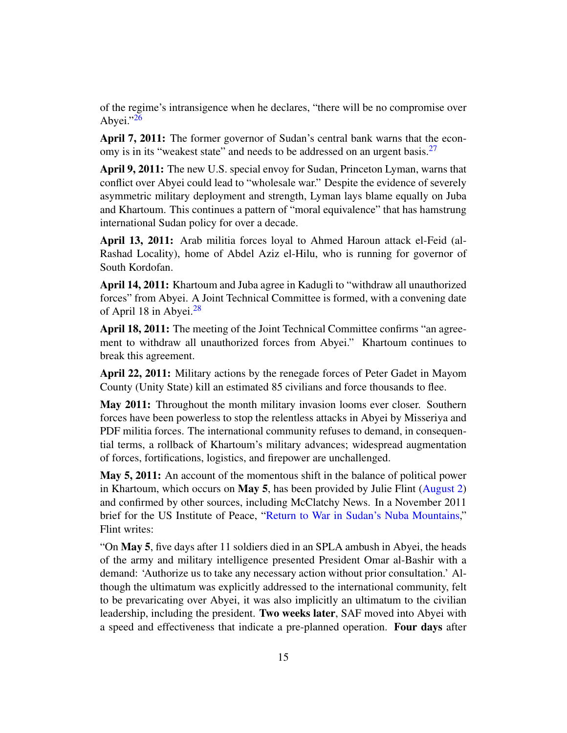of the regime's intransigence when he declares, "there will be no compromise over Abyei."[26]

**April 7, 2011:** The former governor of Sudan's central bank warns that the economy is in its "weakest state" and needs to be addressed on an urgent basis.[27]

**April 9, 2011:** The new U.S. special envoy for Sudan, Princeton Lyman, warns that conflict over Abyei could lead to "wholesale war." Despite the evidence of severely asymmetric military deployment and strength, Lyman lays blame equally on Juba and Khartoum. This continues a pattern of "moral equivalence" that has hamstrung international Sudan policy for over a decade.

**April 13, 2011:** Arab militia forces loyal to Ahmed Haroun attack el-Feid (al-Rashad Locality), home of Abdel Aziz el-Hilu, who is running for governor of South Kordofan.

**April 14, 2011:** Khartoum and Juba agree in Kadugli to "withdraw all unauthorized forces" from Abyei. A Joint Technical Committee is formed, with a convening date of April 18 in Abyei.[28]

**April 18, 2011:** The meeting of the Joint Technical Committee confirms "an agreement to withdraw all unauthorized forces from Abyei." Khartoum continues to break this agreement.

**April 22, 2011:** Military actions by the renegade forces of Peter Gadet in Mayom County (Unity State) kill an estimated 85 civilians and force thousands to flee.

**May 2011:** Throughout the month military invasion looms ever closer. Southern forces have been powerless to stop the relentless attacks in Abyei by Misseriya and PDF militia forces. The international community refuses to demand, in consequential terms, a rollback of Khartoum's military advances; widespread augmentation of forces, fortifications, logistics, and firepower are unchallenged.

**May 5, 2011:** An account of the momentous shift in the balance of political power in Khartoum, which occurs on **May 5**, has been provided by Julie Flint (August 2) and confirmed by other sources, including McClatchy News. In a November 2011 brief for the US Institute of Peace, "Return to War in Sudan's Nuba Mountains," Flint writes:

"On **May 5**, five days after 11 soldiers died in an SPLA ambush in Abyei, the heads of the army and military intelligence presented President Omar al-Bashir with a demand: 'Authorize us to take any necessary action without prior consultation.' Although the ultimatum was explicitly addressed to the international community, felt to be prevaricating over Abyei, it was also implicitly an ultimatum to the civilian leadership, including the president. **Two weeks later**, SAF moved into Abyei with a speed and effectiveness that indicate a pre-planned operation. **Four days** after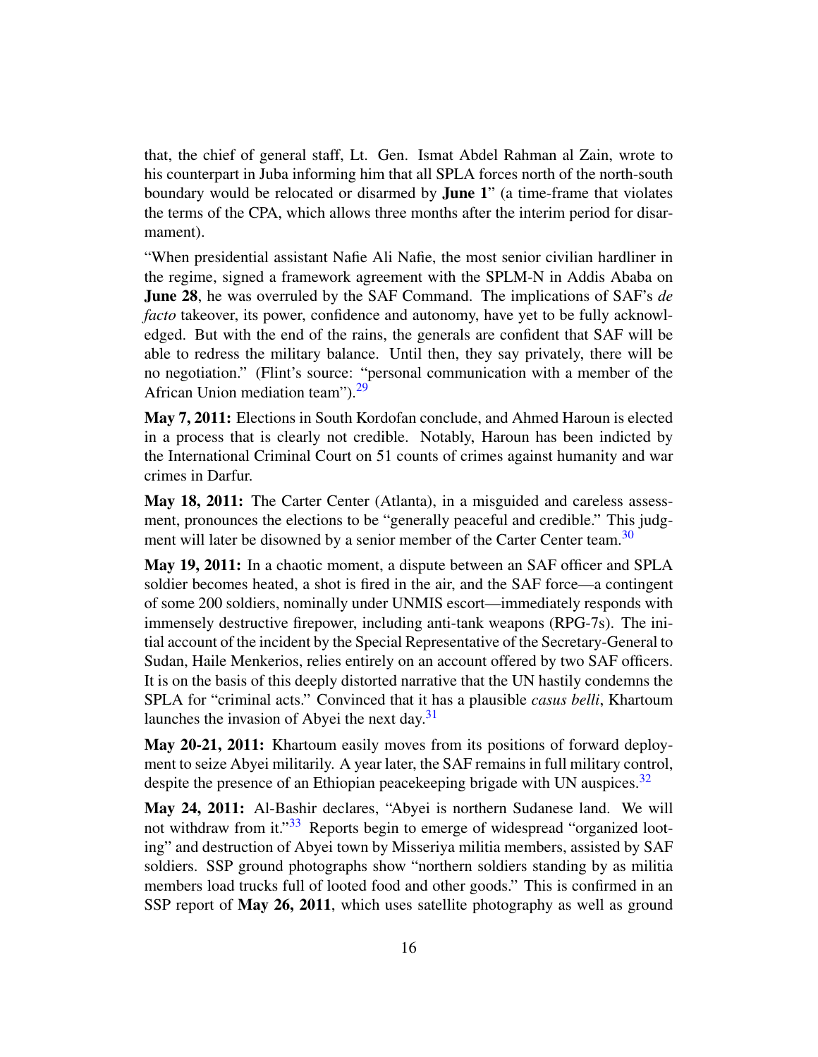that, the chief of general staff, Lt. Gen. Ismat Abdel Rahman al Zain, wrote to his counterpart in Juba informing him that all SPLA forces north of the north-south boundary would be relocated or disarmed by **June 1**" (a time-frame that violates the terms of the CPA, which allows three months after the interim period for disarmament).

"When presidential assistant Nafie Ali Nafie, the most senior civilian hardliner in the regime, signed a framework agreement with the SPLM-N in Addis Ababa on **June 28**, he was overruled by the SAF Command. The implications of SAF's *de facto* takeover, its power, confidence and autonomy, have yet to be fully acknowledged. But with the end of the rains, the generals are confident that SAF will be able to redress the military balance. Until then, they say privately, there will be no negotiation." (Flint's source: "personal communication with a member of the African Union mediation team").[29]

**May 7, 2011:** Elections in South Kordofan conclude, and Ahmed Haroun is elected in a process that is clearly not credible. Notably, Haroun has been indicted by the International Criminal Court on 51 counts of crimes against humanity and war crimes in Darfur.

**May 18, 2011:** The Carter Center (Atlanta), in a misguided and careless assessment, pronounces the elections to be "generally peaceful and credible." This judgment will later be disowned by a senior member of the Carter Center team.[30]

**May 19, 2011:** In a chaotic moment, a dispute between an SAF officer and SPLA soldier becomes heated, a shot is fired in the air, and the SAF force—a contingent of some 200 soldiers, nominally under UNMIS escort—immediately responds with immensely destructive firepower, including anti-tank weapons (RPG-7s). The initial account of the incident by the Special Representative of the Secretary-General to Sudan, Haile Menkerios, relies entirely on an account offered by two SAF officers. It is on the basis of this deeply distorted narrative that the UN hastily condemns the SPLA for "criminal acts." Convinced that it has a plausible *casus belli*, Khartoum launches the invasion of Abyei the next day.[31]

**May 20-21, 2011:** Khartoum easily moves from its positions of forward deployment to seize Abyei militarily. A year later, the SAF remains in full military control, despite the presence of an Ethiopian peacekeeping brigade with UN auspices.[32]

**May 24, 2011:** Al-Bashir declares, "Abyei is northern Sudanese land. We will not withdraw from it."[33] Reports begin to emerge of widespread "organized looting" and destruction of Abyei town by Misseriya militia members, assisted by SAF soldiers. SSP ground photographs show "northern soldiers standing by as militia members load trucks full of looted food and other goods." This is confirmed in an SSP report of **May 26, 2011**, which uses satellite photography as well as ground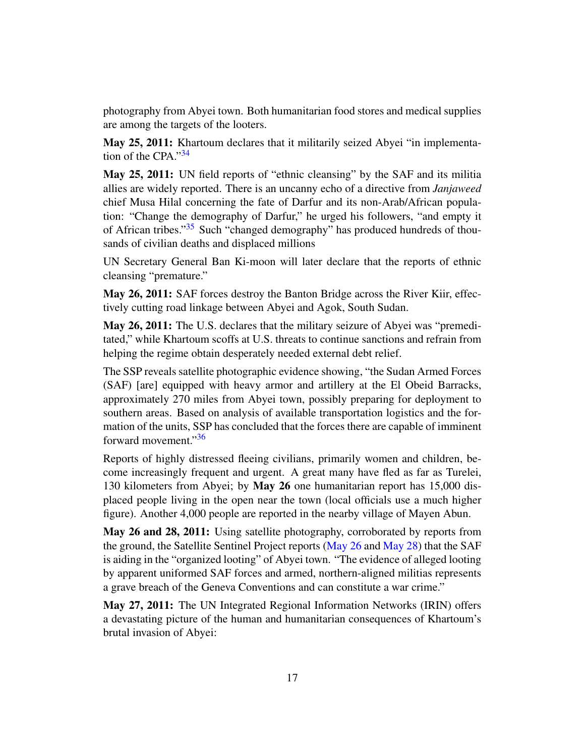photography from Abyei town. Both humanitarian food stores and medical supplies are among the targets of the looters.

**May 25, 2011:** Khartoum declares that it militarily seized Abyei "in implementation of the CPA."[34]

**May 25, 2011:** UN field reports of "ethnic cleansing" by the SAF and its militia allies are widely reported. There is an uncanny echo of a directive from *Janjaweed* chief Musa Hilal concerning the fate of Darfur and its non-Arab/African population: "Change the demography of Darfur," he urged his followers, "and empty it of African tribes."[35] Such "changed demography" has produced hundreds of thousands of civilian deaths and displaced millions

UN Secretary General Ban Ki-moon will later declare that the reports of ethnic cleansing "premature."

**May 26, 2011:** SAF forces destroy the Banton Bridge across the River Kiir, effectively cutting road linkage between Abyei and Agok, South Sudan.

**May 26, 2011:** The U.S. declares that the military seizure of Abyei was "premeditated," while Khartoum scoffs at U.S. threats to continue sanctions and refrain from helping the regime obtain desperately needed external debt relief.

The SSP reveals satellite photographic evidence showing, "the Sudan Armed Forces (SAF) [are] equipped with heavy armor and artillery at the El Obeid Barracks, approximately 270 miles from Abyei town, possibly preparing for deployment to southern areas. Based on analysis of available transportation logistics and the formation of the units, SSP has concluded that the forces there are capable of imminent forward movement."[36]

Reports of highly distressed fleeing civilians, primarily women and children, become increasingly frequent and urgent. A great many have fled as far as Turelei, 130 kilometers from Abyei; by **May 26** one humanitarian report has 15,000 displaced people living in the open near the town (local officials use a much higher figure). Another 4,000 people are reported in the nearby village of Mayen Abun.

**May 26 and 28, 2011:** Using satellite photography, corroborated by reports from the ground, the Satellite Sentinel Project reports (May 26 and May 28) that the SAF is aiding in the "organized looting" of Abyei town. "The evidence of alleged looting by apparent uniformed SAF forces and armed, northern-aligned militias represents a grave breach of the Geneva Conventions and can constitute a war crime."

**May 27, 2011:** The UN Integrated Regional Information Networks (IRIN) offers a devastating picture of the human and humanitarian consequences of Khartoum's brutal invasion of Abyei: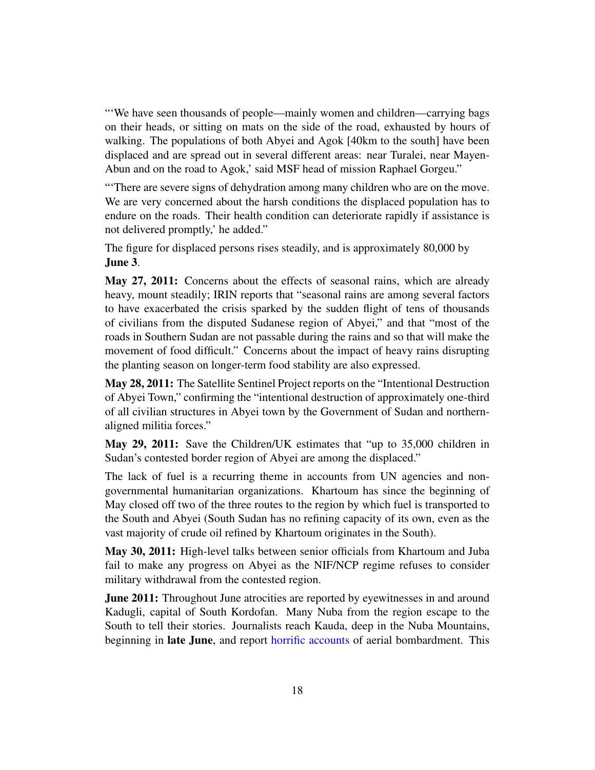"'We have seen thousands of people—mainly women and children—carrying bags on their heads, or sitting on mats on the side of the road, exhausted by hours of walking. The populations of both Abyei and Agok [40km to the south] have been displaced and are spread out in several different areas: near Turalei, near Mayen-Abun and on the road to Agok,' said MSF head of mission Raphael Gorgeu."

"'There are severe signs of dehydration among many children who are on the move. We are very concerned about the harsh conditions the displaced population has to endure on the roads. Their health condition can deteriorate rapidly if assistance is not delivered promptly,' he added."

The figure for displaced persons rises steadily, and is approximately 80,000 by **June 3**.

**May 27, 2011:** Concerns about the effects of seasonal rains, which are already heavy, mount steadily; IRIN reports that "seasonal rains are among several factors to have exacerbated the crisis sparked by the sudden flight of tens of thousands of civilians from the disputed Sudanese region of Abyei," and that "most of the roads in Southern Sudan are not passable during the rains and so that will make the movement of food difficult." Concerns about the impact of heavy rains disrupting the planting season on longer-term food stability are also expressed.

**May 28, 2011:** The Satellite Sentinel Project reports on the "Intentional Destruction of Abyei Town," confirming the "intentional destruction of approximately one-third of all civilian structures in Abyei town by the Government of Sudan and northern-aligned militia forces."

**May 29, 2011:** Save the Children/UK estimates that "up to 35,000 children in Sudan's contested border region of Abyei are among the displaced."

The lack of fuel is a recurring theme in accounts from UN agencies and non-governmental humanitarian organizations. Khartoum has since the beginning of May closed off two of the three routes to the region by which fuel is transported to the South and Abyei (South Sudan has no refining capacity of its own, even as the vast majority of crude oil refined by Khartoum originates in the South).

**May 30, 2011:** High-level talks between senior officials from Khartoum and Juba fail to make any progress on Abyei as the NIF/NCP regime refuses to consider military withdrawal from the contested region.

**June 2011:** Throughout June atrocities are reported by eyewitnesses in and around Kadugli, capital of South Kordofan. Many Nuba from the region escape to the South to tell their stories. Journalists reach Kauda, deep in the Nuba Mountains, beginning in **late June**, and report horrific accounts of aerial bombardment. This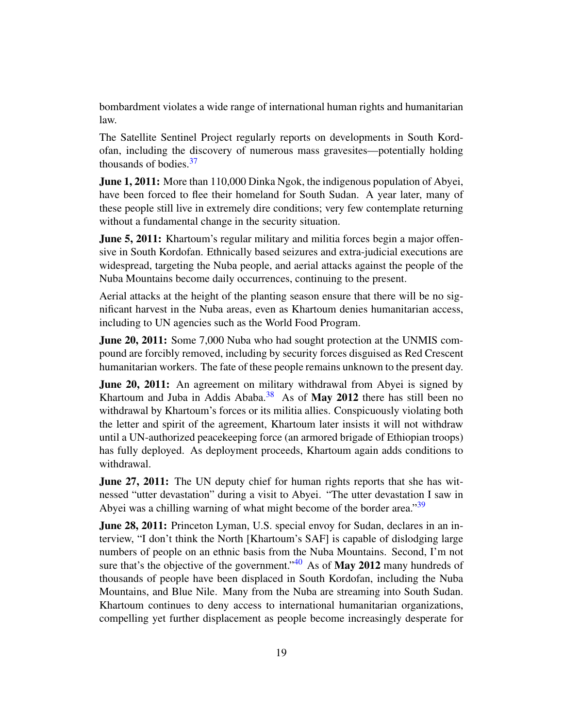bombardment violates a wide range of international human rights and humanitarian law.

The Satellite Sentinel Project regularly reports on developments in South Kordofan, including the discovery of numerous mass gravesites—potentially holding thousands of bodies.[37]

**June 1, 2011:** More than 110,000 Dinka Ngok, the indigenous population of Abyei, have been forced to flee their homeland for South Sudan. A year later, many of these people still live in extremely dire conditions; very few contemplate returning without a fundamental change in the security situation.

**June 5, 2011:** Khartoum's regular military and militia forces begin a major offensive in South Kordofan. Ethnically based seizures and extra-judicial executions are widespread, targeting the Nuba people, and aerial attacks against the people of the Nuba Mountains become daily occurrences, continuing to the present.

Aerial attacks at the height of the planting season ensure that there will be no significant harvest in the Nuba areas, even as Khartoum denies humanitarian access, including to UN agencies such as the World Food Program.

**June 20, 2011:** Some 7,000 Nuba who had sought protection at the UNMIS compound are forcibly removed, including by security forces disguised as Red Crescent humanitarian workers. The fate of these people remains unknown to the present day.

**June 20, 2011:** An agreement on military withdrawal from Abyei is signed by Khartoum and Juba in Addis Ababa.[38] As of **May 2012** there has still been no withdrawal by Khartoum's forces or its militia allies. Conspicuously violating both the letter and spirit of the agreement, Khartoum later insists it will not withdraw until a UN-authorized peacekeeping force (an armored brigade of Ethiopian troops) has fully deployed. As deployment proceeds, Khartoum again adds conditions to withdrawal.

**June 27, 2011:** The UN deputy chief for human rights reports that she has witnessed "utter devastation" during a visit to Abyei. "The utter devastation I saw in Abyei was a chilling warning of what might become of the border area."[39]

**June 28, 2011:** Princeton Lyman, U.S. special envoy for Sudan, declares in an interview, "I don't think the North [Khartoum's SAF] is capable of dislodging large numbers of people on an ethnic basis from the Nuba Mountains. Second, I'm not sure that's the objective of the government."[40] As of **May 2012** many hundreds of thousands of people have been displaced in South Kordofan, including the Nuba Mountains, and Blue Nile. Many from the Nuba are streaming into South Sudan. Khartoum continues to deny access to international humanitarian organizations, compelling yet further displacement as people become increasingly desperate for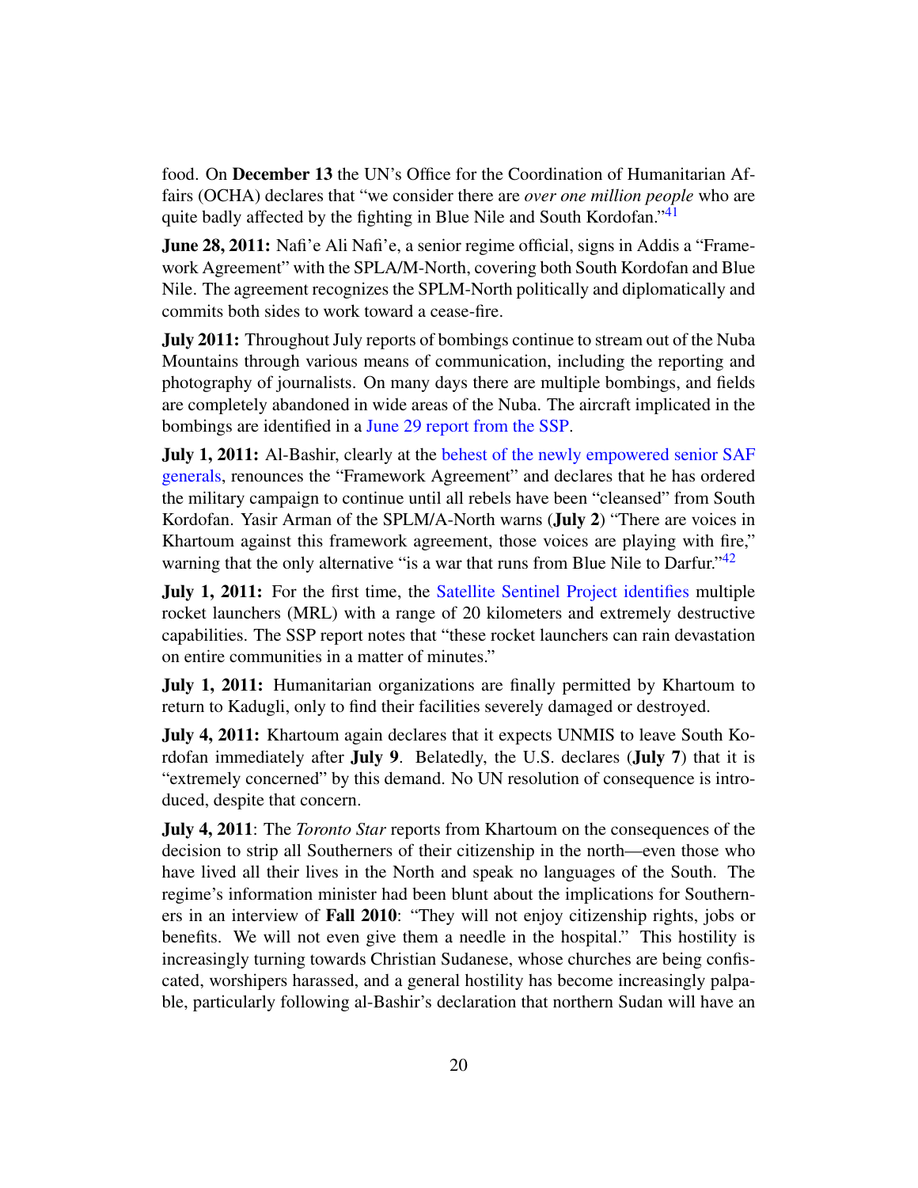food. On **December 13** the UN's Office for the Coordination of Humanitarian Affairs (OCHA) declares that "we consider there are *over one million people* who are quite badly affected by the fighting in Blue Nile and South Kordofan."[41]

**June 28, 2011:** Nafi'e Ali Nafi'e, a senior regime official, signs in Addis a "Framework Agreement" with the SPLA/M-North, covering both South Kordofan and Blue Nile. The agreement recognizes the SPLM-North politically and diplomatically and commits both sides to work toward a cease-fire.

**July 2011:** Throughout July reports of bombings continue to stream out of the Nuba Mountains through various means of communication, including the reporting and photography of journalists. On many days there are multiple bombings, and fields are completely abandoned in wide areas of the Nuba. The aircraft implicated in the bombings are identified in a June 29 report from the SSP.

**July 1, 2011:** Al-Bashir, clearly at the behest of the newly empowered senior SAF generals, renounces the "Framework Agreement" and declares that he has ordered the military campaign to continue until all rebels have been "cleansed" from South Kordofan. Yasir Arman of the SPLM/A-North warns (**July 2**) "There are voices in Khartoum against this framework agreement, those voices are playing with fire," warning that the only alternative "is a war that runs from Blue Nile to Darfur."[42]

**July 1, 2011:** For the first time, the Satellite Sentinel Project identifies multiple rocket launchers (MRL) with a range of 20 kilometers and extremely destructive capabilities. The SSP report notes that "these rocket launchers can rain devastation on entire communities in a matter of minutes."

**July 1, 2011:** Humanitarian organizations are finally permitted by Khartoum to return to Kadugli, only to find their facilities severely damaged or destroyed.

**July 4, 2011:** Khartoum again declares that it expects UNMIS to leave South Kordofan immediately after **July 9**. Belatedly, the U.S. declares (**July 7**) that it is "extremely concerned" by this demand. No UN resolution of consequence is introduced, despite that concern.

**July 4, 2011**: The *Toronto Star* reports from Khartoum on the consequences of the decision to strip all Southerners of their citizenship in the north—even those who have lived all their lives in the North and speak no languages of the South. The regime's information minister had been blunt about the implications for Southerners in an interview of **Fall 2010**: "They will not enjoy citizenship rights, jobs or benefits. We will not even give them a needle in the hospital." This hostility is increasingly turning towards Christian Sudanese, whose churches are being confiscated, worshipers harassed, and a general hostility has become increasingly palpable, particularly following al-Bashir's declaration that northern Sudan will have an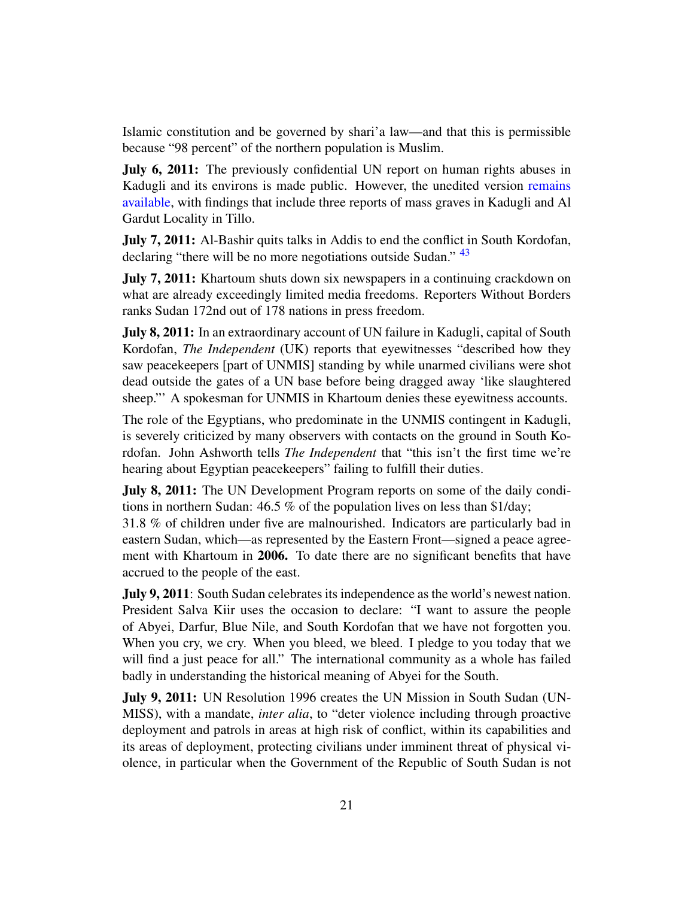Islamic constitution and be governed by shari'a law—and that this is permissible because "98 percent" of the northern population is Muslim.

**July 6, 2011:** The previously confidential UN report on human rights abuses in Kadugli and its environs is made public. However, the unedited version remains available, with findings that include three reports of mass graves in Kadugli and Al Gardut Locality in Tillo.

**July 7, 2011:** Al-Bashir quits talks in Addis to end the conflict in South Kordofan, declaring "there will be no more negotiations outside Sudan." [43]

**July 7, 2011:** Khartoum shuts down six newspapers in a continuing crackdown on what are already exceedingly limited media freedoms. Reporters Without Borders ranks Sudan 172nd out of 178 nations in press freedom.

**July 8, 2011:** In an extraordinary account of UN failure in Kadugli, capital of South Kordofan, *The Independent* (UK) reports that eyewitnesses "described how they saw peacekeepers [part of UNMIS] standing by while unarmed civilians were shot dead outside the gates of a UN base before being dragged away 'like slaughtered sheep."' A spokesman for UNMIS in Khartoum denies these eyewitness accounts.

The role of the Egyptians, who predominate in the UNMIS contingent in Kadugli, is severely criticized by many observers with contacts on the ground in South Kordofan. John Ashworth tells *The Independent* that "this isn't the first time we're hearing about Egyptian peacekeepers" failing to fulfill their duties.

**July 8, 2011:** The UN Development Program reports on some of the daily conditions in northern Sudan: 46.5 % of the population lives on less than $1/day; 31.8 % of children under five are malnourished. Indicators are particularly bad in eastern Sudan, which—as represented by the Eastern Front—signed a peace agreement with Khartoum in **2006.** To date there are no significant benefits that have accrued to the people of the east.

**July 9, 2011**: South Sudan celebrates its independence as the world's newest nation. President Salva Kiir uses the occasion to declare: "I want to assure the people of Abyei, Darfur, Blue Nile, and South Kordofan that we have not forgotten you. When you cry, we cry. When you bleed, we bleed. I pledge to you today that we will find a just peace for all." The international community as a whole has failed badly in understanding the historical meaning of Abyei for the South.

**July 9, 2011:** UN Resolution 1996 creates the UN Mission in South Sudan (UNMISS), with a mandate, *inter alia*, to "deter violence including through proactive deployment and patrols in areas at high risk of conflict, within its capabilities and its areas of deployment, protecting civilians under imminent threat of physical violence, in particular when the Government of the Republic of South Sudan is not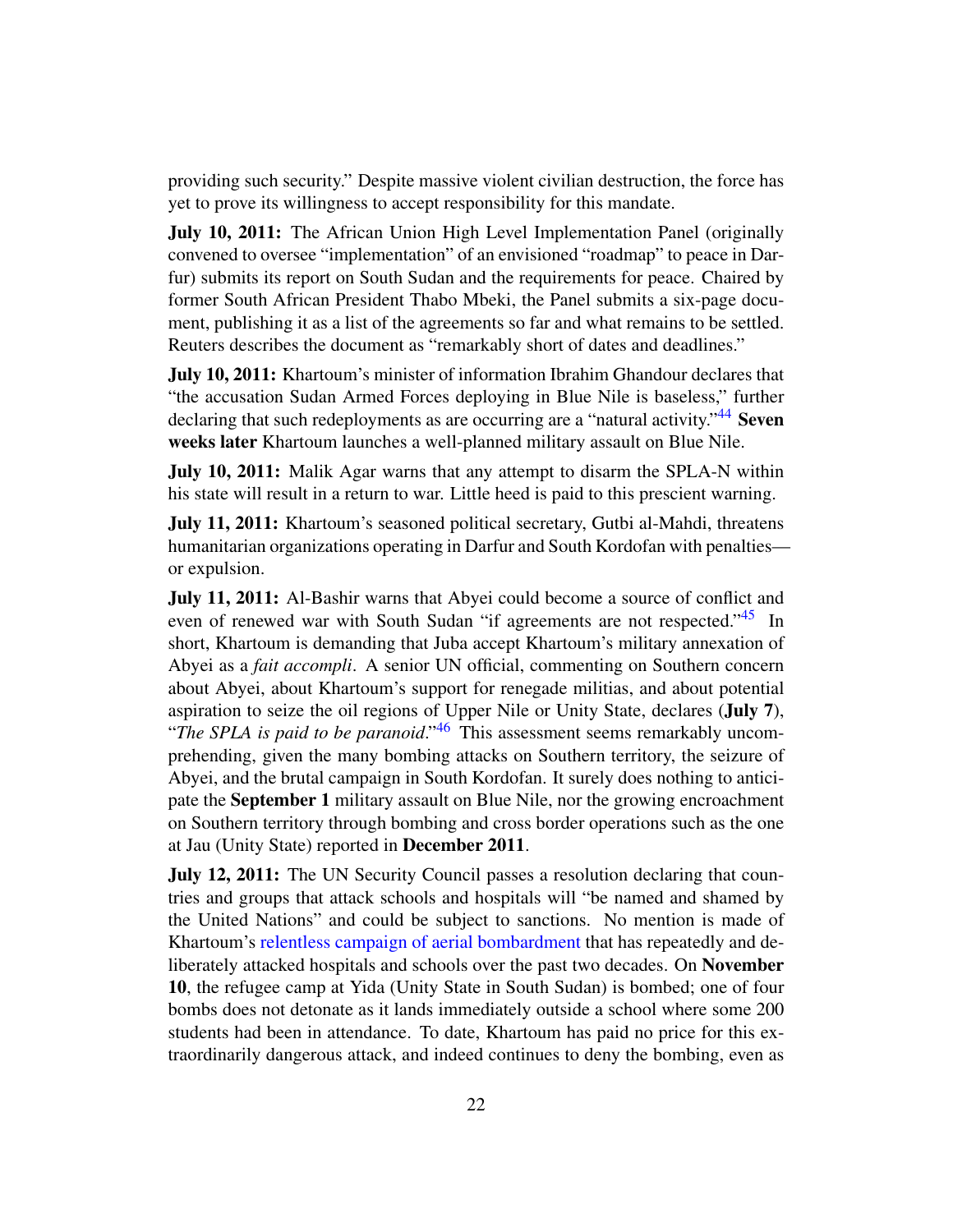providing such security." Despite massive violent civilian destruction, the force has yet to prove its willingness to accept responsibility for this mandate.

**July 10, 2011:** The African Union High Level Implementation Panel (originally convened to oversee "implementation" of an envisioned "roadmap" to peace in Darfur) submits its report on South Sudan and the requirements for peace. Chaired by former South African President Thabo Mbeki, the Panel submits a six-page document, publishing it as a list of the agreements so far and what remains to be settled. Reuters describes the document as "remarkably short of dates and deadlines."

**July 10, 2011:** Khartoum's minister of information Ibrahim Ghandour declares that "the accusation Sudan Armed Forces deploying in Blue Nile is baseless," further declaring that such redeployments as are occurring are a "natural activity."[44] **Seven weeks later** Khartoum launches a well-planned military assault on Blue Nile.

**July 10, 2011:** Malik Agar warns that any attempt to disarm the SPLA-N within his state will result in a return to war. Little heed is paid to this prescient warning.

**July 11, 2011:** Khartoum's seasoned political secretary, Gutbi al-Mahdi, threatens humanitarian organizations operating in Darfur and South Kordofan with penalties—or expulsion.

**July 11, 2011:** Al-Bashir warns that Abyei could become a source of conflict and even of renewed war with South Sudan "if agreements are not respected."[45] In short, Khartoum is demanding that Juba accept Khartoum's military annexation of Abyei as a *fait accompli*. A senior UN official, commenting on Southern concern about Abyei, about Khartoum's support for renegade militias, and about potential aspiration to seize the oil regions of Upper Nile or Unity State, declares (**July 7**), "*The SPLA is paid to be paranoid*."[46] This assessment seems remarkably uncomprehending, given the many bombing attacks on Southern territory, the seizure of Abyei, and the brutal campaign in South Kordofan. It surely does nothing to anticipate the **September 1** military assault on Blue Nile, nor the growing encroachment on Southern territory through bombing and cross border operations such as the one at Jau (Unity State) reported in **December 2011**.

**July 12, 2011:** The UN Security Council passes a resolution declaring that countries and groups that attack schools and hospitals will "be named and shamed by the United Nations" and could be subject to sanctions. No mention is made of Khartoum's relentless campaign of aerial bombardment that has repeatedly and deliberately attacked hospitals and schools over the past two decades. On **November 10**, the refugee camp at Yida (Unity State in South Sudan) is bombed; one of four bombs does not detonate as it lands immediately outside a school where some 200 students had been in attendance. To date, Khartoum has paid no price for this extraordinarily dangerous attack, and indeed continues to deny the bombing, even as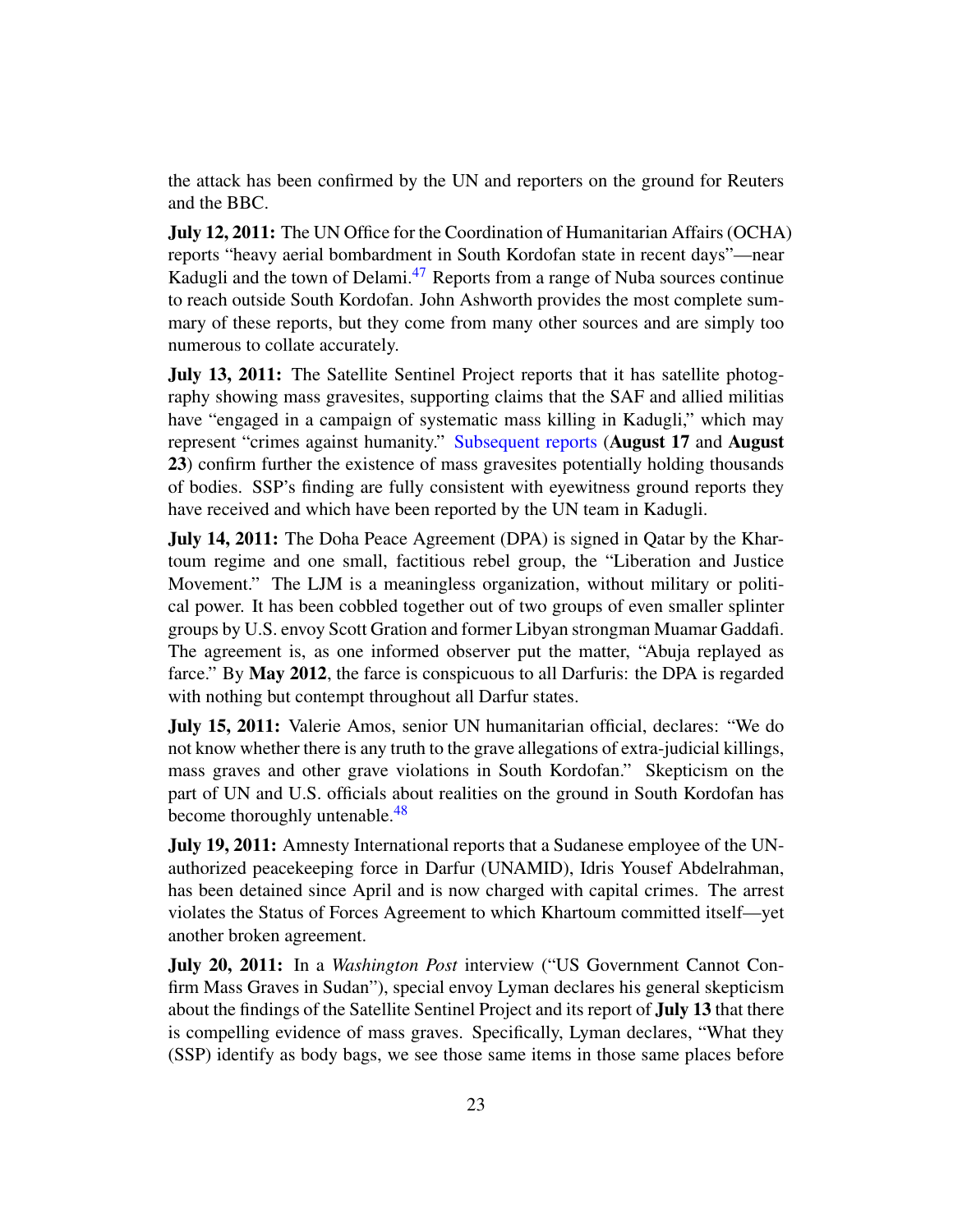the attack has been confirmed by the UN and reporters on the ground for Reuters and the BBC.

**July 12, 2011:** The UN Office for the Coordination of Humanitarian Affairs (OCHA) reports "heavy aerial bombardment in South Kordofan state in recent days"—near Kadugli and the town of Delami.[47] Reports from a range of Nuba sources continue to reach outside South Kordofan. John Ashworth provides the most complete summary of these reports, but they come from many other sources and are simply too numerous to collate accurately.

**July 13, 2011:** The Satellite Sentinel Project reports that it has satellite photography showing mass gravesites, supporting claims that the SAF and allied militias have "engaged in a campaign of systematic mass killing in Kadugli," which may represent "crimes against humanity." Subsequent reports (**August 17** and **August 23**) confirm further the existence of mass gravesites potentially holding thousands of bodies. SSP's finding are fully consistent with eyewitness ground reports they have received and which have been reported by the UN team in Kadugli.

**July 14, 2011:** The Doha Peace Agreement (DPA) is signed in Qatar by the Khartoum regime and one small, factitious rebel group, the "Liberation and Justice Movement." The LJM is a meaningless organization, without military or political power. It has been cobbled together out of two groups of even smaller splinter groups by U.S. envoy Scott Gration and former Libyan strongman Muamar Gaddafi. The agreement is, as one informed observer put the matter, "Abuja replayed as farce." By **May 2012**, the farce is conspicuous to all Darfuris: the DPA is regarded with nothing but contempt throughout all Darfur states.

**July 15, 2011:** Valerie Amos, senior UN humanitarian official, declares: "We do not know whether there is any truth to the grave allegations of extra-judicial killings, mass graves and other grave violations in South Kordofan." Skepticism on the part of UN and U.S. officials about realities on the ground in South Kordofan has become thoroughly untenable.[48]

**July 19, 2011:** Amnesty International reports that a Sudanese employee of the UN-authorized peacekeeping force in Darfur (UNAMID), Idris Yousef Abdelrahman, has been detained since April and is now charged with capital crimes. The arrest violates the Status of Forces Agreement to which Khartoum committed itself—yet another broken agreement.

**July 20, 2011:** In a *Washington Post* interview ("US Government Cannot Confirm Mass Graves in Sudan"), special envoy Lyman declares his general skepticism about the findings of the Satellite Sentinel Project and its report of **July 13** that there is compelling evidence of mass graves. Specifically, Lyman declares, "What they (SSP) identify as body bags, we see those same items in those same places before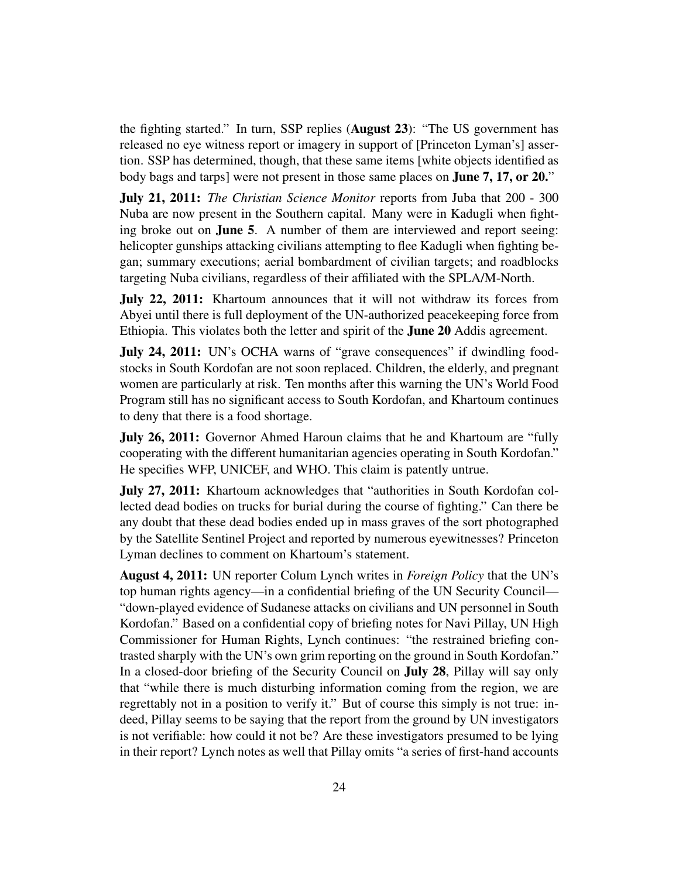the fighting started." In turn, SSP replies (**August 23**): "The US government has released no eye witness report or imagery in support of [Princeton Lyman's] assertion. SSP has determined, though, that these same items [white objects identified as body bags and tarps] were not present in those same places on **June 7, 17, or 20.**"

**July 21, 2011:** *The Christian Science Monitor* reports from Juba that 200 - 300 Nuba are now present in the Southern capital. Many were in Kadugli when fighting broke out on **June 5**. A number of them are interviewed and report seeing: helicopter gunships attacking civilians attempting to flee Kadugli when fighting began; summary executions; aerial bombardment of civilian targets; and roadblocks targeting Nuba civilians, regardless of their affiliated with the SPLA/M-North.

**July 22, 2011:** Khartoum announces that it will not withdraw its forces from Abyei until there is full deployment of the UN-authorized peacekeeping force from Ethiopia. This violates both the letter and spirit of the **June 20** Addis agreement.

**July 24, 2011:** UN's OCHA warns of "grave consequences" if dwindling foodstocks in South Kordofan are not soon replaced. Children, the elderly, and pregnant women are particularly at risk. Ten months after this warning the UN's World Food Program still has no significant access to South Kordofan, and Khartoum continues to deny that there is a food shortage.

**July 26, 2011:** Governor Ahmed Haroun claims that he and Khartoum are "fully cooperating with the different humanitarian agencies operating in South Kordofan." He specifies WFP, UNICEF, and WHO. This claim is patently untrue.

**July 27, 2011:** Khartoum acknowledges that "authorities in South Kordofan collected dead bodies on trucks for burial during the course of fighting." Can there be any doubt that these dead bodies ended up in mass graves of the sort photographed by the Satellite Sentinel Project and reported by numerous eyewitnesses? Princeton Lyman declines to comment on Khartoum's statement.

**August 4, 2011:** UN reporter Colum Lynch writes in *Foreign Policy* that the UN's top human rights agency—in a confidential briefing of the UN Security Council—"down-played evidence of Sudanese attacks on civilians and UN personnel in South Kordofan." Based on a confidential copy of briefing notes for Navi Pillay, UN High Commissioner for Human Rights, Lynch continues: "the restrained briefing contrasted sharply with the UN's own grim reporting on the ground in South Kordofan." In a closed-door briefing of the Security Council on **July 28**, Pillay will say only that "while there is much disturbing information coming from the region, we are regrettably not in a position to verify it." But of course this simply is not true: indeed, Pillay seems to be saying that the report from the ground by UN investigators is not verifiable: how could it not be? Are these investigators presumed to be lying in their report? Lynch notes as well that Pillay omits "a series of first-hand accounts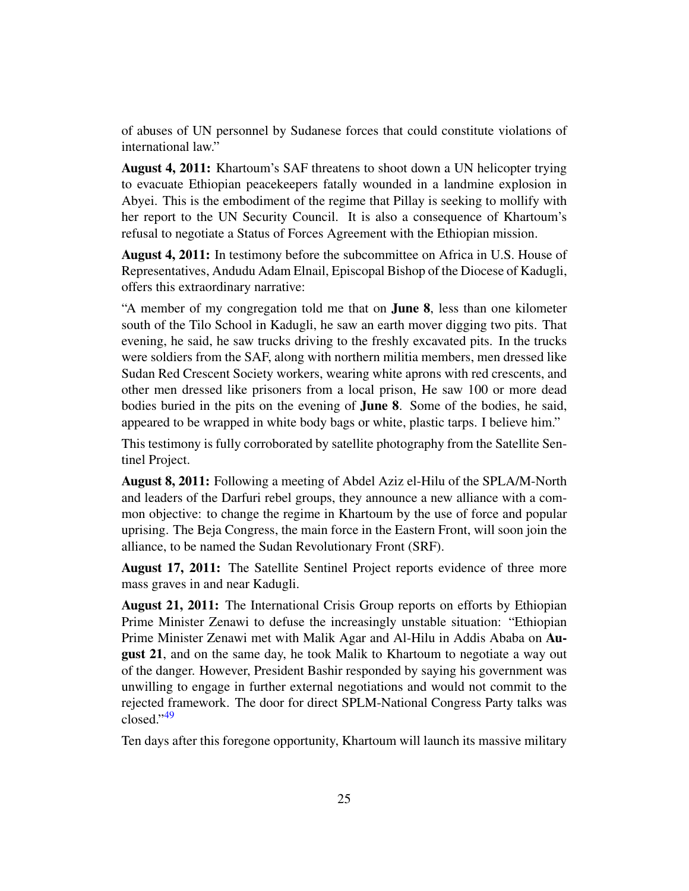of abuses of UN personnel by Sudanese forces that could constitute violations of international law."

**August 4, 2011:** Khartoum's SAF threatens to shoot down a UN helicopter trying to evacuate Ethiopian peacekeepers fatally wounded in a landmine explosion in Abyei. This is the embodiment of the regime that Pillay is seeking to mollify with her report to the UN Security Council. It is also a consequence of Khartoum's refusal to negotiate a Status of Forces Agreement with the Ethiopian mission.

**August 4, 2011:** In testimony before the subcommittee on Africa in U.S. House of Representatives, Andudu Adam Elnail, Episcopal Bishop of the Diocese of Kadugli, offers this extraordinary narrative:

"A member of my congregation told me that on **June 8**, less than one kilometer south of the Tilo School in Kadugli, he saw an earth mover digging two pits. That evening, he said, he saw trucks driving to the freshly excavated pits. In the trucks were soldiers from the SAF, along with northern militia members, men dressed like Sudan Red Crescent Society workers, wearing white aprons with red crescents, and other men dressed like prisoners from a local prison, He saw 100 or more dead bodies buried in the pits on the evening of **June 8**. Some of the bodies, he said, appeared to be wrapped in white body bags or white, plastic tarps. I believe him."

This testimony is fully corroborated by satellite photography from the Satellite Sentinel Project.

**August 8, 2011:** Following a meeting of Abdel Aziz el-Hilu of the SPLA/M-North and leaders of the Darfuri rebel groups, they announce a new alliance with a common objective: to change the regime in Khartoum by the use of force and popular uprising. The Beja Congress, the main force in the Eastern Front, will soon join the alliance, to be named the Sudan Revolutionary Front (SRF).

**August 17, 2011:** The Satellite Sentinel Project reports evidence of three more mass graves in and near Kadugli.

**August 21, 2011:** The International Crisis Group reports on efforts by Ethiopian Prime Minister Zenawi to defuse the increasingly unstable situation: "Ethiopian Prime Minister Zenawi met with Malik Agar and Al-Hilu in Addis Ababa on **August 21**, and on the same day, he took Malik to Khartoum to negotiate a way out of the danger. However, President Bashir responded by saying his government was unwilling to engage in further external negotiations and would not commit to the rejected framework. The door for direct SPLM-National Congress Party talks was closed."[49]

Ten days after this foregone opportunity, Khartoum will launch its massive military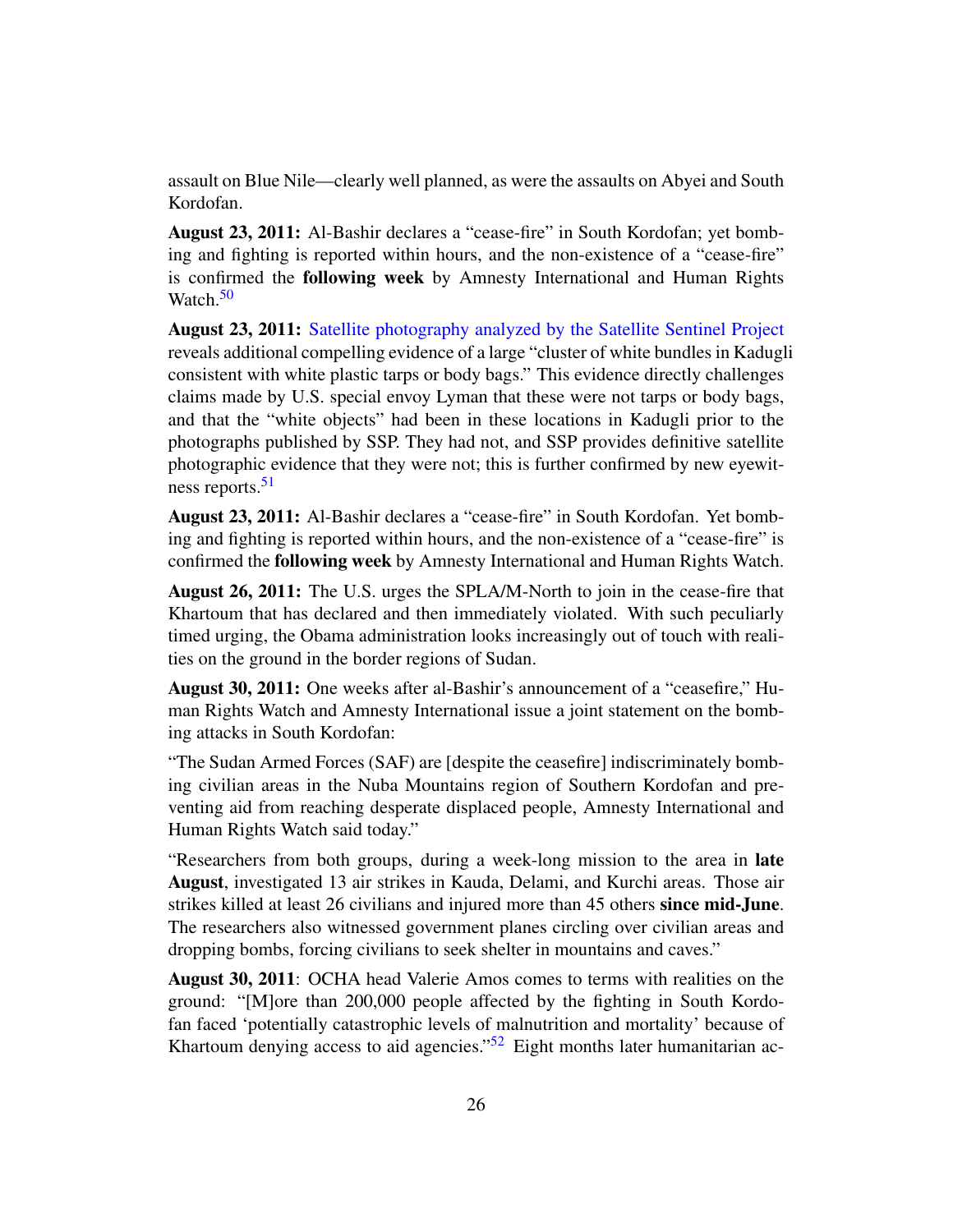assault on Blue Nile—clearly well planned, as were the assaults on Abyei and South Kordofan.

**August 23, 2011:** Al-Bashir declares a "cease-fire" in South Kordofan; yet bombing and fighting is reported within hours, and the non-existence of a "cease-fire" is confirmed the **following week** by Amnesty International and Human Rights Watch.[50]

**August 23, 2011:** Satellite photography analyzed by the Satellite Sentinel Project reveals additional compelling evidence of a large "cluster of white bundles in Kadugli consistent with white plastic tarps or body bags." This evidence directly challenges claims made by U.S. special envoy Lyman that these were not tarps or body bags, and that the "white objects" had been in these locations in Kadugli prior to the photographs published by SSP. They had not, and SSP provides definitive satellite photographic evidence that they were not; this is further confirmed by new eyewitness reports.[51]

**August 23, 2011:** Al-Bashir declares a "cease-fire" in South Kordofan. Yet bombing and fighting is reported within hours, and the non-existence of a "cease-fire" is confirmed the **following week** by Amnesty International and Human Rights Watch.

**August 26, 2011:** The U.S. urges the SPLA/M-North to join in the cease-fire that Khartoum that has declared and then immediately violated. With such peculiarly timed urging, the Obama administration looks increasingly out of touch with realities on the ground in the border regions of Sudan.

**August 30, 2011:** One weeks after al-Bashir's announcement of a "ceasefire," Human Rights Watch and Amnesty International issue a joint statement on the bombing attacks in South Kordofan:

"The Sudan Armed Forces (SAF) are [despite the ceasefire] indiscriminately bombing civilian areas in the Nuba Mountains region of Southern Kordofan and preventing aid from reaching desperate displaced people, Amnesty International and Human Rights Watch said today."

"Researchers from both groups, during a week-long mission to the area in **late August**, investigated 13 air strikes in Kauda, Delami, and Kurchi areas. Those air strikes killed at least 26 civilians and injured more than 45 others **since mid-June**. The researchers also witnessed government planes circling over civilian areas and dropping bombs, forcing civilians to seek shelter in mountains and caves."

**August 30, 2011**: OCHA head Valerie Amos comes to terms with realities on the ground: "[M]ore than 200,000 people affected by the fighting in South Kordofan faced 'potentially catastrophic levels of malnutrition and mortality' because of Khartoum denying access to aid agencies."[52] Eight months later humanitarian ac-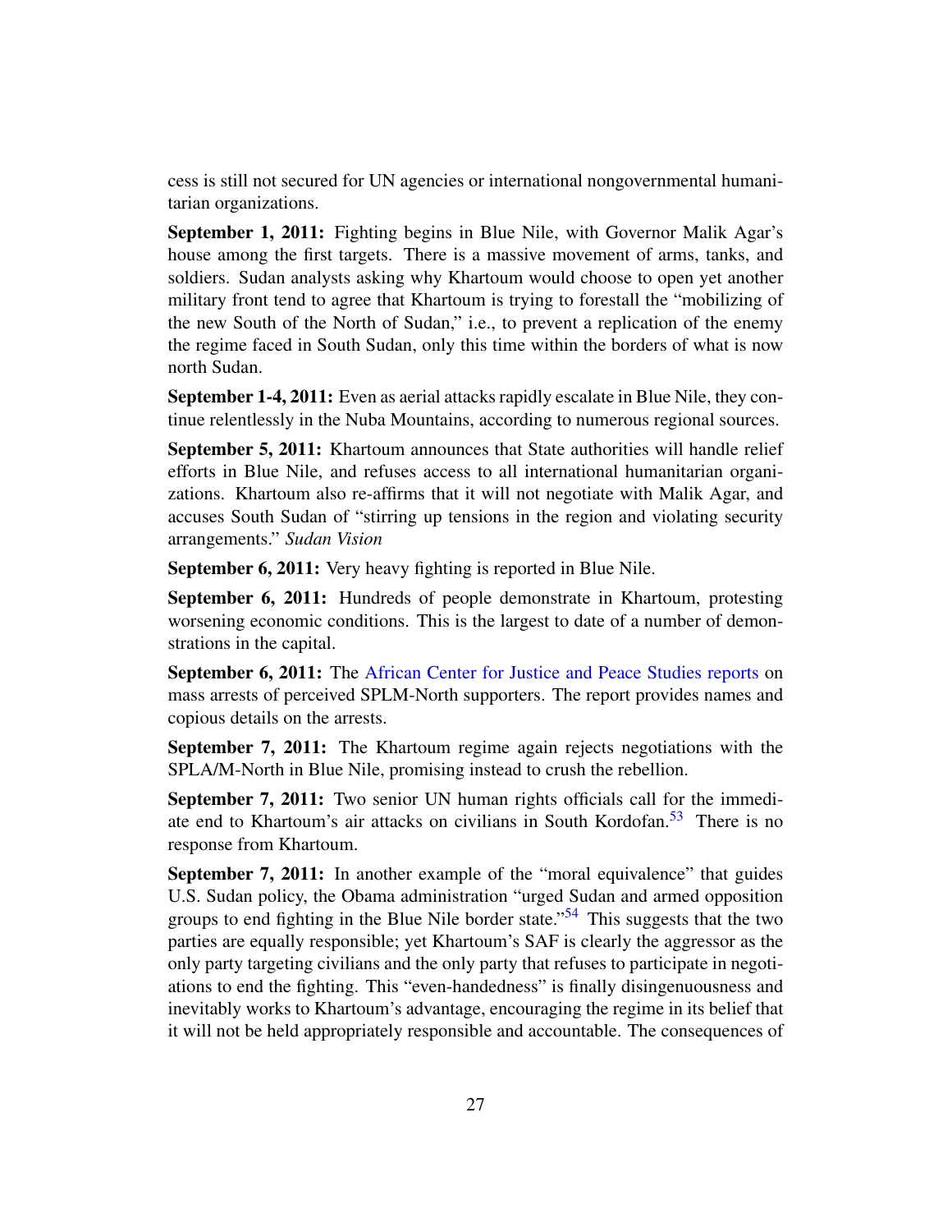cess is still not secured for UN agencies or international nongovernmental humanitarian organizations.

**September 1, 2011:** Fighting begins in Blue Nile, with Governor Malik Agar's house among the first targets. There is a massive movement of arms, tanks, and soldiers. Sudan analysts asking why Khartoum would choose to open yet another military front tend to agree that Khartoum is trying to forestall the "mobilizing of the new South of the North of Sudan," i.e., to prevent a replication of the enemy the regime faced in South Sudan, only this time within the borders of what is now north Sudan.

**September 1-4, 2011:** Even as aerial attacks rapidly escalate in Blue Nile, they continue relentlessly in the Nuba Mountains, according to numerous regional sources.

**September 5, 2011:** Khartoum announces that State authorities will handle relief efforts in Blue Nile, and refuses access to all international humanitarian organizations. Khartoum also re-affirms that it will not negotiate with Malik Agar, and accuses South Sudan of "stirring up tensions in the region and violating security arrangements." ***Sudan Vision***

**September 6, 2011:** Very heavy fighting is reported in Blue Nile.

**September 6, 2011:** Hundreds of people demonstrate in Khartoum, protesting worsening economic conditions. This is the largest to date of a number of demonstrations in the capital.

**September 6, 2011:** The African Center for Justice and Peace Studies reports on mass arrests of perceived SPLM-North supporters. The report provides names and copious details on the arrests.

**September 7, 2011:** The Khartoum regime again rejects negotiations with the SPLA/M-North in Blue Nile, promising instead to crush the rebellion.

**September 7, 2011:** Two senior UN human rights officials call for the immediate end to Khartoum's air attacks on civilians in South Kordofan.[53] There is no response from Khartoum.

**September 7, 2011:** In another example of the "moral equivalence" that guides U.S. Sudan policy, the Obama administration "urged Sudan and armed opposition groups to end fighting in the Blue Nile border state."[54] This suggests that the two parties are equally responsible; yet Khartoum's SAF is clearly the aggressor as the only party targeting civilians and the only party that refuses to participate in negotiations to end the fighting. This "even-handedness" is finally disingenuousness and inevitably works to Khartoum's advantage, encouraging the regime in its belief that it will not be held appropriately responsible and accountable. The consequences of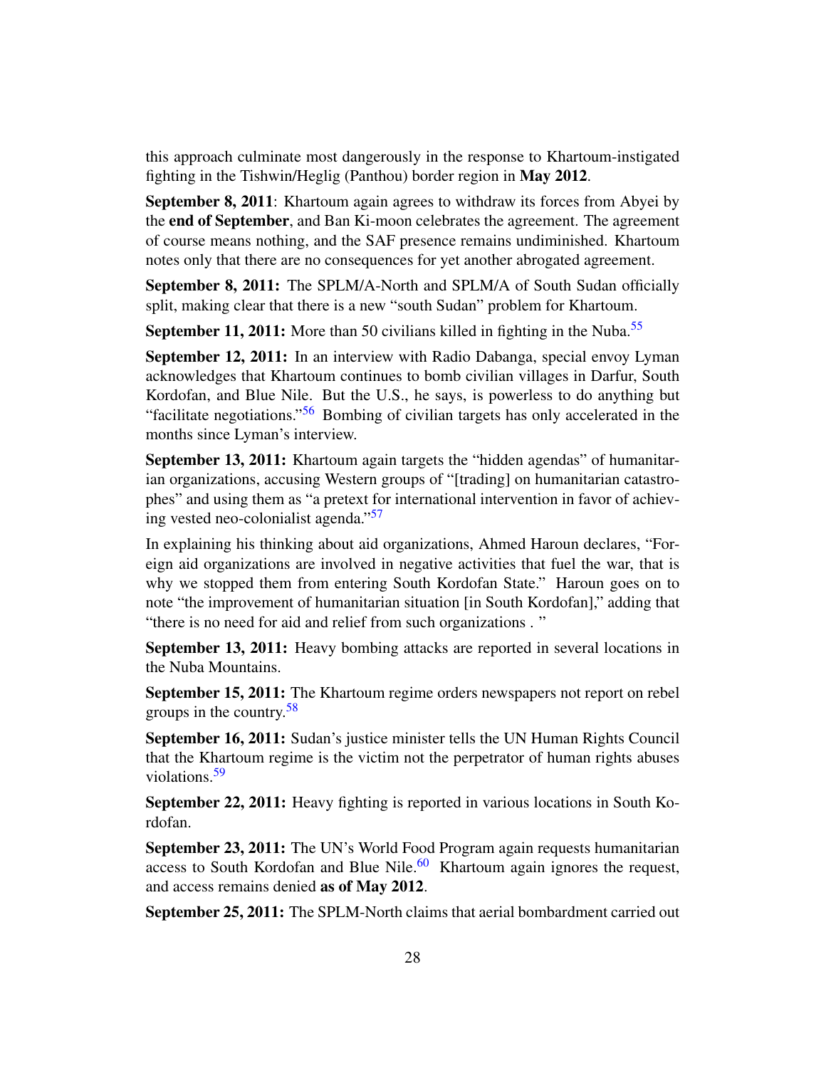this approach culminate most dangerously in the response to Khartoum-instigated fighting in the Tishwin/Heglig (Panthou) border region in **May 2012**.

**September 8, 2011**: Khartoum again agrees to withdraw its forces from Abyei by the **end of September**, and Ban Ki-moon celebrates the agreement. The agreement of course means nothing, and the SAF presence remains undiminished. Khartoum notes only that there are no consequences for yet another abrogated agreement.

**September 8, 2011:** The SPLM/A-North and SPLM/A of South Sudan officially split, making clear that there is a new "south Sudan" problem for Khartoum.

**September 11, 2011:** More than 50 civilians killed in fighting in the Nuba.[55]

**September 12, 2011:** In an interview with Radio Dabanga, special envoy Lyman acknowledges that Khartoum continues to bomb civilian villages in Darfur, South Kordofan, and Blue Nile. But the U.S., he says, is powerless to do anything but "facilitate negotiations."[56] Bombing of civilian targets has only accelerated in the months since Lyman's interview.

**September 13, 2011:** Khartoum again targets the "hidden agendas" of humanitarian organizations, accusing Western groups of "[trading] on humanitarian catastrophes" and using them as "a pretext for international intervention in favor of achieving vested neo-colonialist agenda."[57]

In explaining his thinking about aid organizations, Ahmed Haroun declares, "Foreign aid organizations are involved in negative activities that fuel the war, that is why we stopped them from entering South Kordofan State." Haroun goes on to note "the improvement of humanitarian situation [in South Kordofan]," adding that "there is no need for aid and relief from such organizations . "

**September 13, 2011:** Heavy bombing attacks are reported in several locations in the Nuba Mountains.

**September 15, 2011:** The Khartoum regime orders newspapers not report on rebel groups in the country.[58]

**September 16, 2011:** Sudan's justice minister tells the UN Human Rights Council that the Khartoum regime is the victim not the perpetrator of human rights abuses violations.[59]

**September 22, 2011:** Heavy fighting is reported in various locations in South Kordofan.

**September 23, 2011:** The UN's World Food Program again requests humanitarian access to South Kordofan and Blue Nile.[60] Khartoum again ignores the request, and access remains denied **as of May 2012**.

**September 25, 2011:** The SPLM-North claims that aerial bombardment carried out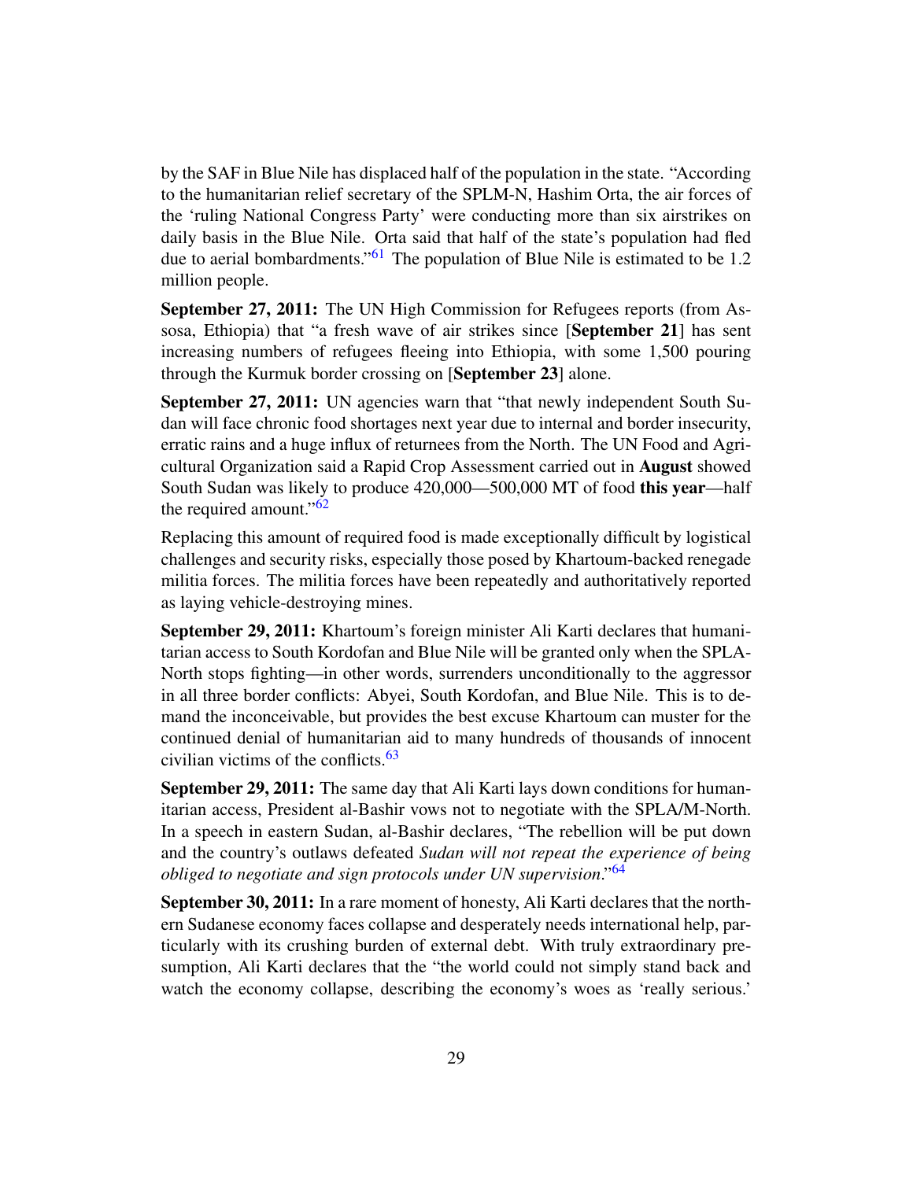by the SAF in Blue Nile has displaced half of the population in the state. "According to the humanitarian relief secretary of the SPLM-N, Hashim Orta, the air forces of the 'ruling National Congress Party' were conducting more than six airstrikes on daily basis in the Blue Nile. Orta said that half of the state's population had fled due to aerial bombardments."[61] The population of Blue Nile is estimated to be 1.2 million people.

**September 27, 2011:** The UN High Commission for Refugees reports (from Assosa, Ethiopia) that "a fresh wave of air strikes since [**September 21**] has sent increasing numbers of refugees fleeing into Ethiopia, with some 1,500 pouring through the Kurmuk border crossing on [**September 23**] alone.

**September 27, 2011:** UN agencies warn that "that newly independent South Sudan will face chronic food shortages next year due to internal and border insecurity, erratic rains and a huge influx of returnees from the North. The UN Food and Agricultural Organization said a Rapid Crop Assessment carried out in **August** showed South Sudan was likely to produce 420,000—500,000 MT of food **this year**—half the required amount."[62]

Replacing this amount of required food is made exceptionally difficult by logistical challenges and security risks, especially those posed by Khartoum-backed renegade militia forces. The militia forces have been repeatedly and authoritatively reported as laying vehicle-destroying mines.

**September 29, 2011:** Khartoum's foreign minister Ali Karti declares that humanitarian access to South Kordofan and Blue Nile will be granted only when the SPLA-North stops fighting—in other words, surrenders unconditionally to the aggressor in all three border conflicts: Abyei, South Kordofan, and Blue Nile. This is to demand the inconceivable, but provides the best excuse Khartoum can muster for the continued denial of humanitarian aid to many hundreds of thousands of innocent civilian victims of the conflicts.[63]

**September 29, 2011:** The same day that Ali Karti lays down conditions for humanitarian access, President al-Bashir vows not to negotiate with the SPLA/M-North. In a speech in eastern Sudan, al-Bashir declares, "The rebellion will be put down and the country's outlaws defeated *Sudan will not repeat the experience of being obliged to negotiate and sign protocols under UN supervision*."[64]

**September 30, 2011:** In a rare moment of honesty, Ali Karti declares that the northern Sudanese economy faces collapse and desperately needs international help, particularly with its crushing burden of external debt. With truly extraordinary presumption, Ali Karti declares that the "the world could not simply stand back and watch the economy collapse, describing the economy's woes as 'really serious.'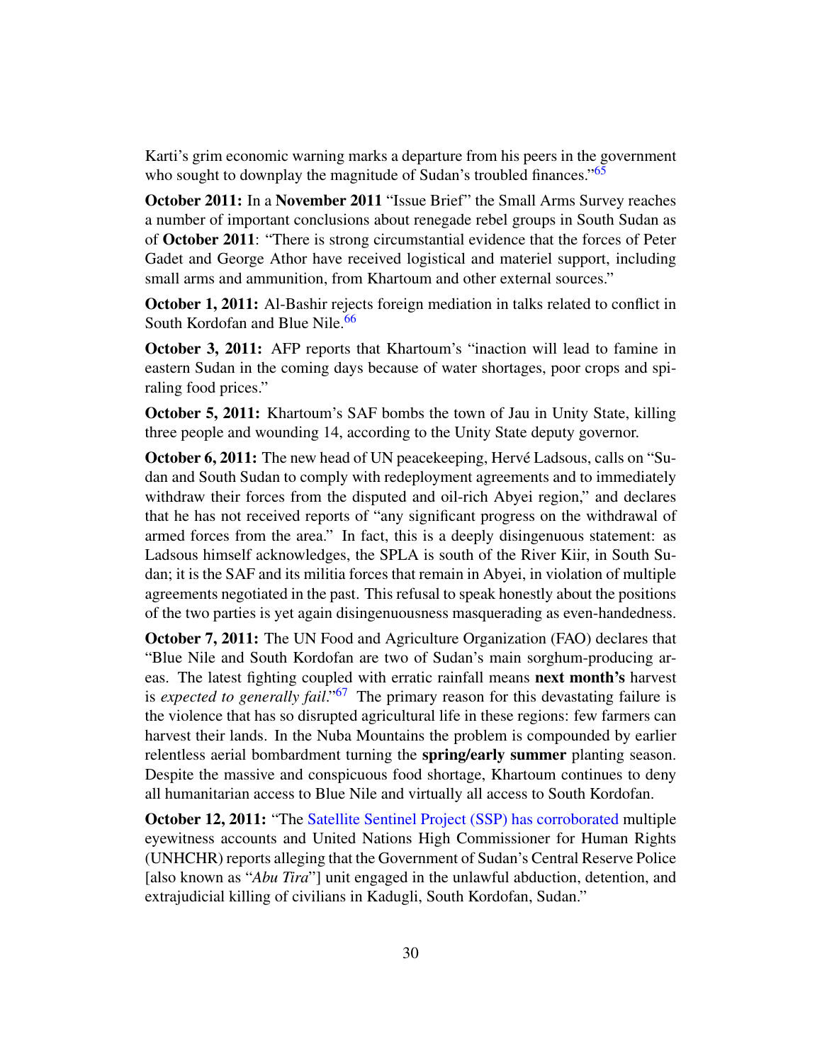Karti's grim economic warning marks a departure from his peers in the government who sought to downplay the magnitude of Sudan's troubled finances."[65]

**October 2011:** In a **November 2011** "Issue Brief" the Small Arms Survey reaches a number of important conclusions about renegade rebel groups in South Sudan as of **October 2011**: "There is strong circumstantial evidence that the forces of Peter Gadet and George Athor have received logistical and materiel support, including small arms and ammunition, from Khartoum and other external sources."

**October 1, 2011:** Al-Bashir rejects foreign mediation in talks related to conflict in South Kordofan and Blue Nile.[66]

**October 3, 2011:** AFP reports that Khartoum's "inaction will lead to famine in eastern Sudan in the coming days because of water shortages, poor crops and spiraling food prices."

**October 5, 2011:** Khartoum's SAF bombs the town of Jau in Unity State, killing three people and wounding 14, according to the Unity State deputy governor.

**October 6, 2011:** The new head of UN peacekeeping, Hervé Ladsous, calls on "Sudan and South Sudan to comply with redeployment agreements and to immediately withdraw their forces from the disputed and oil-rich Abyei region," and declares that he has not received reports of "any significant progress on the withdrawal of armed forces from the area." In fact, this is a deeply disingenuous statement: as Ladsous himself acknowledges, the SPLA is south of the River Kiir, in South Sudan; it is the SAF and its militia forces that remain in Abyei, in violation of multiple agreements negotiated in the past. This refusal to speak honestly about the positions of the two parties is yet again disingenuousness masquerading as even-handedness.

**October 7, 2011:** The UN Food and Agriculture Organization (FAO) declares that "Blue Nile and South Kordofan are two of Sudan's main sorghum-producing areas. The latest fighting coupled with erratic rainfall means **next month's** harvest is *expected to generally fail*."[67] The primary reason for this devastating failure is the violence that has so disrupted agricultural life in these regions: few farmers can harvest their lands. In the Nuba Mountains the problem is compounded by earlier relentless aerial bombardment turning the **spring/early summer** planting season. Despite the massive and conspicuous food shortage, Khartoum continues to deny all humanitarian access to Blue Nile and virtually all access to South Kordofan.

**October 12, 2011:** "The Satellite Sentinel Project (SSP) has corroborated multiple eyewitness accounts and United Nations High Commissioner for Human Rights (UNHCHR) reports alleging that the Government of Sudan's Central Reserve Police [also known as "*Abu Tira*"] unit engaged in the unlawful abduction, detention, and extrajudicial killing of civilians in Kadugli, South Kordofan, Sudan."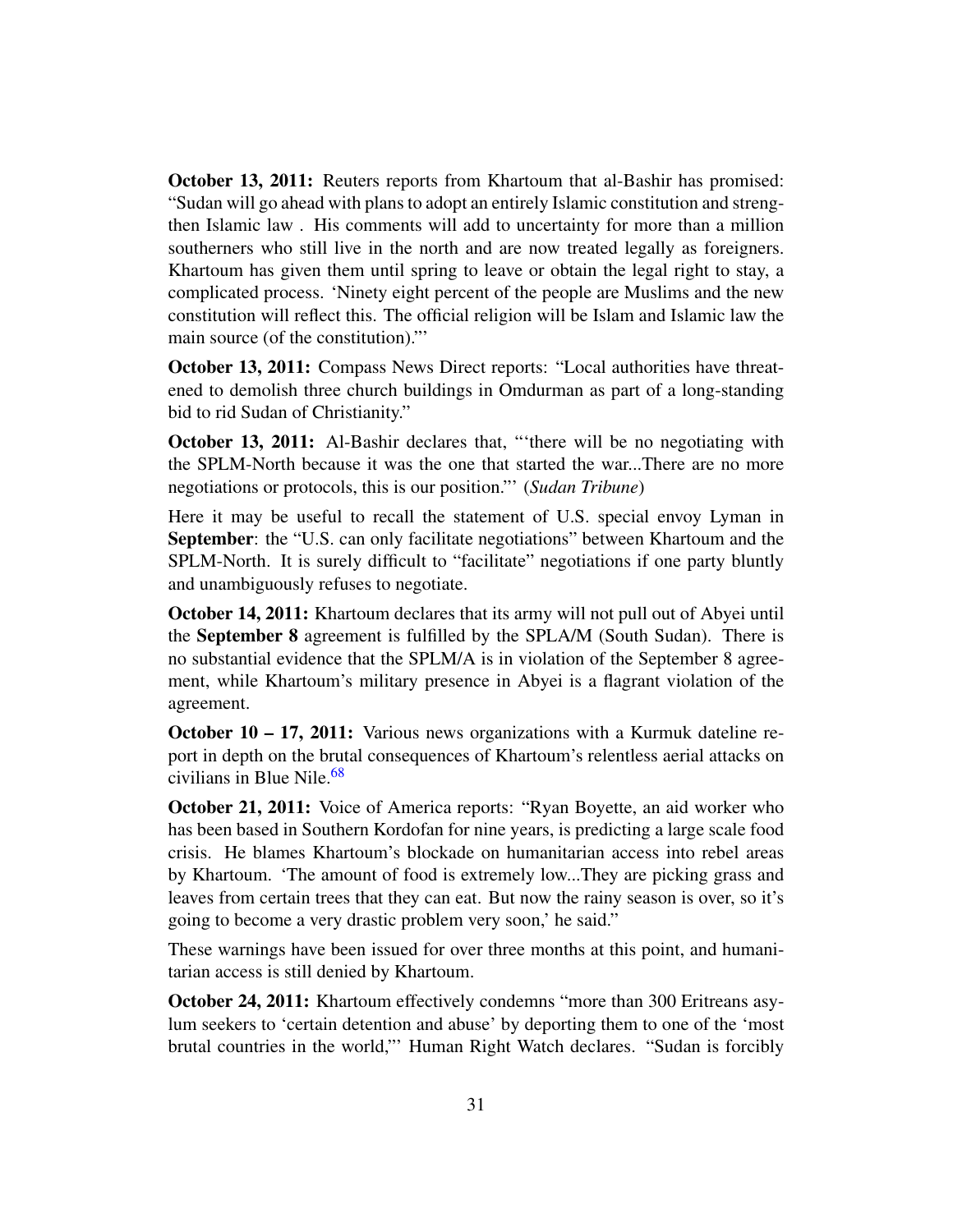**October 13, 2011:** Reuters reports from Khartoum that al-Bashir has promised: "Sudan will go ahead with plans to adopt an entirely Islamic constitution and strengthen Islamic law . His comments will add to uncertainty for more than a million southerners who still live in the north and are now treated legally as foreigners. Khartoum has given them until spring to leave or obtain the legal right to stay, a complicated process. 'Ninety eight percent of the people are Muslims and the new constitution will reflect this. The official religion will be Islam and Islamic law the main source (of the constitution).'"

**October 13, 2011:** Compass News Direct reports: "Local authorities have threatened to demolish three church buildings in Omdurman as part of a long-standing bid to rid Sudan of Christianity."

**October 13, 2011:** Al-Bashir declares that, "'there will be no negotiating with the SPLM-North because it was the one that started the war...There are no more negotiations or protocols, this is our position."' (*Sudan Tribune*)

Here it may be useful to recall the statement of U.S. special envoy Lyman in **September**: the "U.S. can only facilitate negotiations" between Khartoum and the SPLM-North. It is surely difficult to "facilitate" negotiations if one party bluntly and unambiguously refuses to negotiate.

**October 14, 2011:** Khartoum declares that its army will not pull out of Abyei until the **September 8** agreement is fulfilled by the SPLA/M (South Sudan). There is no substantial evidence that the SPLM/A is in violation of the September 8 agreement, while Khartoum's military presence in Abyei is a flagrant violation of the agreement.

**October 10 – 17, 2011:** Various news organizations with a Kurmuk dateline report in depth on the brutal consequences of Khartoum's relentless aerial attacks on civilians in Blue Nile.[68]

**October 21, 2011:** Voice of America reports: "Ryan Boyette, an aid worker who has been based in Southern Kordofan for nine years, is predicting a large scale food crisis. He blames Khartoum's blockade on humanitarian access into rebel areas by Khartoum. 'The amount of food is extremely low...They are picking grass and leaves from certain trees that they can eat. But now the rainy season is over, so it's going to become a very drastic problem very soon,' he said."

These warnings have been issued for over three months at this point, and humanitarian access is still denied by Khartoum.

**October 24, 2011:** Khartoum effectively condemns "more than 300 Eritreans asylum seekers to 'certain detention and abuse' by deporting them to one of the 'most brutal countries in the world,"' Human Right Watch declares. "Sudan is forcibly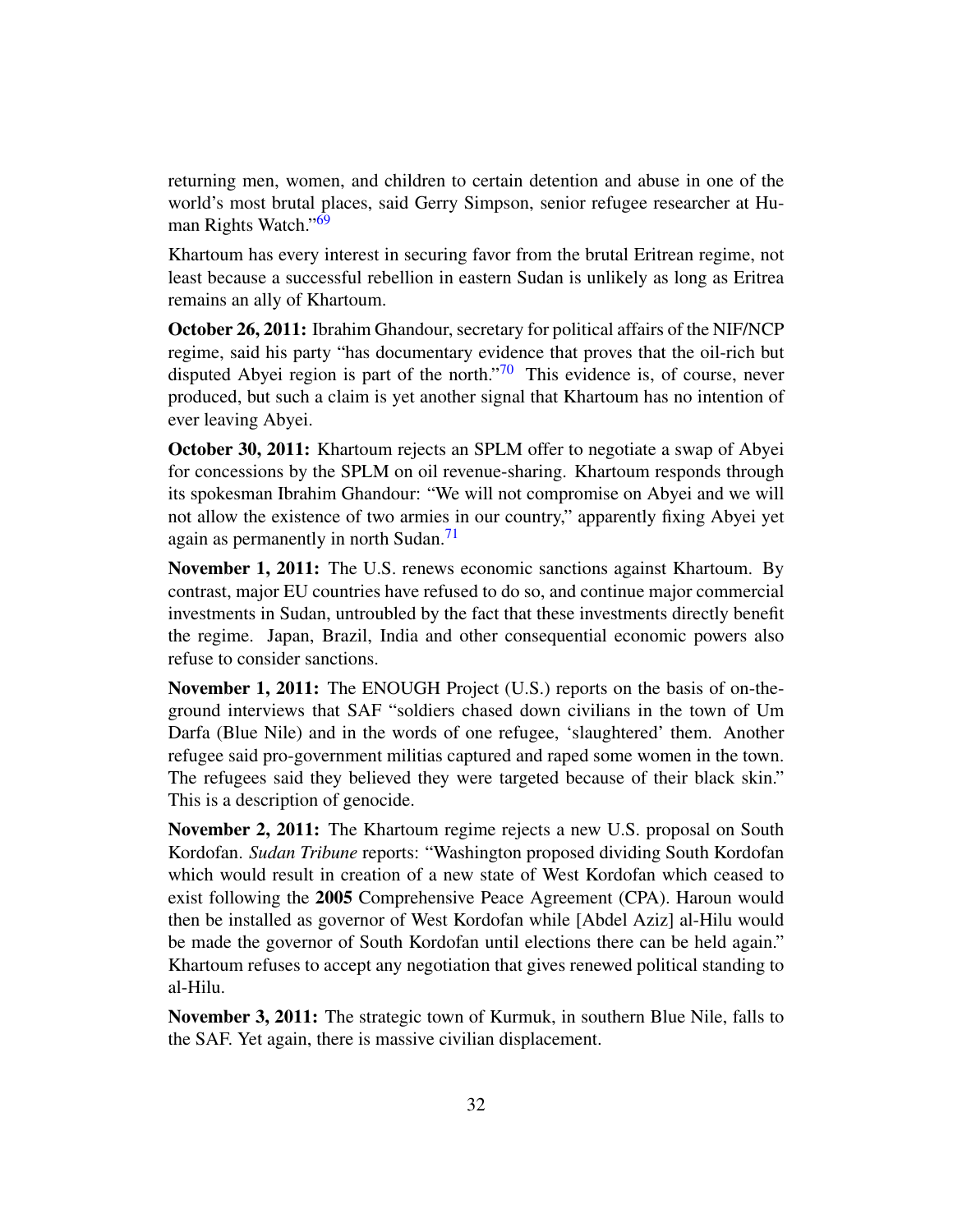returning men, women, and children to certain detention and abuse in one of the world's most brutal places, said Gerry Simpson, senior refugee researcher at Human Rights Watch."[69]

Khartoum has every interest in securing favor from the brutal Eritrean regime, not least because a successful rebellion in eastern Sudan is unlikely as long as Eritrea remains an ally of Khartoum.

**October 26, 2011:** Ibrahim Ghandour, secretary for political affairs of the NIF/NCP regime, said his party "has documentary evidence that proves that the oil-rich but disputed Abyei region is part of the north."[70] This evidence is, of course, never produced, but such a claim is yet another signal that Khartoum has no intention of ever leaving Abyei.

**October 30, 2011:** Khartoum rejects an SPLM offer to negotiate a swap of Abyei for concessions by the SPLM on oil revenue-sharing. Khartoum responds through its spokesman Ibrahim Ghandour: "We will not compromise on Abyei and we will not allow the existence of two armies in our country," apparently fixing Abyei yet again as permanently in north Sudan.[71]

**November 1, 2011:** The U.S. renews economic sanctions against Khartoum. By contrast, major EU countries have refused to do so, and continue major commercial investments in Sudan, untroubled by the fact that these investments directly benefit the regime. Japan, Brazil, India and other consequential economic powers also refuse to consider sanctions.

**November 1, 2011:** The ENOUGH Project (U.S.) reports on the basis of on-the-ground interviews that SAF "soldiers chased down civilians in the town of Um Darfa (Blue Nile) and in the words of one refugee, 'slaughtered' them. Another refugee said pro-government militias captured and raped some women in the town. The refugees said they believed they were targeted because of their black skin." This is a description of genocide.

**November 2, 2011:** The Khartoum regime rejects a new U.S. proposal on South Kordofan. *Sudan Tribune* reports: "Washington proposed dividing South Kordofan which would result in creation of a new state of West Kordofan which ceased to exist following the **2005** Comprehensive Peace Agreement (CPA). Haroun would then be installed as governor of West Kordofan while [Abdel Aziz] al-Hilu would be made the governor of South Kordofan until elections there can be held again." Khartoum refuses to accept any negotiation that gives renewed political standing to al-Hilu.

**November 3, 2011:** The strategic town of Kurmuk, in southern Blue Nile, falls to the SAF. Yet again, there is massive civilian displacement.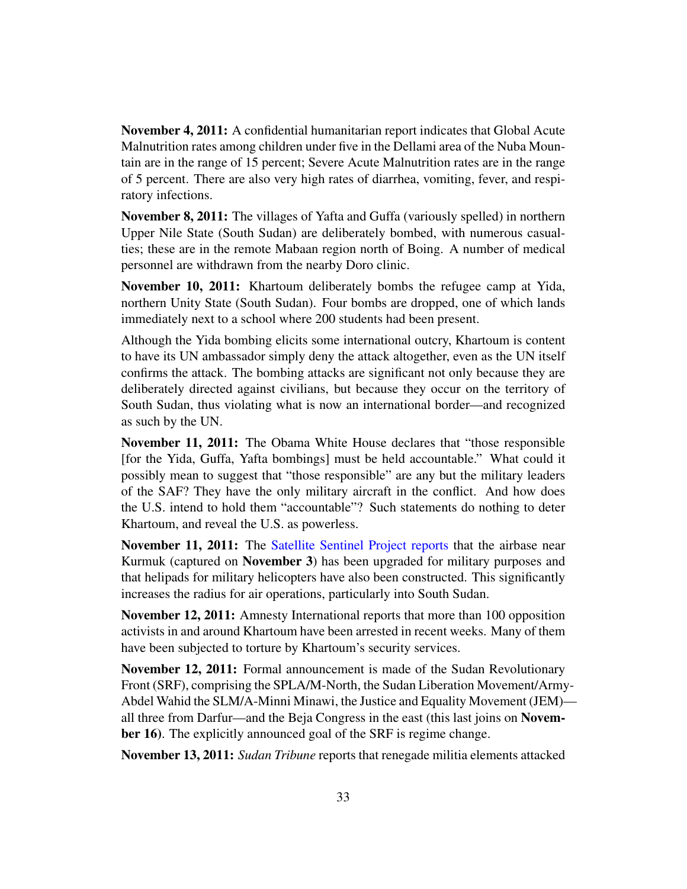**November 4, 2011:** A confidential humanitarian report indicates that Global Acute Malnutrition rates among children under five in the Dellami area of the Nuba Mountain are in the range of 15 percent; Severe Acute Malnutrition rates are in the range of 5 percent. There are also very high rates of diarrhea, vomiting, fever, and respiratory infections.

**November 8, 2011:** The villages of Yafta and Guffa (variously spelled) in northern Upper Nile State (South Sudan) are deliberately bombed, with numerous casualties; these are in the remote Mabaan region north of Boing. A number of medical personnel are withdrawn from the nearby Doro clinic.

**November 10, 2011:** Khartoum deliberately bombs the refugee camp at Yida, northern Unity State (South Sudan). Four bombs are dropped, one of which lands immediately next to a school where 200 students had been present.

Although the Yida bombing elicits some international outcry, Khartoum is content to have its UN ambassador simply deny the attack altogether, even as the UN itself confirms the attack. The bombing attacks are significant not only because they are deliberately directed against civilians, but because they occur on the territory of South Sudan, thus violating what is now an international border—and recognized as such by the UN.

**November 11, 2011:** The Obama White House declares that "those responsible [for the Yida, Guffa, Yafta bombings] must be held accountable." What could it possibly mean to suggest that "those responsible" are any but the military leaders of the SAF? They have the only military aircraft in the conflict. And how does the U.S. intend to hold them "accountable"? Such statements do nothing to deter Khartoum, and reveal the U.S. as powerless.

**November 11, 2011:** The Satellite Sentinel Project reports that the airbase near Kurmuk (captured on **November 3**) has been upgraded for military purposes and that helipads for military helicopters have also been constructed. This significantly increases the radius for air operations, particularly into South Sudan.

**November 12, 2011:** Amnesty International reports that more than 100 opposition activists in and around Khartoum have been arrested in recent weeks. Many of them have been subjected to torture by Khartoum's security services.

**November 12, 2011:** Formal announcement is made of the Sudan Revolutionary Front (SRF), comprising the SPLA/M-North, the Sudan Liberation Movement/Army-Abdel Wahid the SLM/A-Minni Minawi, the Justice and Equality Movement (JEM)—all three from Darfur—and the Beja Congress in the east (this last joins on **November 16**). The explicitly announced goal of the SRF is regime change.

**November 13, 2011:** *Sudan Tribune* reports that renegade militia elements attacked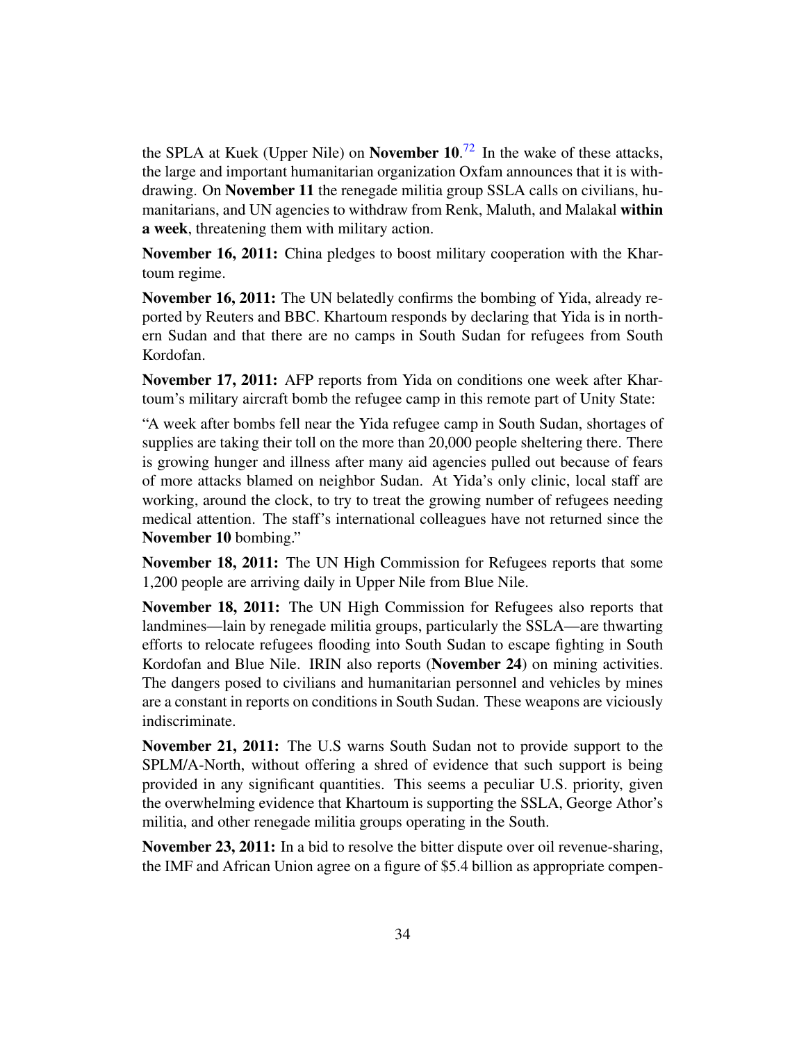the SPLA at Kuek (Upper Nile) on **November 10**.[72] In the wake of these attacks, the large and important humanitarian organization Oxfam announces that it is withdrawing. On **November 11** the renegade militia group SSLA calls on civilians, humanitarians, and UN agencies to withdraw from Renk, Maluth, and Malakal **within a week**, threatening them with military action.

**November 16, 2011:** China pledges to boost military cooperation with the Khartoum regime.

**November 16, 2011:** The UN belatedly confirms the bombing of Yida, already reported by Reuters and BBC. Khartoum responds by declaring that Yida is in northern Sudan and that there are no camps in South Sudan for refugees from South Kordofan.

**November 17, 2011:** AFP reports from Yida on conditions one week after Khartoum's military aircraft bomb the refugee camp in this remote part of Unity State:

"A week after bombs fell near the Yida refugee camp in South Sudan, shortages of supplies are taking their toll on the more than 20,000 people sheltering there. There is growing hunger and illness after many aid agencies pulled out because of fears of more attacks blamed on neighbor Sudan. At Yida's only clinic, local staff are working, around the clock, to try to treat the growing number of refugees needing medical attention. The staff's international colleagues have not returned since the **November 10** bombing."

**November 18, 2011:** The UN High Commission for Refugees reports that some 1,200 people are arriving daily in Upper Nile from Blue Nile.

**November 18, 2011:** The UN High Commission for Refugees also reports that landmines—lain by renegade militia groups, particularly the SSLA—are thwarting efforts to relocate refugees flooding into South Sudan to escape fighting in South Kordofan and Blue Nile. IRIN also reports (**November 24**) on mining activities. The dangers posed to civilians and humanitarian personnel and vehicles by mines are a constant in reports on conditions in South Sudan. These weapons are viciously indiscriminate.

**November 21, 2011:** The U.S warns South Sudan not to provide support to the SPLM/A-North, without offering a shred of evidence that such support is being provided in any significant quantities. This seems a peculiar U.S. priority, given the overwhelming evidence that Khartoum is supporting the SSLA, George Athor's militia, and other renegade militia groups operating in the South.

**November 23, 2011:** In a bid to resolve the bitter dispute over oil revenue-sharing, the IMF and African Union agree on a figure of $5.4 billion as appropriate compen-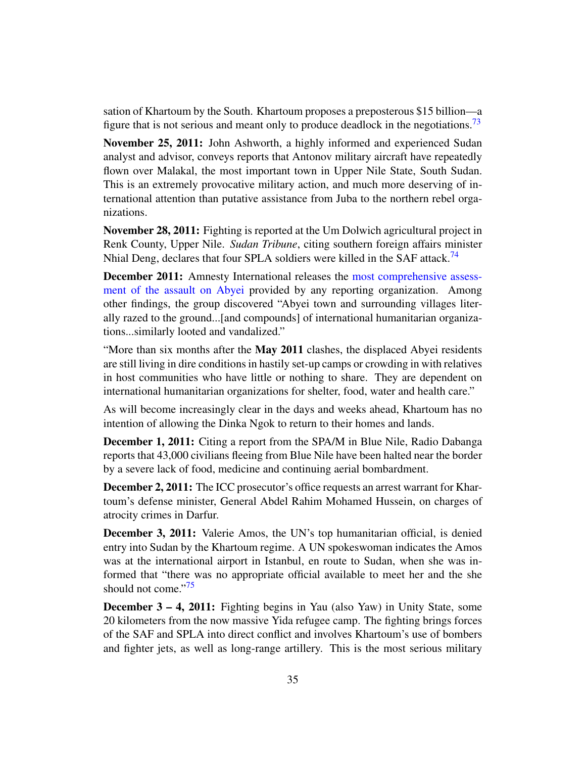sation of Khartoum by the South. Khartoum proposes a preposterous $15 billion—a figure that is not serious and meant only to produce deadlock in the negotiations.[73]

**November 25, 2011:** John Ashworth, a highly informed and experienced Sudan analyst and advisor, conveys reports that Antonov military aircraft have repeatedly flown over Malakal, the most important town in Upper Nile State, South Sudan. This is an extremely provocative military action, and much more deserving of international attention than putative assistance from Juba to the northern rebel organizations.

**November 28, 2011:** Fighting is reported at the Um Dolwich agricultural project in Renk County, Upper Nile. *Sudan Tribune*, citing southern foreign affairs minister Nhial Deng, declares that four SPLA soldiers were killed in the SAF attack.[74]

**December 2011:** Amnesty International releases the most comprehensive assessment of the assault on Abyei provided by any reporting organization. Among other findings, the group discovered "Abyei town and surrounding villages literally razed to the ground...[and compounds] of international humanitarian organizations...similarly looted and vandalized."

"More than six months after the **May 2011** clashes, the displaced Abyei residents are still living in dire conditions in hastily set-up camps or crowding in with relatives in host communities who have little or nothing to share. They are dependent on international humanitarian organizations for shelter, food, water and health care."

As will become increasingly clear in the days and weeks ahead, Khartoum has no intention of allowing the Dinka Ngok to return to their homes and lands.

**December 1, 2011:** Citing a report from the SPA/M in Blue Nile, Radio Dabanga reports that 43,000 civilians fleeing from Blue Nile have been halted near the border by a severe lack of food, medicine and continuing aerial bombardment.

**December 2, 2011:** The ICC prosecutor's office requests an arrest warrant for Khartoum's defense minister, General Abdel Rahim Mohamed Hussein, on charges of atrocity crimes in Darfur.

**December 3, 2011:** Valerie Amos, the UN's top humanitarian official, is denied entry into Sudan by the Khartoum regime. A UN spokeswoman indicates the Amos was at the international airport in Istanbul, en route to Sudan, when she was informed that "there was no appropriate official available to meet her and the she should not come."[75]

**December 3 – 4, 2011:** Fighting begins in Yau (also Yaw) in Unity State, some 20 kilometers from the now massive Yida refugee camp. The fighting brings forces of the SAF and SPLA into direct conflict and involves Khartoum's use of bombers and fighter jets, as well as long-range artillery. This is the most serious military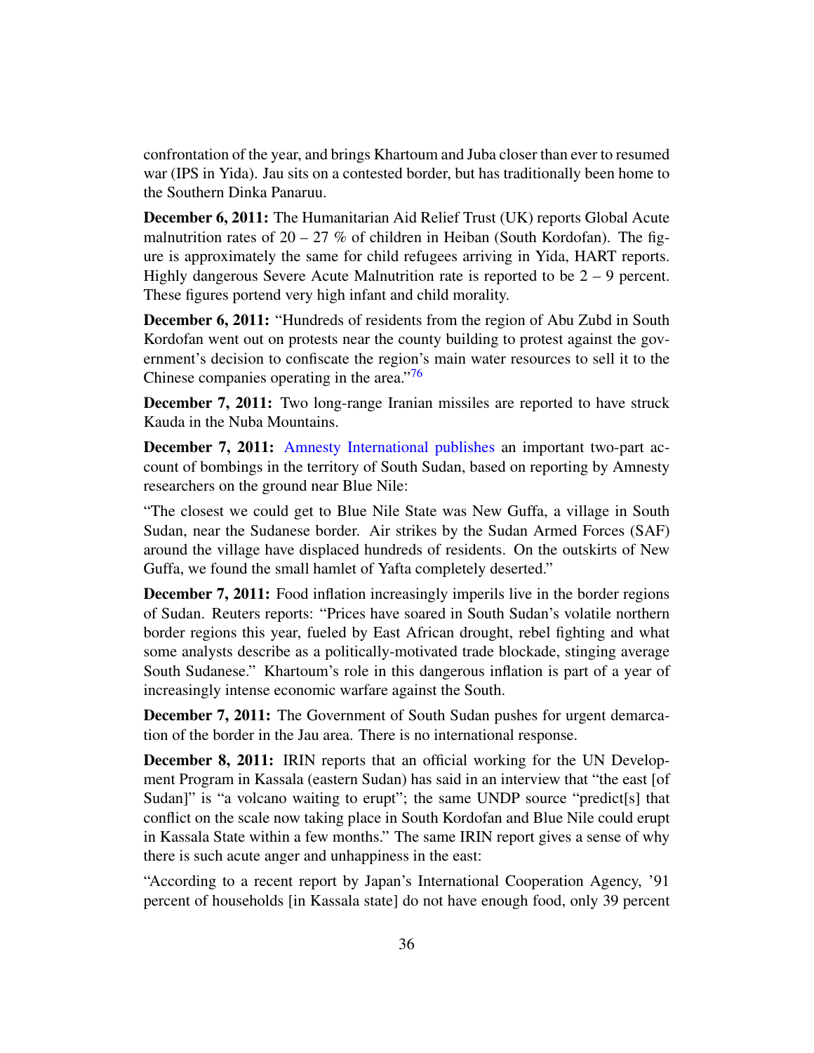confrontation of the year, and brings Khartoum and Juba closer than ever to resumed war (IPS in Yida). Jau sits on a contested border, but has traditionally been home to the Southern Dinka Panaruu.

**December 6, 2011:** The Humanitarian Aid Relief Trust (UK) reports Global Acute malnutrition rates of 20 – 27 % of children in Heiban (South Kordofan). The figure is approximately the same for child refugees arriving in Yida, HART reports. Highly dangerous Severe Acute Malnutrition rate is reported to be 2 – 9 percent. These figures portend very high infant and child morality.

**December 6, 2011:** "Hundreds of residents from the region of Abu Zubd in South Kordofan went out on protests near the county building to protest against the government's decision to confiscate the region's main water resources to sell it to the Chinese companies operating in the area."[76]

**December 7, 2011:** Two long-range Iranian missiles are reported to have struck Kauda in the Nuba Mountains.

**December 7, 2011:** Amnesty International publishes an important two-part account of bombings in the territory of South Sudan, based on reporting by Amnesty researchers on the ground near Blue Nile:

"The closest we could get to Blue Nile State was New Guffa, a village in South Sudan, near the Sudanese border. Air strikes by the Sudan Armed Forces (SAF) around the village have displaced hundreds of residents. On the outskirts of New Guffa, we found the small hamlet of Yafta completely deserted."

**December 7, 2011:** Food inflation increasingly imperils live in the border regions of Sudan. Reuters reports: "Prices have soared in South Sudan's volatile northern border regions this year, fueled by East African drought, rebel fighting and what some analysts describe as a politically-motivated trade blockade, stinging average South Sudanese." Khartoum's role in this dangerous inflation is part of a year of increasingly intense economic warfare against the South.

**December 7, 2011:** The Government of South Sudan pushes for urgent demarcation of the border in the Jau area. There is no international response.

**December 8, 2011:** IRIN reports that an official working for the UN Development Program in Kassala (eastern Sudan) has said in an interview that "the east [of Sudan]" is "a volcano waiting to erupt"; the same UNDP source "predict[s] that conflict on the scale now taking place in South Kordofan and Blue Nile could erupt in Kassala State within a few months." The same IRIN report gives a sense of why there is such acute anger and unhappiness in the east:

"According to a recent report by Japan's International Cooperation Agency, '91 percent of households [in Kassala state] do not have enough food, only 39 percent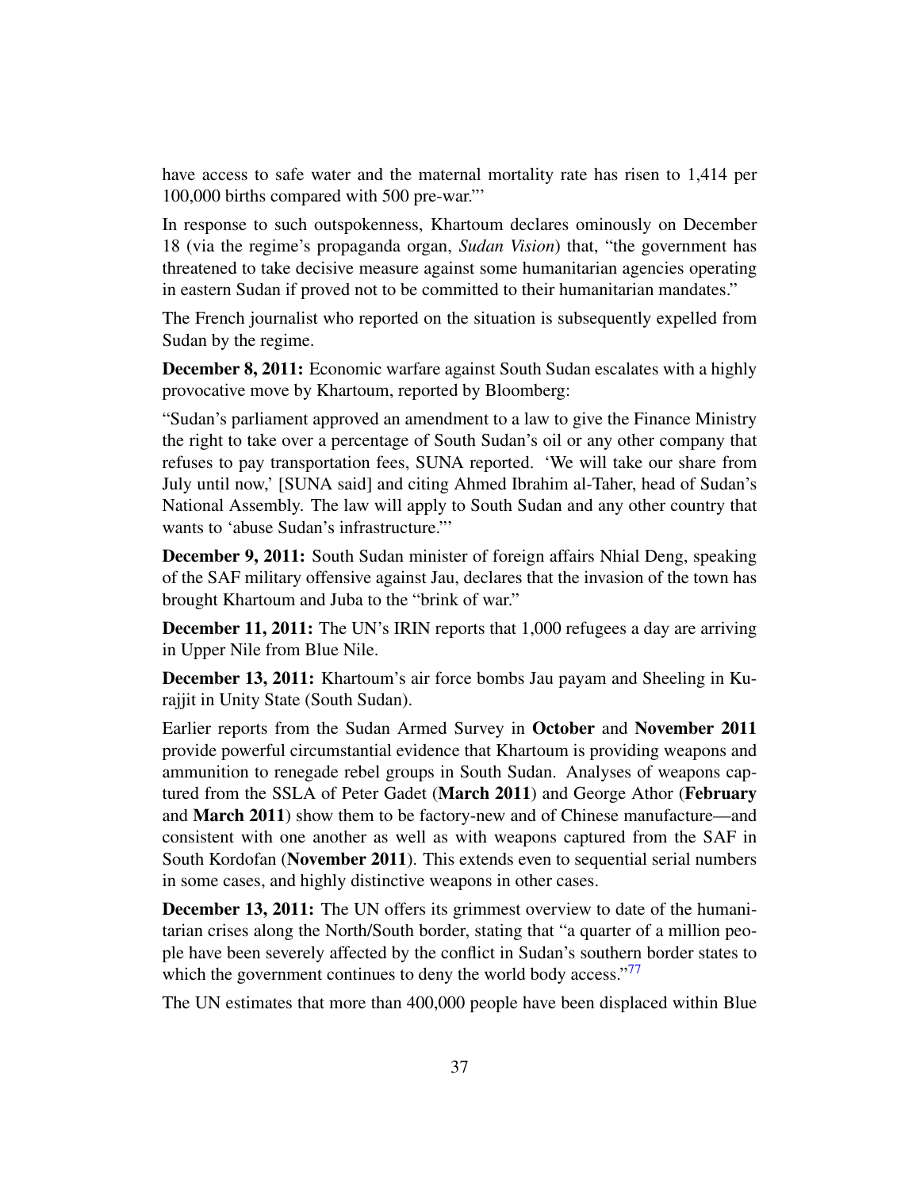have access to safe water and the maternal mortality rate has risen to 1,414 per 100,000 births compared with 500 pre-war."'

In response to such outspokenness, Khartoum declares ominously on December 18 (via the regime's propaganda organ, *Sudan Vision*) that, "the government has threatened to take decisive measure against some humanitarian agencies operating in eastern Sudan if proved not to be committed to their humanitarian mandates."

The French journalist who reported on the situation is subsequently expelled from Sudan by the regime.

**December 8, 2011:** Economic warfare against South Sudan escalates with a highly provocative move by Khartoum, reported by Bloomberg:

"Sudan's parliament approved an amendment to a law to give the Finance Ministry the right to take over a percentage of South Sudan's oil or any other company that refuses to pay transportation fees, SUNA reported. 'We will take our share from July until now,' [SUNA said] and citing Ahmed Ibrahim al-Taher, head of Sudan's National Assembly. The law will apply to South Sudan and any other country that wants to 'abuse Sudan's infrastructure."'

**December 9, 2011:** South Sudan minister of foreign affairs Nhial Deng, speaking of the SAF military offensive against Jau, declares that the invasion of the town has brought Khartoum and Juba to the "brink of war."

**December 11, 2011:** The UN's IRIN reports that 1,000 refugees a day are arriving in Upper Nile from Blue Nile.

**December 13, 2011:** Khartoum's air force bombs Jau payam and Sheeling in Kurajjit in Unity State (South Sudan).

Earlier reports from the Sudan Armed Survey in **October** and **November 2011** provide powerful circumstantial evidence that Khartoum is providing weapons and ammunition to renegade rebel groups in South Sudan. Analyses of weapons captured from the SSLA of Peter Gadet (**March 2011**) and George Athor (**February** and **March 2011**) show them to be factory-new and of Chinese manufacture—and consistent with one another as well as with weapons captured from the SAF in South Kordofan (**November 2011**). This extends even to sequential serial numbers in some cases, and highly distinctive weapons in other cases.

**December 13, 2011:** The UN offers its grimmest overview to date of the humanitarian crises along the North/South border, stating that "a quarter of a million people have been severely affected by the conflict in Sudan's southern border states to which the government continues to deny the world body access."[77]

The UN estimates that more than 400,000 people have been displaced within Blue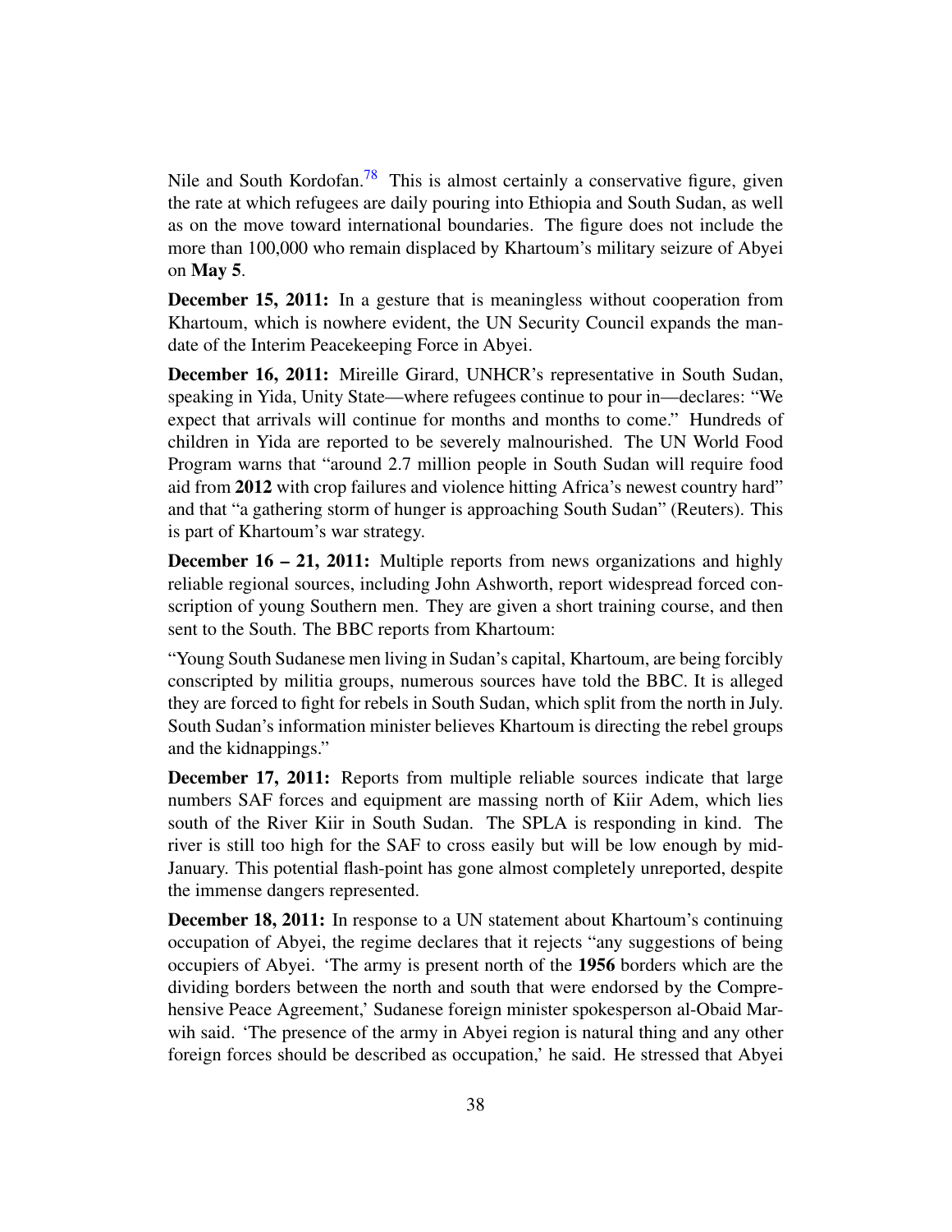Nile and South Kordofan.[78] This is almost certainly a conservative figure, given the rate at which refugees are daily pouring into Ethiopia and South Sudan, as well as on the move toward international boundaries. The figure does not include the more than 100,000 who remain displaced by Khartoum's military seizure of Abyei on **May 5**.

**December 15, 2011:** In a gesture that is meaningless without cooperation from Khartoum, which is nowhere evident, the UN Security Council expands the mandate of the Interim Peacekeeping Force in Abyei.

**December 16, 2011:** Mireille Girard, UNHCR's representative in South Sudan, speaking in Yida, Unity State—where refugees continue to pour in—declares: "We expect that arrivals will continue for months and months to come." Hundreds of children in Yida are reported to be severely malnourished. The UN World Food Program warns that "around 2.7 million people in South Sudan will require food aid from **2012** with crop failures and violence hitting Africa's newest country hard" and that "a gathering storm of hunger is approaching South Sudan" (Reuters). This is part of Khartoum's war strategy.

**December 16 – 21, 2011:** Multiple reports from news organizations and highly reliable regional sources, including John Ashworth, report widespread forced conscription of young Southern men. They are given a short training course, and then sent to the South. The BBC reports from Khartoum:

"Young South Sudanese men living in Sudan's capital, Khartoum, are being forcibly conscripted by militia groups, numerous sources have told the BBC. It is alleged they are forced to fight for rebels in South Sudan, which split from the north in July. South Sudan's information minister believes Khartoum is directing the rebel groups and the kidnappings."

**December 17, 2011:** Reports from multiple reliable sources indicate that large numbers SAF forces and equipment are massing north of Kiir Adem, which lies south of the River Kiir in South Sudan. The SPLA is responding in kind. The river is still too high for the SAF to cross easily but will be low enough by mid-January. This potential flash-point has gone almost completely unreported, despite the immense dangers represented.

**December 18, 2011:** In response to a UN statement about Khartoum's continuing occupation of Abyei, the regime declares that it rejects "any suggestions of being occupiers of Abyei. 'The army is present north of the **1956** borders which are the dividing borders between the north and south that were endorsed by the Comprehensive Peace Agreement,' Sudanese foreign minister spokesperson al-Obaid Marwih said. 'The presence of the army in Abyei region is natural thing and any other foreign forces should be described as occupation,' he said. He stressed that Abyei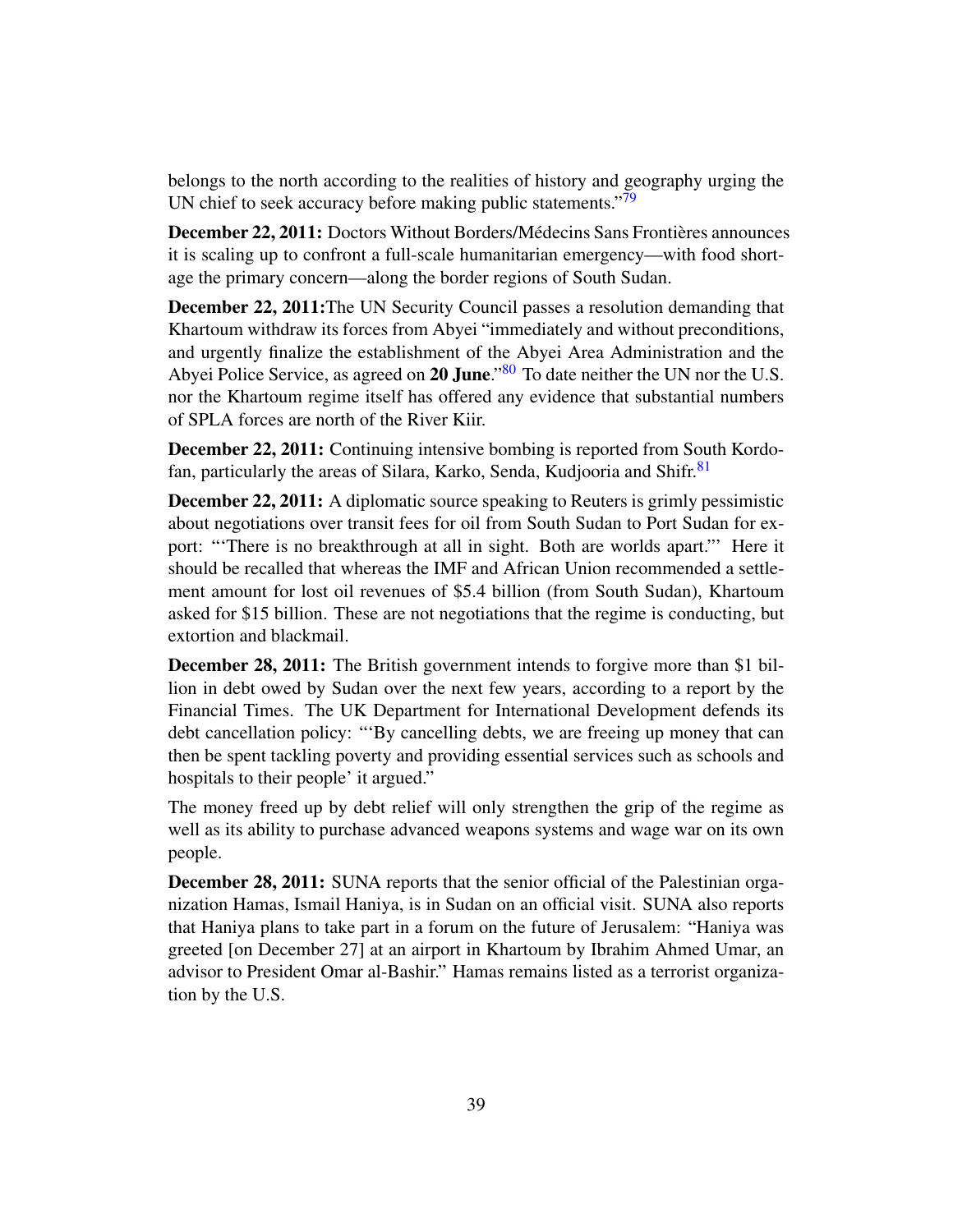belongs to the north according to the realities of history and geography urging the UN chief to seek accuracy before making public statements."[79]

**December 22, 2011:** Doctors Without Borders/Médecins Sans Frontières announces it is scaling up to confront a full-scale humanitarian emergency—with food shortage the primary concern—along the border regions of South Sudan.

**December 22, 2011:**The UN Security Council passes a resolution demanding that Khartoum withdraw its forces from Abyei "immediately and without preconditions, and urgently finalize the establishment of the Abyei Area Administration and the Abyei Police Service, as agreed on **20 June**."[80] To date neither the UN nor the U.S. nor the Khartoum regime itself has offered any evidence that substantial numbers of SPLA forces are north of the River Kiir.

**December 22, 2011:** Continuing intensive bombing is reported from South Kordofan, particularly the areas of Silara, Karko, Senda, Kudjooria and Shifr.[81]

**December 22, 2011:** A diplomatic source speaking to Reuters is grimly pessimistic about negotiations over transit fees for oil from South Sudan to Port Sudan for export: "'There is no breakthrough at all in sight. Both are worlds apart."' Here it should be recalled that whereas the IMF and African Union recommended a settlement amount for lost oil revenues of $5.4 billion (from South Sudan), Khartoum asked for $15 billion. These are not negotiations that the regime is conducting, but extortion and blackmail.

**December 28, 2011:** The British government intends to forgive more than $1 billion in debt owed by Sudan over the next few years, according to a report by the Financial Times. The UK Department for International Development defends its debt cancellation policy: "'By cancelling debts, we are freeing up money that can then be spent tackling poverty and providing essential services such as schools and hospitals to their people' it argued."

The money freed up by debt relief will only strengthen the grip of the regime as well as its ability to purchase advanced weapons systems and wage war on its own people.

**December 28, 2011:** SUNA reports that the senior official of the Palestinian organization Hamas, Ismail Haniya, is in Sudan on an official visit. SUNA also reports that Haniya plans to take part in a forum on the future of Jerusalem: "Haniya was greeted [on December 27] at an airport in Khartoum by Ibrahim Ahmed Umar, an advisor to President Omar al-Bashir." Hamas remains listed as a terrorist organization by the U.S.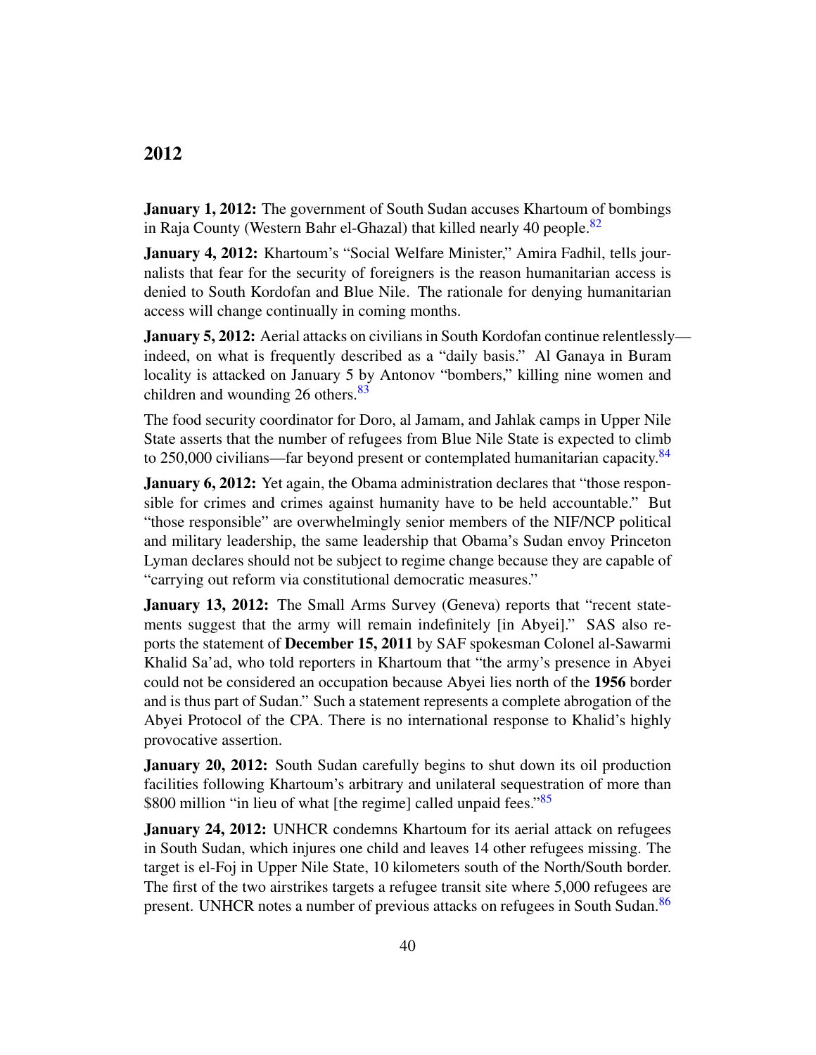## 2012

**January 1, 2012:** The government of South Sudan accuses Khartoum of bombings in Raja County (Western Bahr el-Ghazal) that killed nearly 40 people.[82]

**January 4, 2012:** Khartoum's "Social Welfare Minister," Amira Fadhil, tells journalists that fear for the security of foreigners is the reason humanitarian access is denied to South Kordofan and Blue Nile. The rationale for denying humanitarian access will change continually in coming months.

**January 5, 2012:** Aerial attacks on civilians in South Kordofan continue relentlessly—indeed, on what is frequently described as a "daily basis." Al Ganaya in Buram locality is attacked on January 5 by Antonov "bombers," killing nine women and children and wounding 26 others.[83]

The food security coordinator for Doro, al Jamam, and Jahlak camps in Upper Nile State asserts that the number of refugees from Blue Nile State is expected to climb to 250,000 civilians—far beyond present or contemplated humanitarian capacity.[84]

**January 6, 2012:** Yet again, the Obama administration declares that "those responsible for crimes and crimes against humanity have to be held accountable." But "those responsible" are overwhelmingly senior members of the NIF/NCP political and military leadership, the same leadership that Obama's Sudan envoy Princeton Lyman declares should not be subject to regime change because they are capable of "carrying out reform via constitutional democratic measures."

**January 13, 2012:** The Small Arms Survey (Geneva) reports that "recent statements suggest that the army will remain indefinitely [in Abyei]." SAS also reports the statement of **December 15, 2011** by SAF spokesman Colonel al-Sawarmi Khalid Sa'ad, who told reporters in Khartoum that "the army's presence in Abyei could not be considered an occupation because Abyei lies north of the **1956** border and is thus part of Sudan." Such a statement represents a complete abrogation of the Abyei Protocol of the CPA. There is no international response to Khalid's highly provocative assertion.

**January 20, 2012:** South Sudan carefully begins to shut down its oil production facilities following Khartoum's arbitrary and unilateral sequestration of more than $800 million "in lieu of what [the regime] called unpaid fees."[85]

**January 24, 2012:** UNHCR condemns Khartoum for its aerial attack on refugees in South Sudan, which injures one child and leaves 14 other refugees missing. The target is el-Foj in Upper Nile State, 10 kilometers south of the North/South border. The first of the two airstrikes targets a refugee transit site where 5,000 refugees are present. UNHCR notes a number of previous attacks on refugees in South Sudan.[86]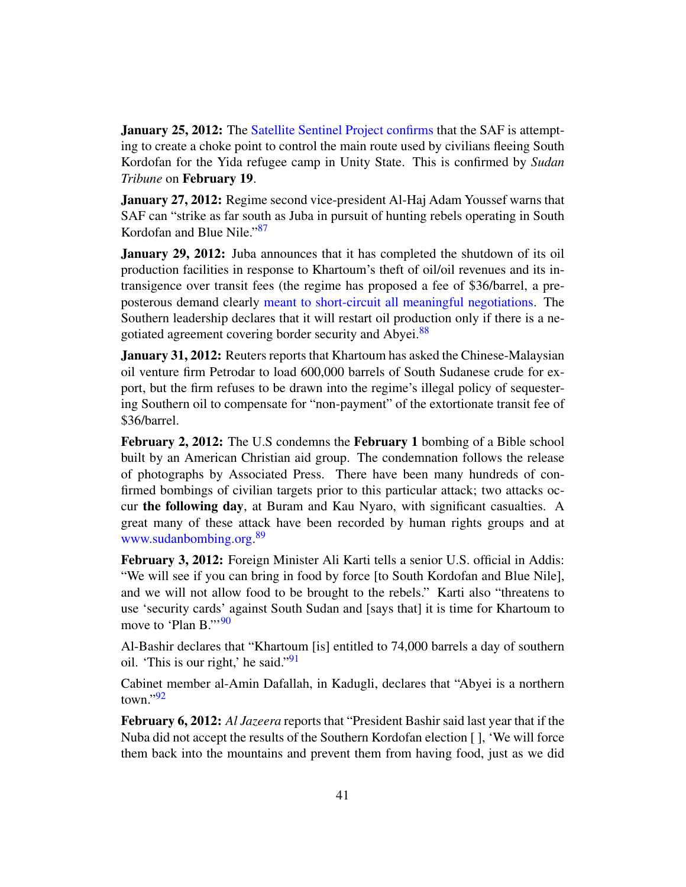**January 25, 2012:** The Satellite Sentinel Project confirms that the SAF is attempting to create a choke point to control the main route used by civilians fleeing South Kordofan for the Yida refugee camp in Unity State. This is confirmed by *Sudan Tribune* on **February 19**.

**January 27, 2012:** Regime second vice-president Al-Haj Adam Youssef warns that SAF can "strike as far south as Juba in pursuit of hunting rebels operating in South Kordofan and Blue Nile."[87]

**January 29, 2012:** Juba announces that it has completed the shutdown of its oil production facilities in response to Khartoum's theft of oil/oil revenues and its intransigence over transit fees (the regime has proposed a fee of $36/barrel, a preposterous demand clearly meant to short-circuit all meaningful negotiations. The Southern leadership declares that it will restart oil production only if there is a negotiated agreement covering border security and Abyei.[88]

**January 31, 2012:** Reuters reports that Khartoum has asked the Chinese-Malaysian oil venture firm Petrodar to load 600,000 barrels of South Sudanese crude for export, but the firm refuses to be drawn into the regime's illegal policy of sequestering Southern oil to compensate for "non-payment" of the extortionate transit fee of $36/barrel.

**February 2, 2012:** The U.S condemns the **February 1** bombing of a Bible school built by an American Christian aid group. The condemnation follows the release of photographs by Associated Press. There have been many hundreds of confirmed bombings of civilian targets prior to this particular attack; two attacks occur **the following day**, at Buram and Kau Nyaro, with significant casualties. A great many of these attack have been recorded by human rights groups and at www.sudanbombing.org.[89]

**February 3, 2012:** Foreign Minister Ali Karti tells a senior U.S. official in Addis: "We will see if you can bring in food by force [to South Kordofan and Blue Nile], and we will not allow food to be brought to the rebels." Karti also "threatens to use 'security cards' against South Sudan and [says that] it is time for Khartoum to move to 'Plan B.'"[90]

Al-Bashir declares that "Khartoum [is] entitled to 74,000 barrels a day of southern oil. 'This is our right,' he said."[91]

Cabinet member al-Amin Dafallah, in Kadugli, declares that "Abyei is a northern town."[92]

**February 6, 2012:** *Al Jazeera* reports that "President Bashir said last year that if the Nuba did not accept the results of the Southern Kordofan election [ ], 'We will force them back into the mountains and prevent them from having food, just as we did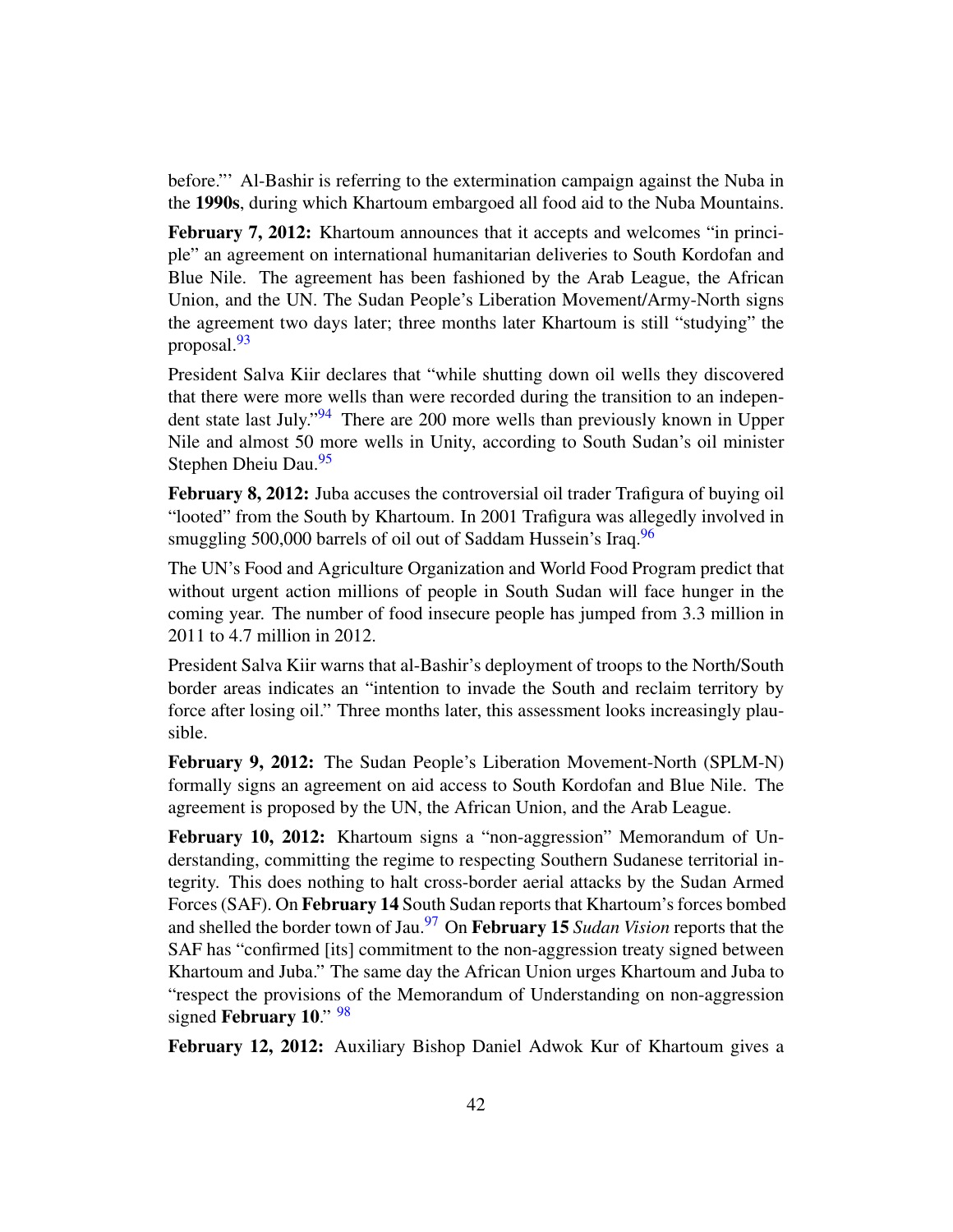before."' Al-Bashir is referring to the extermination campaign against the Nuba in the **1990s**, during which Khartoum embargoed all food aid to the Nuba Mountains.

**February 7, 2012:** Khartoum announces that it accepts and welcomes "in principle" an agreement on international humanitarian deliveries to South Kordofan and Blue Nile. The agreement has been fashioned by the Arab League, the African Union, and the UN. The Sudan People's Liberation Movement/Army-North signs the agreement two days later; three months later Khartoum is still "studying" the proposal.[93]

President Salva Kiir declares that "while shutting down oil wells they discovered that there were more wells than were recorded during the transition to an independent state last July."[94] There are 200 more wells than previously known in Upper Nile and almost 50 more wells in Unity, according to South Sudan's oil minister Stephen Dheiu Dau.[95]

**February 8, 2012:** Juba accuses the controversial oil trader Trafigura of buying oil "looted" from the South by Khartoum. In 2001 Trafigura was allegedly involved in smuggling 500,000 barrels of oil out of Saddam Hussein's Iraq.[96]

The UN's Food and Agriculture Organization and World Food Program predict that without urgent action millions of people in South Sudan will face hunger in the coming year. The number of food insecure people has jumped from 3.3 million in 2011 to 4.7 million in 2012.

President Salva Kiir warns that al-Bashir's deployment of troops to the North/South border areas indicates an "intention to invade the South and reclaim territory by force after losing oil." Three months later, this assessment looks increasingly plausible.

**February 9, 2012:** The Sudan People's Liberation Movement-North (SPLM-N) formally signs an agreement on aid access to South Kordofan and Blue Nile. The agreement is proposed by the UN, the African Union, and the Arab League.

**February 10, 2012:** Khartoum signs a "non-aggression" Memorandum of Understanding, committing the regime to respecting Southern Sudanese territorial integrity. This does nothing to halt cross-border aerial attacks by the Sudan Armed Forces (SAF). On **February 14** South Sudan reports that Khartoum's forces bombed and shelled the border town of Jau.[97] On **February 15** *Sudan Vision* reports that the SAF has "confirmed [its] commitment to the non-aggression treaty signed between Khartoum and Juba." The same day the African Union urges Khartoum and Juba to "respect the provisions of the Memorandum of Understanding on non-aggression signed **February 10**." [98]

**February 12, 2012:** Auxiliary Bishop Daniel Adwok Kur of Khartoum gives a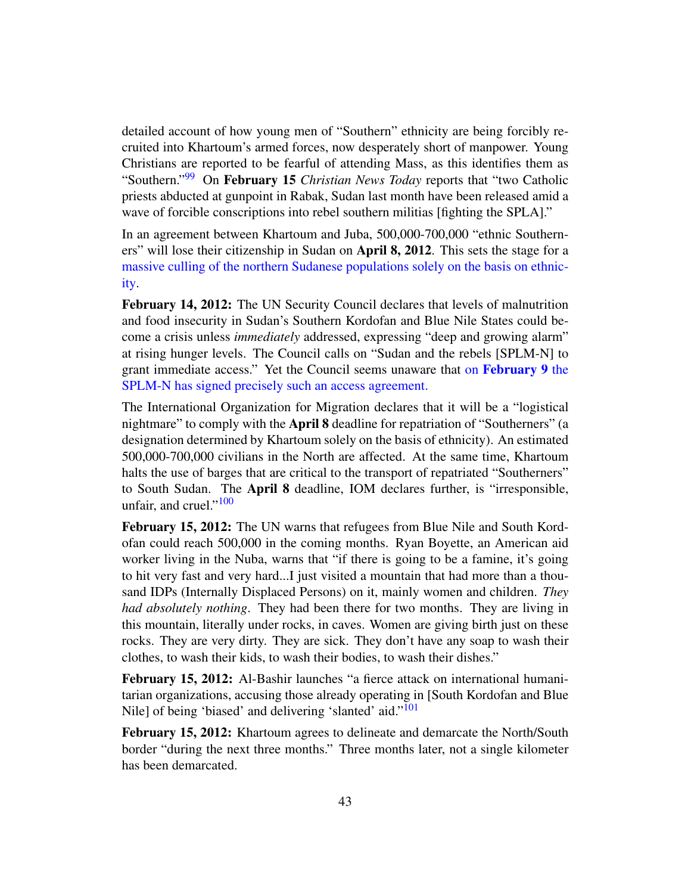detailed account of how young men of "Southern" ethnicity are being forcibly recruited into Khartoum's armed forces, now desperately short of manpower. Young Christians are reported to be fearful of attending Mass, as this identifies them as "Southern."[99] On **February 15** *Christian News Today* reports that "two Catholic priests abducted at gunpoint in Rabak, Sudan last month have been released amid a wave of forcible conscriptions into rebel southern militias [fighting the SPLA]."

In an agreement between Khartoum and Juba, 500,000-700,000 "ethnic Southerners" will lose their citizenship in Sudan on **April 8, 2012**. This sets the stage for a massive culling of the northern Sudanese populations solely on the basis on ethnicity.

**February 14, 2012:** The UN Security Council declares that levels of malnutrition and food insecurity in Sudan's Southern Kordofan and Blue Nile States could become a crisis unless *immediately* addressed, expressing "deep and growing alarm" at rising hunger levels. The Council calls on "Sudan and the rebels [SPLM-N] to grant immediate access." Yet the Council seems unaware that on **February 9** the SPLM-N has signed precisely such an access agreement.

The International Organization for Migration declares that it will be a "logistical nightmare" to comply with the **April 8** deadline for repatriation of "Southerners" (a designation determined by Khartoum solely on the basis of ethnicity). An estimated 500,000-700,000 civilians in the North are affected. At the same time, Khartoum halts the use of barges that are critical to the transport of repatriated "Southerners" to South Sudan. The **April 8** deadline, IOM declares further, is "irresponsible, unfair, and cruel."[100]

**February 15, 2012:** The UN warns that refugees from Blue Nile and South Kordofan could reach 500,000 in the coming months. Ryan Boyette, an American aid worker living in the Nuba, warns that "if there is going to be a famine, it's going to hit very fast and very hard...I just visited a mountain that had more than a thousand IDPs (Internally Displaced Persons) on it, mainly women and children. *They had absolutely nothing*. They had been there for two months. They are living in this mountain, literally under rocks, in caves. Women are giving birth just on these rocks. They are very dirty. They are sick. They don't have any soap to wash their clothes, to wash their kids, to wash their bodies, to wash their dishes."

**February 15, 2012:** Al-Bashir launches "a fierce attack on international humanitarian organizations, accusing those already operating in [South Kordofan and Blue Nile] of being 'biased' and delivering 'slanted' aid."[101]

**February 15, 2012:** Khartoum agrees to delineate and demarcate the North/South border "during the next three months." Three months later, not a single kilometer has been demarcated.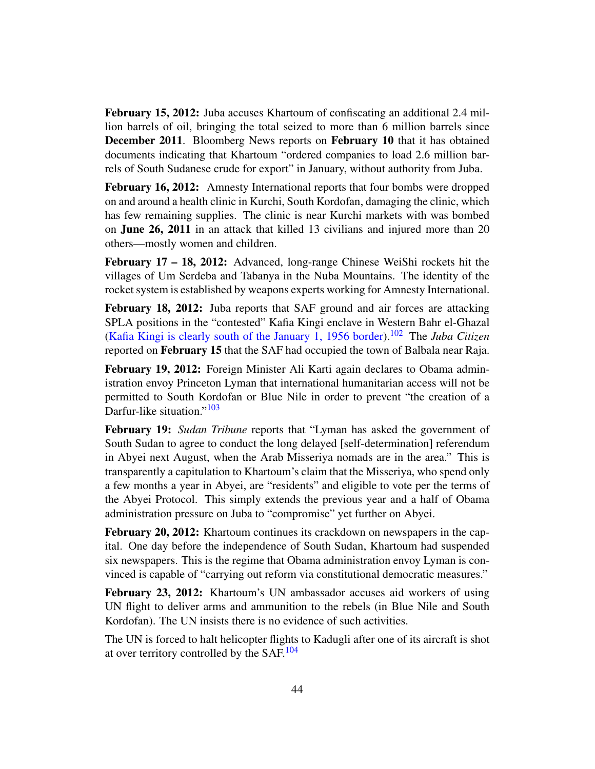**February 15, 2012:** Juba accuses Khartoum of confiscating an additional 2.4 million barrels of oil, bringing the total seized to more than 6 million barrels since **December 2011**. Bloomberg News reports on **February 10** that it has obtained documents indicating that Khartoum "ordered companies to load 2.6 million barrels of South Sudanese crude for export" in January, without authority from Juba.

**February 16, 2012:** Amnesty International reports that four bombs were dropped on and around a health clinic in Kurchi, South Kordofan, damaging the clinic, which has few remaining supplies. The clinic is near Kurchi markets with was bombed on **June 26, 2011** in an attack that killed 13 civilians and injured more than 20 others—mostly women and children.

**February 17 – 18, 2012:** Advanced, long-range Chinese WeiShi rockets hit the villages of Um Serdeba and Tabanya in the Nuba Mountains. The identity of the rocket system is established by weapons experts working for Amnesty International.

**February 18, 2012:** Juba reports that SAF ground and air forces are attacking SPLA positions in the "contested" Kafia Kingi enclave in Western Bahr el-Ghazal (Kafia Kingi is clearly south of the January 1, 1956 border).[102] The *Juba Citizen* reported on **February 15** that the SAF had occupied the town of Balbala near Raja.

**February 19, 2012:** Foreign Minister Ali Karti again declares to Obama administration envoy Princeton Lyman that international humanitarian access will not be permitted to South Kordofan or Blue Nile in order to prevent "the creation of a Darfur-like situation."[103]

**February 19:** *Sudan Tribune* reports that "Lyman has asked the government of South Sudan to agree to conduct the long delayed [self-determination] referendum in Abyei next August, when the Arab Misseriya nomads are in the area." This is transparently a capitulation to Khartoum's claim that the Misseriya, who spend only a few months a year in Abyei, are "residents" and eligible to vote per the terms of the Abyei Protocol. This simply extends the previous year and a half of Obama administration pressure on Juba to "compromise" yet further on Abyei.

**February 20, 2012:** Khartoum continues its crackdown on newspapers in the capital. One day before the independence of South Sudan, Khartoum had suspended six newspapers. This is the regime that Obama administration envoy Lyman is convinced is capable of "carrying out reform via constitutional democratic measures."

**February 23, 2012:** Khartoum's UN ambassador accuses aid workers of using UN flight to deliver arms and ammunition to the rebels (in Blue Nile and South Kordofan). The UN insists there is no evidence of such activities.

The UN is forced to halt helicopter flights to Kadugli after one of its aircraft is shot at over territory controlled by the SAF.[104]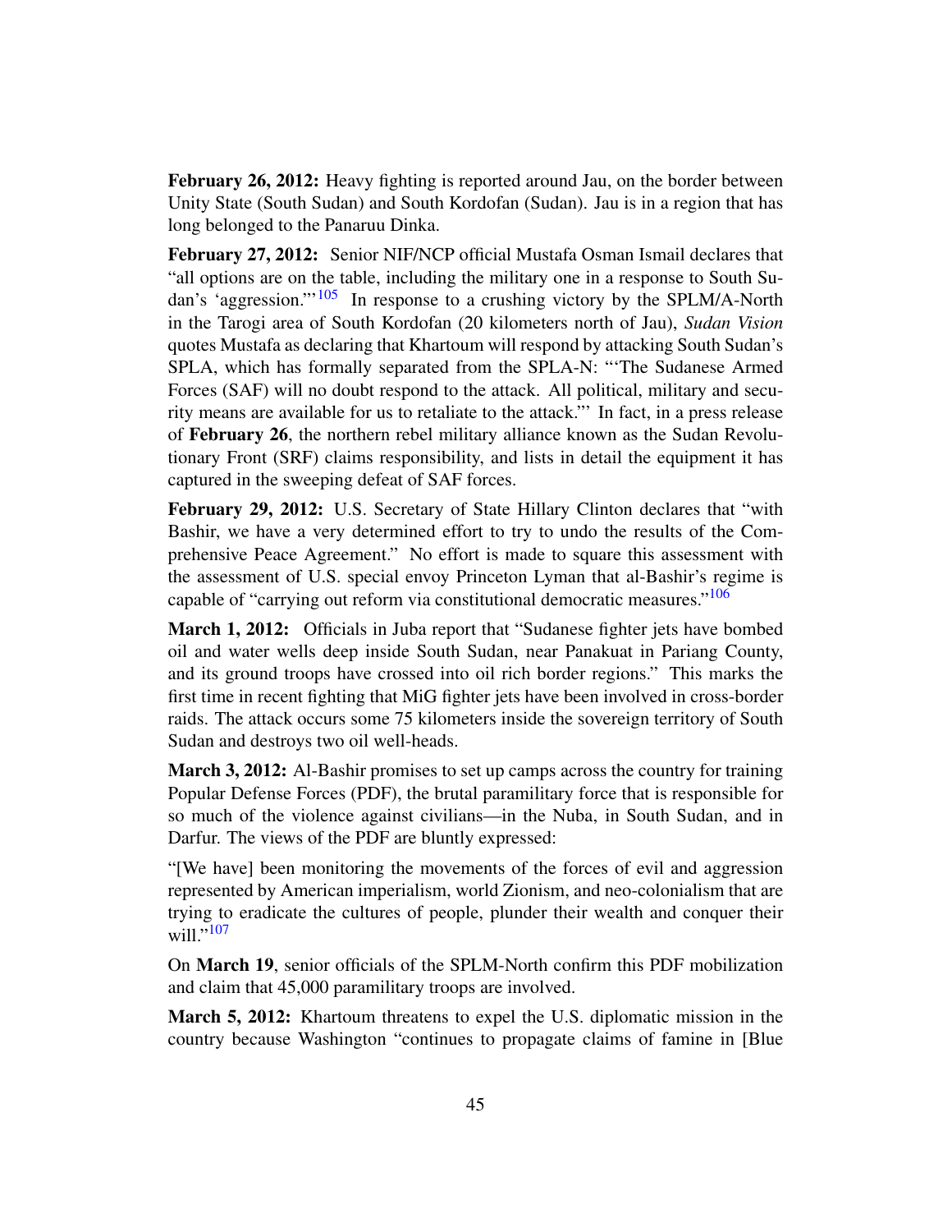**February 26, 2012:** Heavy fighting is reported around Jau, on the border between Unity State (South Sudan) and South Kordofan (Sudan). Jau is in a region that has long belonged to the Panaruu Dinka.

**February 27, 2012:** Senior NIF/NCP official Mustafa Osman Ismail declares that "all options are on the table, including the military one in a response to South Sudan's 'aggression.'"[105] In response to a crushing victory by the SPLM/A-North in the Tarogi area of South Kordofan (20 kilometers north of Jau), *Sudan Vision* quotes Mustafa as declaring that Khartoum will respond by attacking South Sudan's SPLA, which has formally separated from the SPLA-N: "'The Sudanese Armed Forces (SAF) will no doubt respond to the attack. All political, military and security means are available for us to retaliate to the attack.'" In fact, in a press release of **February 26**, the northern rebel military alliance known as the Sudan Revolutionary Front (SRF) claims responsibility, and lists in detail the equipment it has captured in the sweeping defeat of SAF forces.

**February 29, 2012:** U.S. Secretary of State Hillary Clinton declares that "with Bashir, we have a very determined effort to try to undo the results of the Comprehensive Peace Agreement." No effort is made to square this assessment with the assessment of U.S. special envoy Princeton Lyman that al-Bashir's regime is capable of "carrying out reform via constitutional democratic measures."[106]

**March 1, 2012:** Officials in Juba report that "Sudanese fighter jets have bombed oil and water wells deep inside South Sudan, near Panakuat in Pariang County, and its ground troops have crossed into oil rich border regions." This marks the first time in recent fighting that MiG fighter jets have been involved in cross-border raids. The attack occurs some 75 kilometers inside the sovereign territory of South Sudan and destroys two oil well-heads.

**March 3, 2012:** Al-Bashir promises to set up camps across the country for training Popular Defense Forces (PDF), the brutal paramilitary force that is responsible for so much of the violence against civilians—in the Nuba, in South Sudan, and in Darfur. The views of the PDF are bluntly expressed:

"[We have] been monitoring the movements of the forces of evil and aggression represented by American imperialism, world Zionism, and neo-colonialism that are trying to eradicate the cultures of people, plunder their wealth and conquer their will."[107]

On **March 19**, senior officials of the SPLM-North confirm this PDF mobilization and claim that 45,000 paramilitary troops are involved.

**March 5, 2012:** Khartoum threatens to expel the U.S. diplomatic mission in the country because Washington "continues to propagate claims of famine in [Blue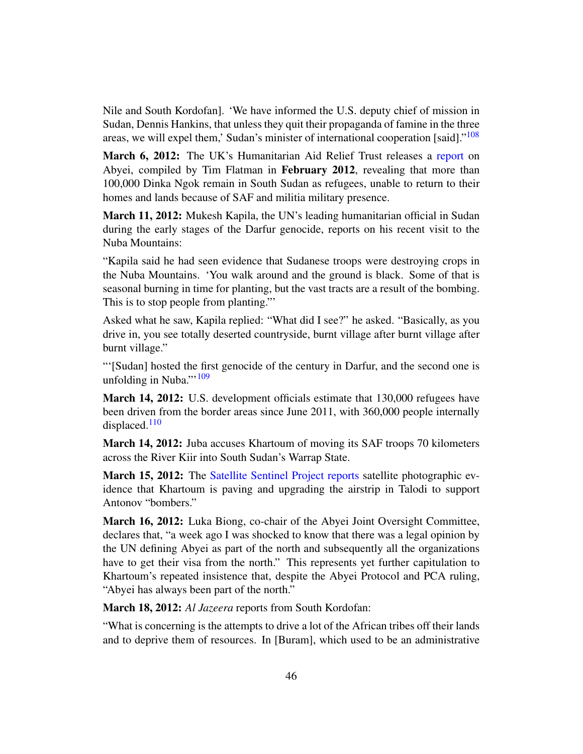Nile and South Kordofan]. 'We have informed the U.S. deputy chief of mission in Sudan, Dennis Hankins, that unless they quit their propaganda of famine in the three areas, we will expel them,' Sudan's minister of international cooperation [said]."[108]

**March 6, 2012:** The UK's Humanitarian Aid Relief Trust releases a report on Abyei, compiled by Tim Flatman in **February 2012**, revealing that more than 100,000 Dinka Ngok remain in South Sudan as refugees, unable to return to their homes and lands because of SAF and militia military presence.

**March 11, 2012:** Mukesh Kapila, the UN's leading humanitarian official in Sudan during the early stages of the Darfur genocide, reports on his recent visit to the Nuba Mountains:

"Kapila said he had seen evidence that Sudanese troops were destroying crops in the Nuba Mountains. 'You walk around and the ground is black. Some of that is seasonal burning in time for planting, but the vast tracts are a result of the bombing. This is to stop people from planting.'"

Asked what he saw, Kapila replied: "What did I see?" he asked. "Basically, as you drive in, you see totally deserted countryside, burnt village after burnt village after burnt village."

"'[Sudan] hosted the first genocide of the century in Darfur, and the second one is unfolding in Nuba.'"[109]

**March 14, 2012:** U.S. development officials estimate that 130,000 refugees have been driven from the border areas since June 2011, with 360,000 people internally displaced.[110]

**March 14, 2012:** Juba accuses Khartoum of moving its SAF troops 70 kilometers across the River Kiir into South Sudan's Warrap State.

**March 15, 2012:** The Satellite Sentinel Project reports satellite photographic evidence that Khartoum is paving and upgrading the airstrip in Talodi to support Antonov "bombers."

**March 16, 2012:** Luka Biong, co-chair of the Abyei Joint Oversight Committee, declares that, "a week ago I was shocked to know that there was a legal opinion by the UN defining Abyei as part of the north and subsequently all the organizations have to get their visa from the north." This represents yet further capitulation to Khartoum's repeated insistence that, despite the Abyei Protocol and PCA ruling, "Abyei has always been part of the north."

**March 18, 2012:** *Al Jazeera* reports from South Kordofan:

"What is concerning is the attempts to drive a lot of the African tribes off their lands and to deprive them of resources. In [Buram], which used to be an administrative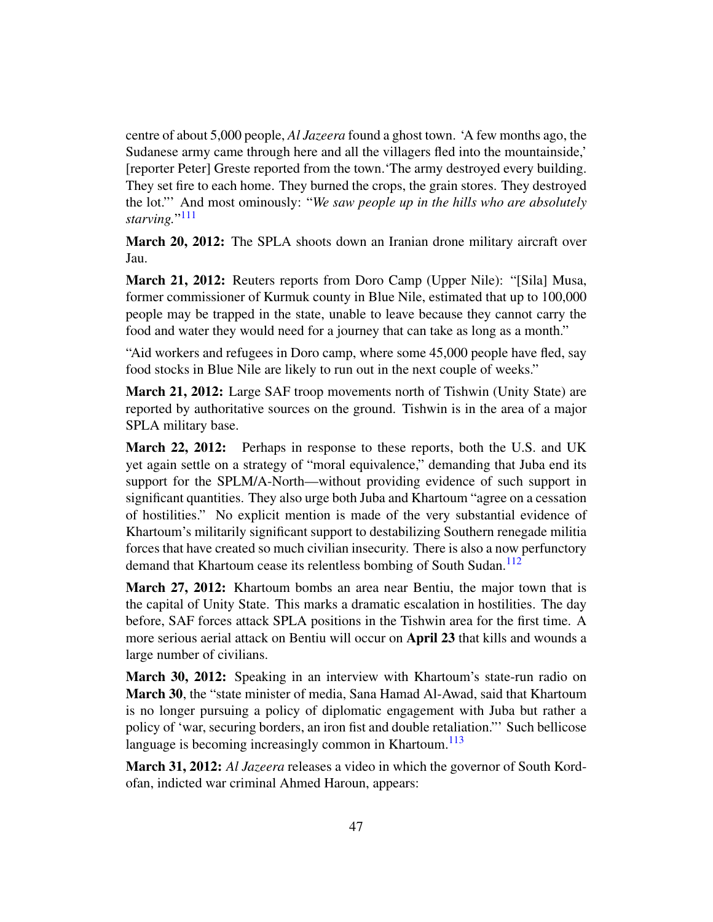centre of about 5,000 people, *Al Jazeera* found a ghost town. 'A few months ago, the Sudanese army came through here and all the villagers fled into the mountainside,' [reporter Peter] Greste reported from the town.'The army destroyed every building. They set fire to each home. They burned the crops, the grain stores. They destroyed the lot."' And most ominously: "*We saw people up in the hills who are absolutely starving.*"[111]

**March 20, 2012:** The SPLA shoots down an Iranian drone military aircraft over Jau.

**March 21, 2012:** Reuters reports from Doro Camp (Upper Nile): "[Sila] Musa, former commissioner of Kurmuk county in Blue Nile, estimated that up to 100,000 people may be trapped in the state, unable to leave because they cannot carry the food and water they would need for a journey that can take as long as a month."

"Aid workers and refugees in Doro camp, where some 45,000 people have fled, say food stocks in Blue Nile are likely to run out in the next couple of weeks."

**March 21, 2012:** Large SAF troop movements north of Tishwin (Unity State) are reported by authoritative sources on the ground. Tishwin is in the area of a major SPLA military base.

**March 22, 2012:** Perhaps in response to these reports, both the U.S. and UK yet again settle on a strategy of "moral equivalence," demanding that Juba end its support for the SPLM/A-North—without providing evidence of such support in significant quantities. They also urge both Juba and Khartoum "agree on a cessation of hostilities." No explicit mention is made of the very substantial evidence of Khartoum's militarily significant support to destabilizing Southern renegade militia forces that have created so much civilian insecurity. There is also a now perfunctory demand that Khartoum cease its relentless bombing of South Sudan.[112]

**March 27, 2012:** Khartoum bombs an area near Bentiu, the major town that is the capital of Unity State. This marks a dramatic escalation in hostilities. The day before, SAF forces attack SPLA positions in the Tishwin area for the first time. A more serious aerial attack on Bentiu will occur on **April 23** that kills and wounds a large number of civilians.

**March 30, 2012:** Speaking in an interview with Khartoum's state-run radio on **March 30**, the "state minister of media, Sana Hamad Al-Awad, said that Khartoum is no longer pursuing a policy of diplomatic engagement with Juba but rather a policy of 'war, securing borders, an iron fist and double retaliation."' Such bellicose language is becoming increasingly common in Khartoum.[113]

**March 31, 2012:** *Al Jazeera* releases a video in which the governor of South Kordofan, indicted war criminal Ahmed Haroun, appears: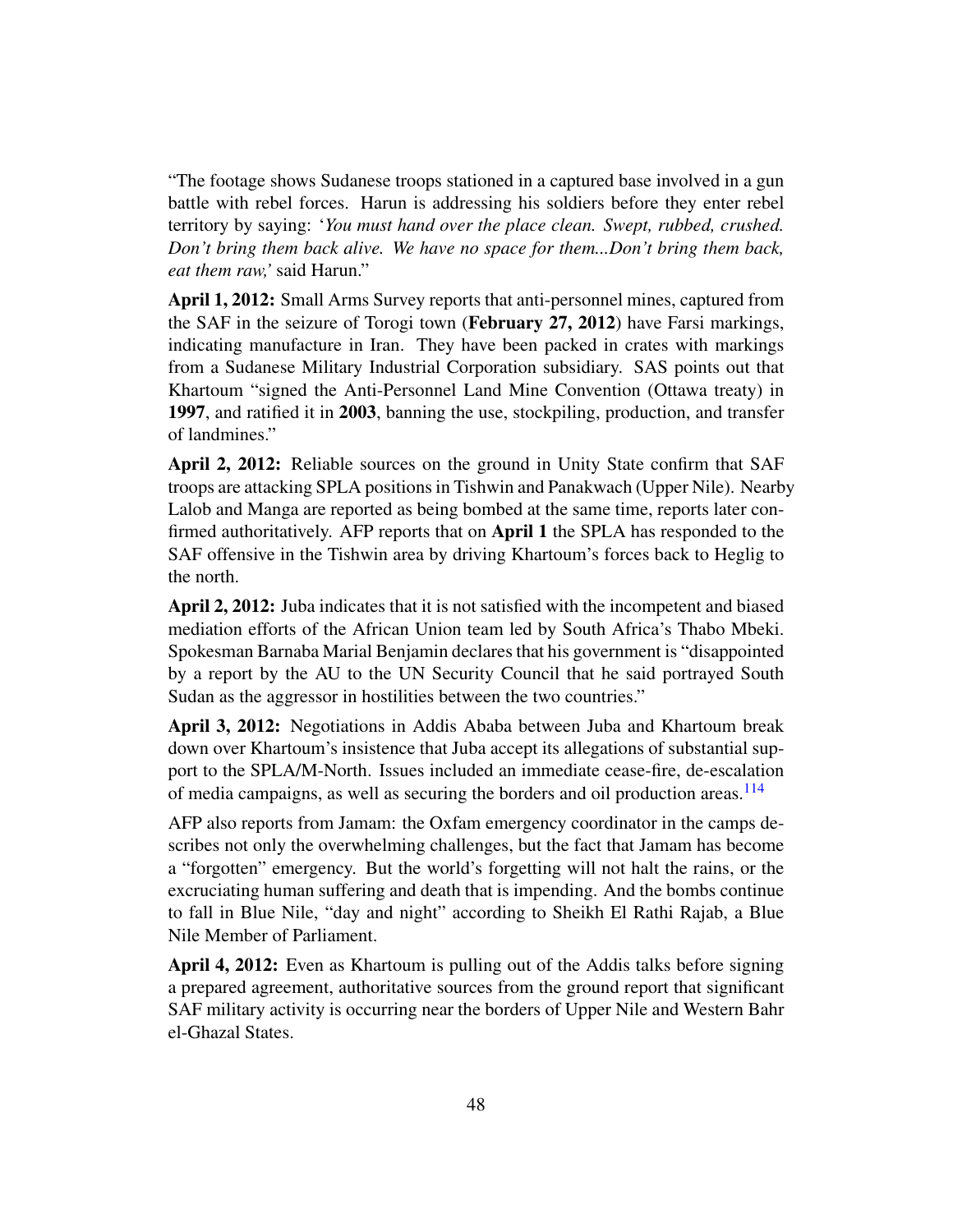"The footage shows Sudanese troops stationed in a captured base involved in a gun battle with rebel forces. Harun is addressing his soldiers before they enter rebel territory by saying: '*You must hand over the place clean. Swept, rubbed, crushed. Don't bring them back alive. We have no space for them...Don't bring them back, eat them raw,'* said Harun."

**April 1, 2012:** Small Arms Survey reports that anti-personnel mines, captured from the SAF in the seizure of Torogi town (**February 27, 2012**) have Farsi markings, indicating manufacture in Iran. They have been packed in crates with markings from a Sudanese Military Industrial Corporation subsidiary. SAS points out that Khartoum "signed the Anti-Personnel Land Mine Convention (Ottawa treaty) in **1997**, and ratified it in **2003**, banning the use, stockpiling, production, and transfer of landmines."

**April 2, 2012:** Reliable sources on the ground in Unity State confirm that SAF troops are attacking SPLA positions in Tishwin and Panakwach (Upper Nile). Nearby Lalob and Manga are reported as being bombed at the same time, reports later confirmed authoritatively. AFP reports that on **April 1** the SPLA has responded to the SAF offensive in the Tishwin area by driving Khartoum's forces back to Heglig to the north.

**April 2, 2012:** Juba indicates that it is not satisfied with the incompetent and biased mediation efforts of the African Union team led by South Africa's Thabo Mbeki. Spokesman Barnaba Marial Benjamin declares that his government is "disappointed by a report by the AU to the UN Security Council that he said portrayed South Sudan as the aggressor in hostilities between the two countries."

**April 3, 2012:** Negotiations in Addis Ababa between Juba and Khartoum break down over Khartoum's insistence that Juba accept its allegations of substantial support to the SPLA/M-North. Issues included an immediate cease-fire, de-escalation of media campaigns, as well as securing the borders and oil production areas.[114]

AFP also reports from Jamam: the Oxfam emergency coordinator in the camps describes not only the overwhelming challenges, but the fact that Jamam has become a "forgotten" emergency. But the world's forgetting will not halt the rains, or the excruciating human suffering and death that is impending. And the bombs continue to fall in Blue Nile, "day and night" according to Sheikh El Rathi Rajab, a Blue Nile Member of Parliament.

**April 4, 2012:** Even as Khartoum is pulling out of the Addis talks before signing a prepared agreement, authoritative sources from the ground report that significant SAF military activity is occurring near the borders of Upper Nile and Western Bahr el-Ghazal States.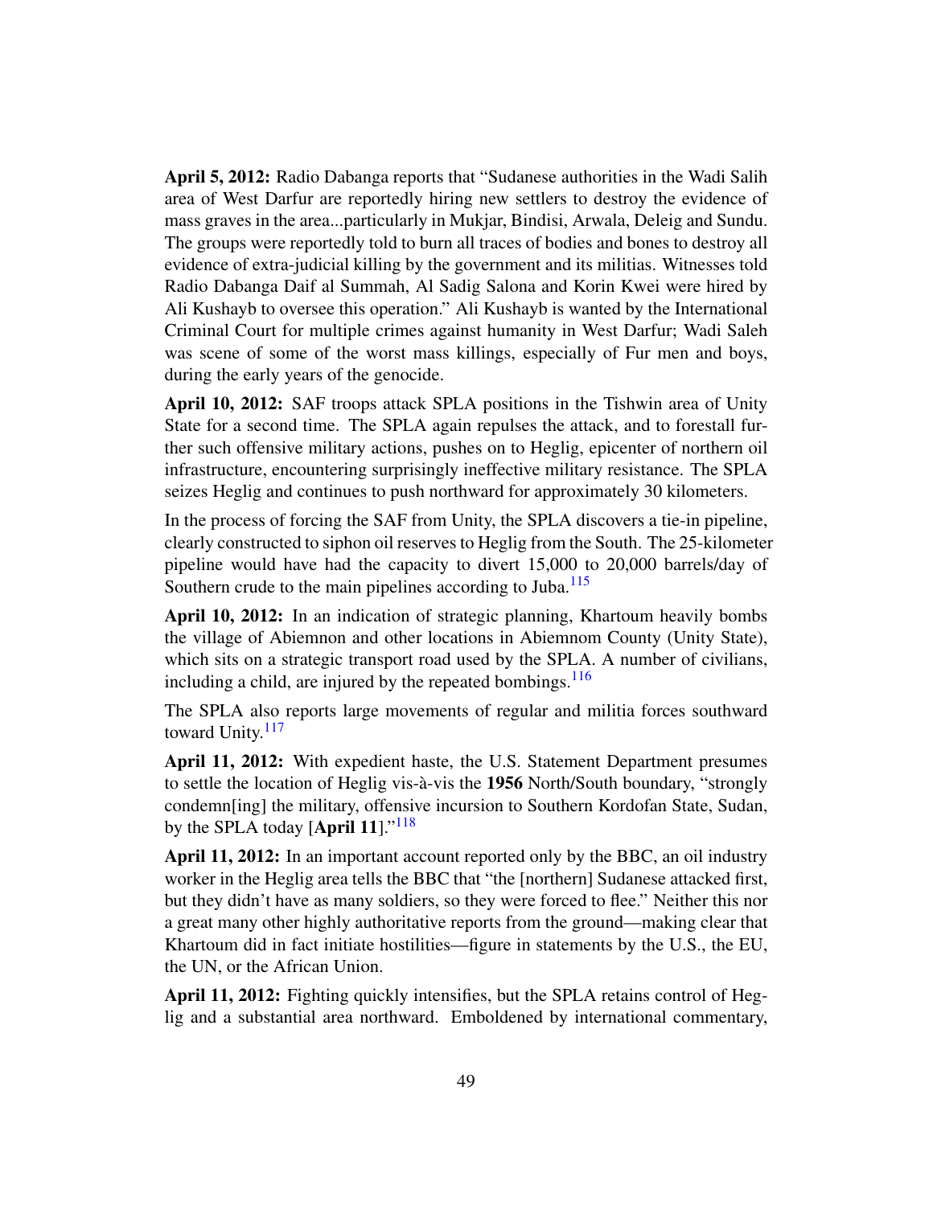**April 5, 2012:** Radio Dabanga reports that "Sudanese authorities in the Wadi Salih area of West Darfur are reportedly hiring new settlers to destroy the evidence of mass graves in the area...particularly in Mukjar, Bindisi, Arwala, Deleig and Sundu. The groups were reportedly told to burn all traces of bodies and bones to destroy all evidence of extra-judicial killing by the government and its militias. Witnesses told Radio Dabanga Daif al Summah, Al Sadig Salona and Korin Kwei were hired by Ali Kushayb to oversee this operation." Ali Kushayb is wanted by the International Criminal Court for multiple crimes against humanity in West Darfur; Wadi Saleh was scene of some of the worst mass killings, especially of Fur men and boys, during the early years of the genocide.

**April 10, 2012:** SAF troops attack SPLA positions in the Tishwin area of Unity State for a second time. The SPLA again repulses the attack, and to forestall further such offensive military actions, pushes on to Heglig, epicenter of northern oil infrastructure, encountering surprisingly ineffective military resistance. The SPLA seizes Heglig and continues to push northward for approximately 30 kilometers.

In the process of forcing the SAF from Unity, the SPLA discovers a tie-in pipeline, clearly constructed to siphon oil reserves to Heglig from the South. The 25-kilometer pipeline would have had the capacity to divert 15,000 to 20,000 barrels/day of Southern crude to the main pipelines according to Juba.[115]

**April 10, 2012:** In an indication of strategic planning, Khartoum heavily bombs the village of Abiemnon and other locations in Abiemnom County (Unity State), which sits on a strategic transport road used by the SPLA. A number of civilians, including a child, are injured by the repeated bombings.[116]

The SPLA also reports large movements of regular and militia forces southward toward Unity.[117]

**April 11, 2012:** With expedient haste, the U.S. Statement Department presumes to settle the location of Heglig vis-à-vis the **1956** North/South boundary, "strongly condemn[ing] the military, offensive incursion to Southern Kordofan State, Sudan, by the SPLA today [**April 11**]."[118]

**April 11, 2012:** In an important account reported only by the BBC, an oil industry worker in the Heglig area tells the BBC that "the [northern] Sudanese attacked first, but they didn't have as many soldiers, so they were forced to flee." Neither this nor a great many other highly authoritative reports from the ground—making clear that Khartoum did in fact initiate hostilities—figure in statements by the U.S., the EU, the UN, or the African Union.

**April 11, 2012:** Fighting quickly intensifies, but the SPLA retains control of Heglig and a substantial area northward. Emboldened by international commentary,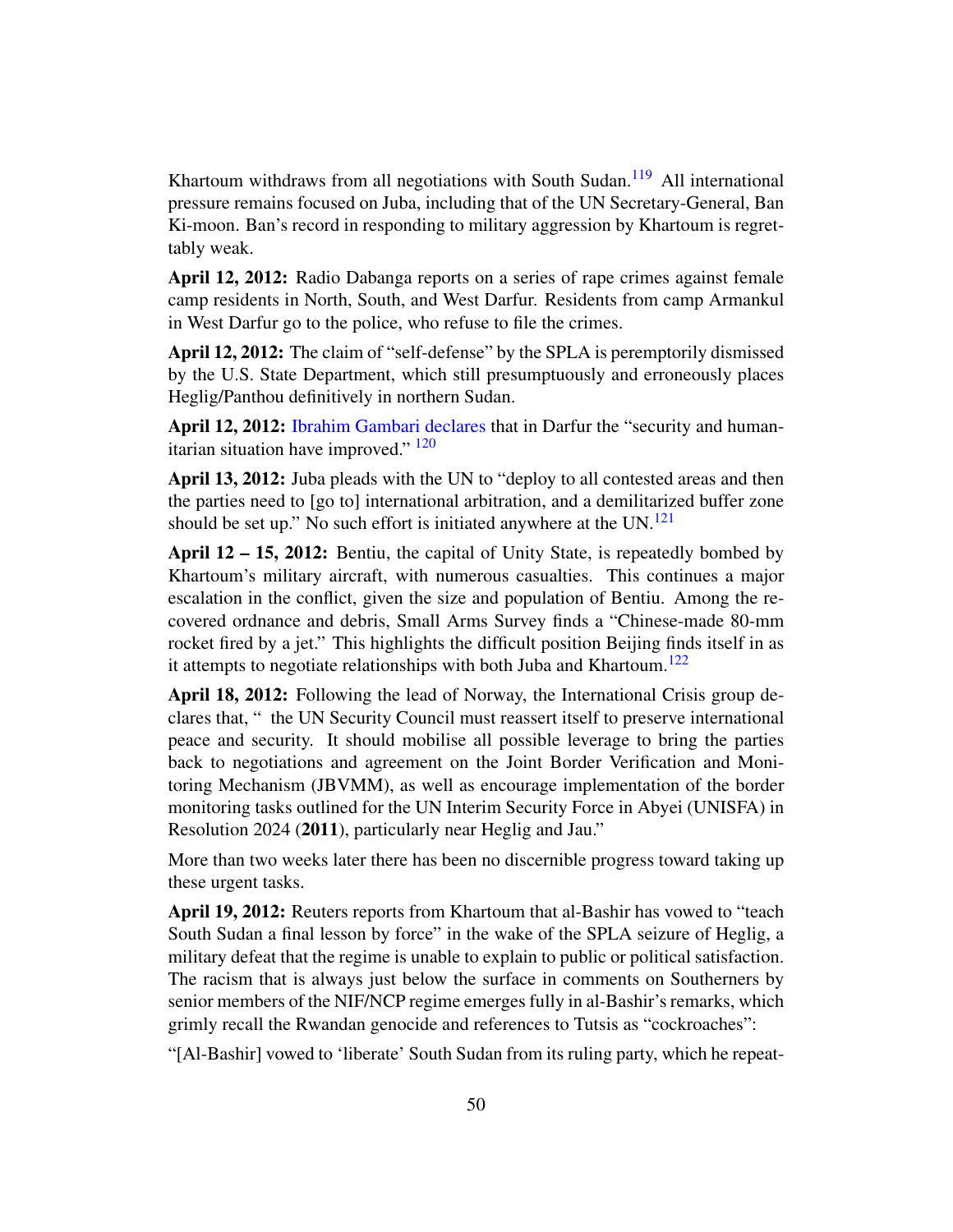Khartoum withdraws from all negotiations with South Sudan.[119] All international pressure remains focused on Juba, including that of the UN Secretary-General, Ban Ki-moon. Ban's record in responding to military aggression by Khartoum is regrettably weak.

**April 12, 2012:** Radio Dabanga reports on a series of rape crimes against female camp residents in North, South, and West Darfur. Residents from camp Armankul in West Darfur go to the police, who refuse to file the crimes.

**April 12, 2012:** The claim of "self-defense" by the SPLA is peremptorily dismissed by the U.S. State Department, which still presumptuously and erroneously places Heglig/Panthou definitively in northern Sudan.

**April 12, 2012:** Ibrahim Gambari declares that in Darfur the "security and humanitarian situation have improved." [120]

**April 13, 2012:** Juba pleads with the UN to "deploy to all contested areas and then the parties need to [go to] international arbitration, and a demilitarized buffer zone should be set up." No such effort is initiated anywhere at the UN.[121]

**April 12 – 15, 2012:** Bentiu, the capital of Unity State, is repeatedly bombed by Khartoum's military aircraft, with numerous casualties. This continues a major escalation in the conflict, given the size and population of Bentiu. Among the recovered ordnance and debris, Small Arms Survey finds a "Chinese-made 80-mm rocket fired by a jet." This highlights the difficult position Beijing finds itself in as it attempts to negotiate relationships with both Juba and Khartoum.[122]

**April 18, 2012:** Following the lead of Norway, the International Crisis group declares that, " the UN Security Council must reassert itself to preserve international peace and security. It should mobilise all possible leverage to bring the parties back to negotiations and agreement on the Joint Border Verification and Monitoring Mechanism (JBVMM), as well as encourage implementation of the border monitoring tasks outlined for the UN Interim Security Force in Abyei (UNISFA) in Resolution 2024 (**2011**), particularly near Heglig and Jau."

More than two weeks later there has been no discernible progress toward taking up these urgent tasks.

**April 19, 2012:** Reuters reports from Khartoum that al-Bashir has vowed to "teach South Sudan a final lesson by force" in the wake of the SPLA seizure of Heglig, a military defeat that the regime is unable to explain to public or political satisfaction. The racism that is always just below the surface in comments on Southerners by senior members of the NIF/NCP regime emerges fully in al-Bashir's remarks, which grimly recall the Rwandan genocide and references to Tutsis as "cockroaches":

"[Al-Bashir] vowed to 'liberate' South Sudan from its ruling party, which he repeat-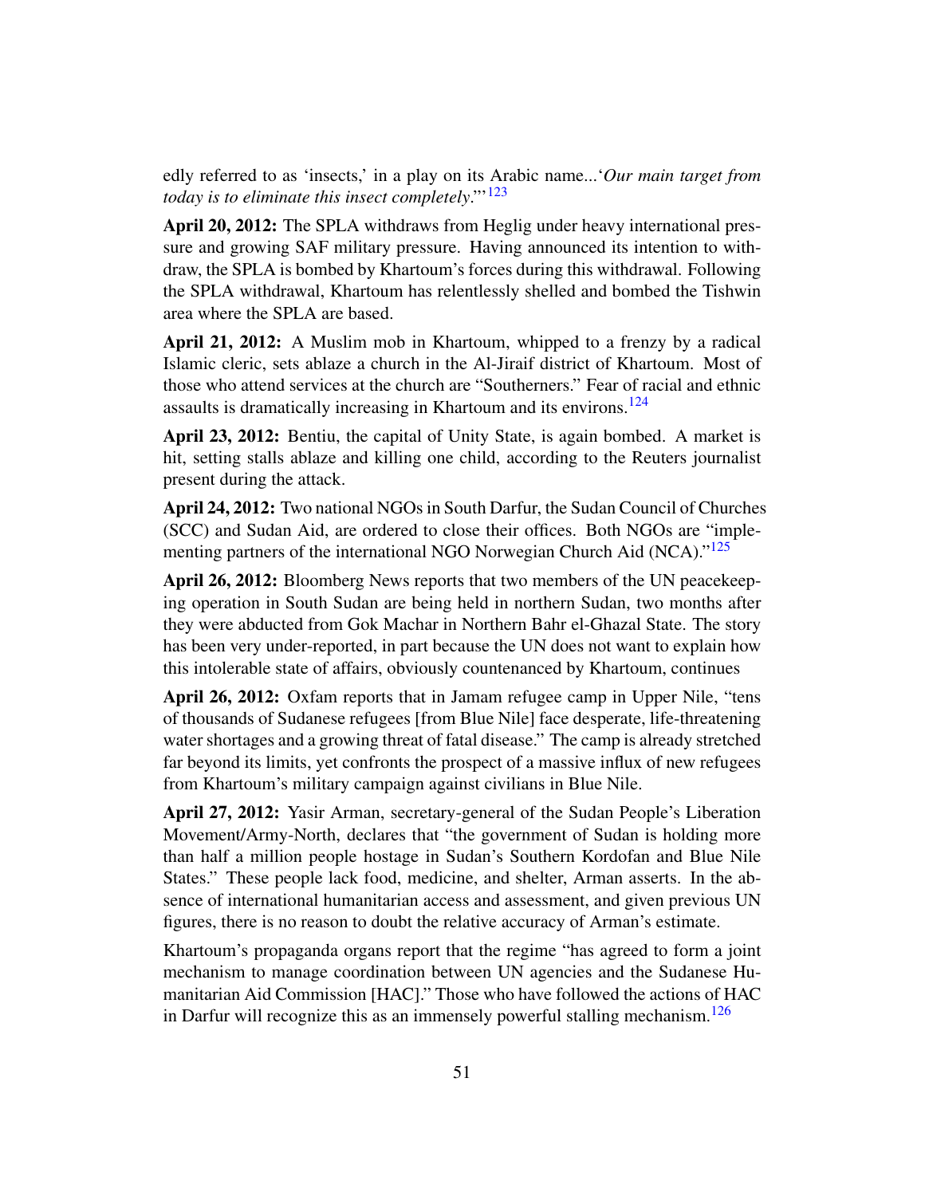edly referred to as 'insects,' in a play on its Arabic name...'*Our main target from today is to eliminate this insect completely*.'"[123]

**April 20, 2012:** The SPLA withdraws from Heglig under heavy international pressure and growing SAF military pressure. Having announced its intention to withdraw, the SPLA is bombed by Khartoum's forces during this withdrawal. Following the SPLA withdrawal, Khartoum has relentlessly shelled and bombed the Tishwin area where the SPLA are based.

**April 21, 2012:** A Muslim mob in Khartoum, whipped to a frenzy by a radical Islamic cleric, sets ablaze a church in the Al-Jiraif district of Khartoum. Most of those who attend services at the church are "Southerners." Fear of racial and ethnic assaults is dramatically increasing in Khartoum and its environs.[124]

**April 23, 2012:** Bentiu, the capital of Unity State, is again bombed. A market is hit, setting stalls ablaze and killing one child, according to the Reuters journalist present during the attack.

**April 24, 2012:** Two national NGOs in South Darfur, the Sudan Council of Churches (SCC) and Sudan Aid, are ordered to close their offices. Both NGOs are "implementing partners of the international NGO Norwegian Church Aid (NCA)."[125]

**April 26, 2012:** Bloomberg News reports that two members of the UN peacekeeping operation in South Sudan are being held in northern Sudan, two months after they were abducted from Gok Machar in Northern Bahr el-Ghazal State. The story has been very under-reported, in part because the UN does not want to explain how this intolerable state of affairs, obviously countenanced by Khartoum, continues

**April 26, 2012:** Oxfam reports that in Jamam refugee camp in Upper Nile, "tens of thousands of Sudanese refugees [from Blue Nile] face desperate, life-threatening water shortages and a growing threat of fatal disease." The camp is already stretched far beyond its limits, yet confronts the prospect of a massive influx of new refugees from Khartoum's military campaign against civilians in Blue Nile.

**April 27, 2012:** Yasir Arman, secretary-general of the Sudan People's Liberation Movement/Army-North, declares that "the government of Sudan is holding more than half a million people hostage in Sudan's Southern Kordofan and Blue Nile States." These people lack food, medicine, and shelter, Arman asserts. In the absence of international humanitarian access and assessment, and given previous UN figures, there is no reason to doubt the relative accuracy of Arman's estimate.

Khartoum's propaganda organs report that the regime "has agreed to form a joint mechanism to manage coordination between UN agencies and the Sudanese Humanitarian Aid Commission [HAC]." Those who have followed the actions of HAC in Darfur will recognize this as an immensely powerful stalling mechanism.[126]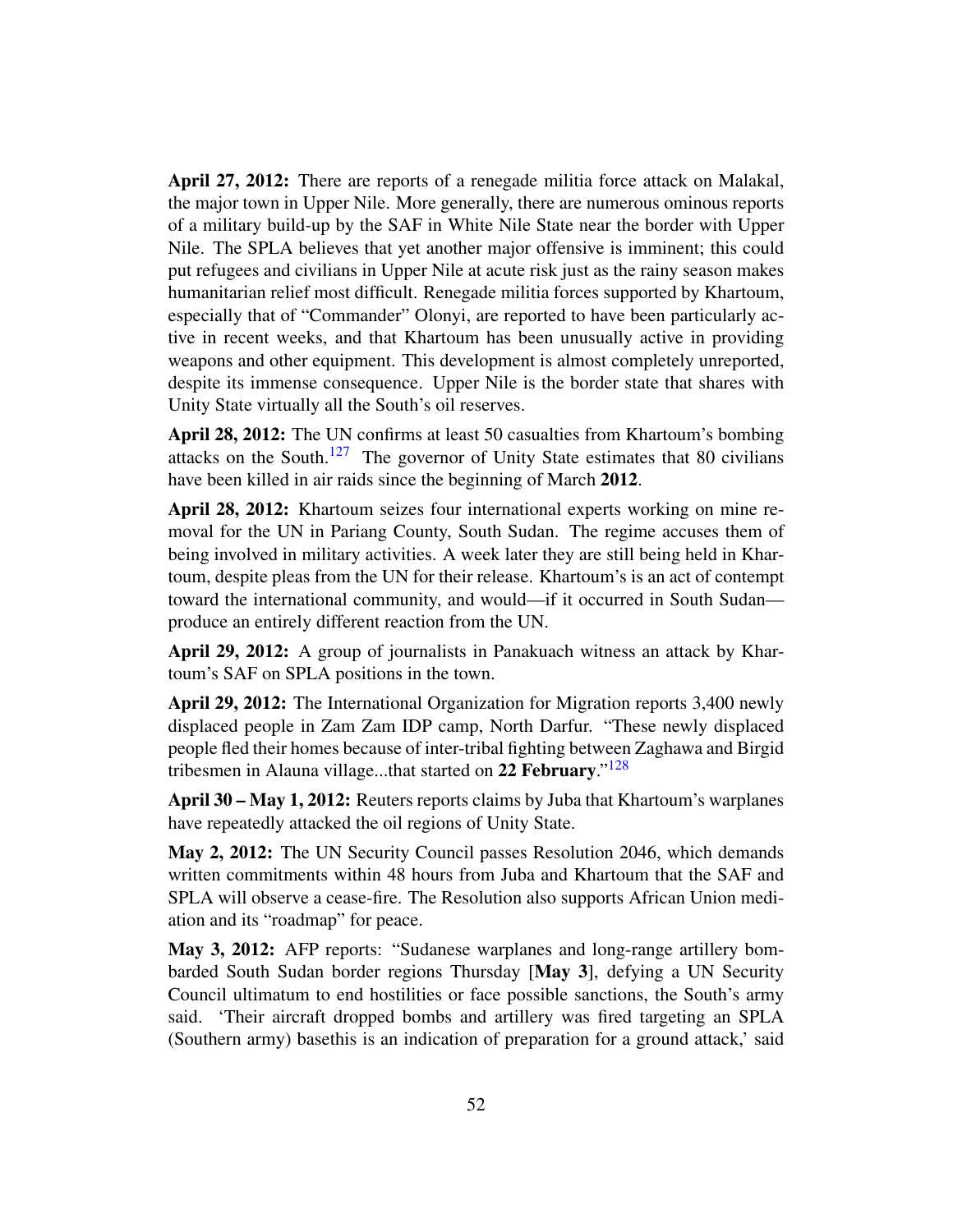**April 27, 2012:** There are reports of a renegade militia force attack on Malakal, the major town in Upper Nile. More generally, there are numerous ominous reports of a military build-up by the SAF in White Nile State near the border with Upper Nile. The SPLA believes that yet another major offensive is imminent; this could put refugees and civilians in Upper Nile at acute risk just as the rainy season makes humanitarian relief most difficult. Renegade militia forces supported by Khartoum, especially that of "Commander" Olonyi, are reported to have been particularly active in recent weeks, and that Khartoum has been unusually active in providing weapons and other equipment. This development is almost completely unreported, despite its immense consequence. Upper Nile is the border state that shares with Unity State virtually all the South's oil reserves.

**April 28, 2012:** The UN confirms at least 50 casualties from Khartoum's bombing attacks on the South.[127] The governor of Unity State estimates that 80 civilians have been killed in air raids since the beginning of March **2012**.

**April 28, 2012:** Khartoum seizes four international experts working on mine removal for the UN in Pariang County, South Sudan. The regime accuses them of being involved in military activities. A week later they are still being held in Khartoum, despite pleas from the UN for their release. Khartoum's is an act of contempt toward the international community, and would—if it occurred in South Sudan—produce an entirely different reaction from the UN.

**April 29, 2012:** A group of journalists in Panakuach witness an attack by Khartoum's SAF on SPLA positions in the town.

**April 29, 2012:** The International Organization for Migration reports 3,400 newly displaced people in Zam Zam IDP camp, North Darfur. "These newly displaced people fled their homes because of inter-tribal fighting between Zaghawa and Birgid tribesmen in Alauna village...that started on **22 February**."[128]

**April 30 – May 1, 2012:** Reuters reports claims by Juba that Khartoum's warplanes have repeatedly attacked the oil regions of Unity State.

**May 2, 2012:** The UN Security Council passes Resolution 2046, which demands written commitments within 48 hours from Juba and Khartoum that the SAF and SPLA will observe a cease-fire. The Resolution also supports African Union mediation and its "roadmap" for peace.

**May 3, 2012:** AFP reports: "Sudanese warplanes and long-range artillery bombarded South Sudan border regions Thursday [**May 3**], defying a UN Security Council ultimatum to end hostilities or face possible sanctions, the South's army said. 'Their aircraft dropped bombs and artillery was fired targeting an SPLA (Southern army) basethis is an indication of preparation for a ground attack,' said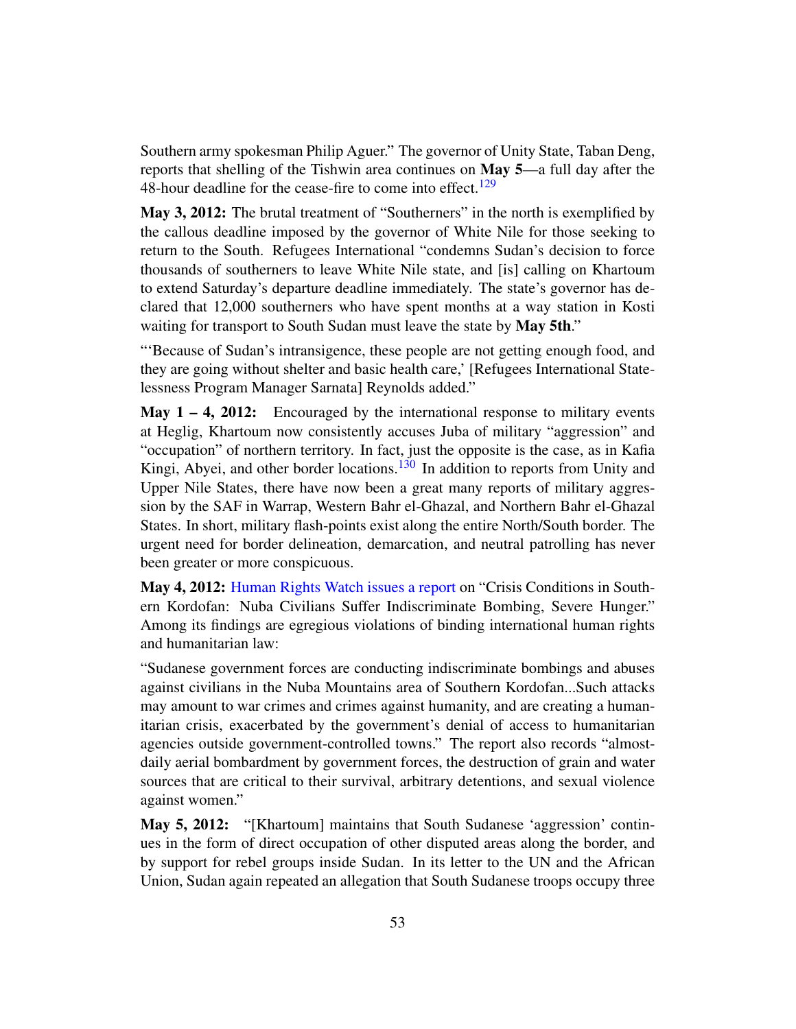Southern army spokesman Philip Aguer." The governor of Unity State, Taban Deng, reports that shelling of the Tishwin area continues on **May 5**—a full day after the 48-hour deadline for the cease-fire to come into effect.[129]

**May 3, 2012:** The brutal treatment of "Southerners" in the north is exemplified by the callous deadline imposed by the governor of White Nile for those seeking to return to the South. Refugees International "condemns Sudan's decision to force thousands of southerners to leave White Nile state, and [is] calling on Khartoum to extend Saturday's departure deadline immediately. The state's governor has declared that 12,000 southerners who have spent months at a way station in Kosti waiting for transport to South Sudan must leave the state by **May 5th**."

"'Because of Sudan's intransigence, these people are not getting enough food, and they are going without shelter and basic health care,' [Refugees International Statelessness Program Manager Sarnata] Reynolds added."

**May 1 – 4, 2012:** Encouraged by the international response to military events at Heglig, Khartoum now consistently accuses Juba of military "aggression" and "occupation" of northern territory. In fact, just the opposite is the case, as in Kafia Kingi, Abyei, and other border locations.[130] In addition to reports from Unity and Upper Nile States, there have now been a great many reports of military aggression by the SAF in Warrap, Western Bahr el-Ghazal, and Northern Bahr el-Ghazal States. In short, military flash-points exist along the entire North/South border. The urgent need for border delineation, demarcation, and neutral patrolling has never been greater or more conspicuous.

**May 4, 2012:** Human Rights Watch issues a report on "Crisis Conditions in Southern Kordofan: Nuba Civilians Suffer Indiscriminate Bombing, Severe Hunger." Among its findings are egregious violations of binding international human rights and humanitarian law:

"Sudanese government forces are conducting indiscriminate bombings and abuses against civilians in the Nuba Mountains area of Southern Kordofan...Such attacks may amount to war crimes and crimes against humanity, and are creating a humanitarian crisis, exacerbated by the government's denial of access to humanitarian agencies outside government-controlled towns." The report also records "almost-daily aerial bombardment by government forces, the destruction of grain and water sources that are critical to their survival, arbitrary detentions, and sexual violence against women."

**May 5, 2012:** "[Khartoum] maintains that South Sudanese 'aggression' continues in the form of direct occupation of other disputed areas along the border, and by support for rebel groups inside Sudan. In its letter to the UN and the African Union, Sudan again repeated an allegation that South Sudanese troops occupy three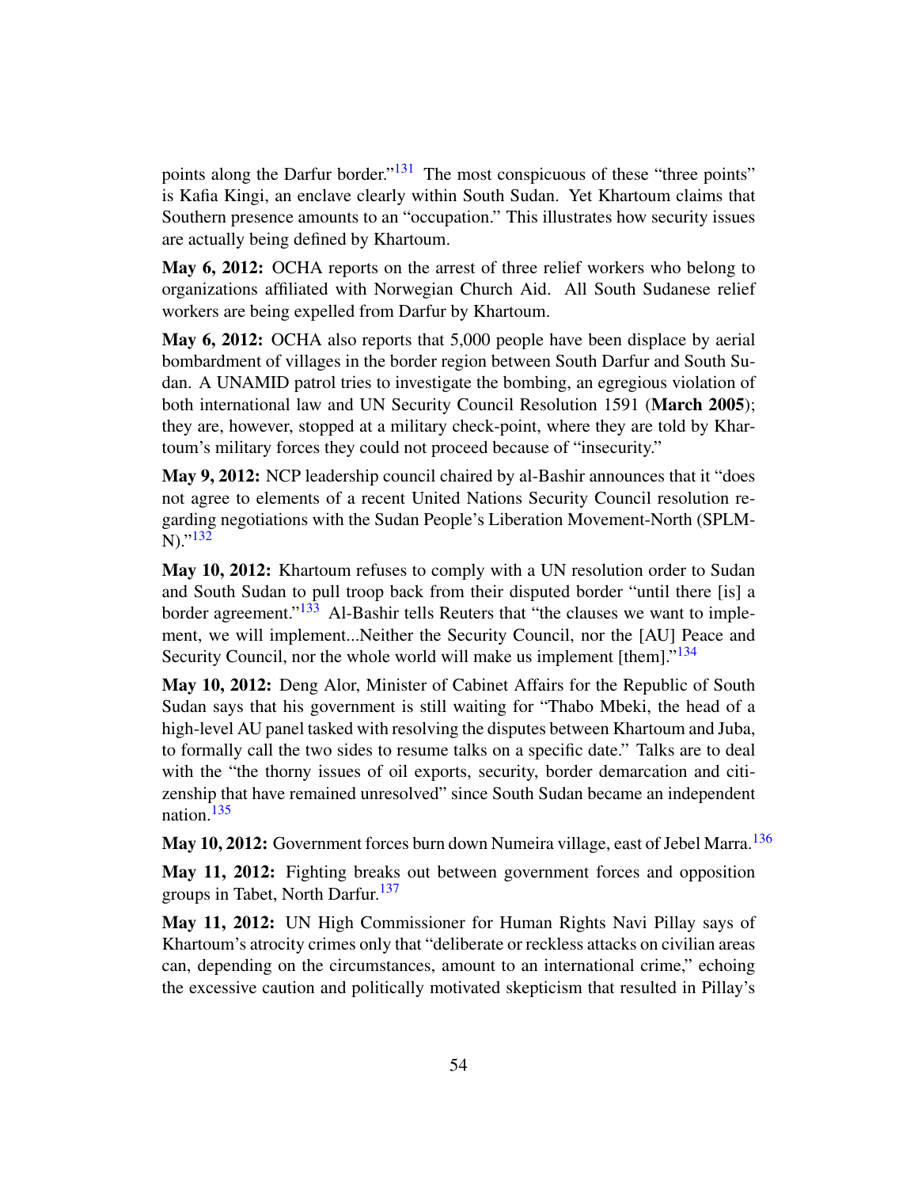points along the Darfur border."[131] The most conspicuous of these "three points" is Kafia Kingi, an enclave clearly within South Sudan. Yet Khartoum claims that Southern presence amounts to an "occupation." This illustrates how security issues are actually being defined by Khartoum.

**May 6, 2012:** OCHA reports on the arrest of three relief workers who belong to organizations affiliated with Norwegian Church Aid. All South Sudanese relief workers are being expelled from Darfur by Khartoum.

**May 6, 2012:** OCHA also reports that 5,000 people have been displace by aerial bombardment of villages in the border region between South Darfur and South Sudan. A UNAMID patrol tries to investigate the bombing, an egregious violation of both international law and UN Security Council Resolution 1591 (**March 2005**); they are, however, stopped at a military check-point, where they are told by Khartoum's military forces they could not proceed because of "insecurity."

**May 9, 2012:** NCP leadership council chaired by al-Bashir announces that it "does not agree to elements of a recent United Nations Security Council resolution regarding negotiations with the Sudan People's Liberation Movement-North (SPLM-N)."[132]

**May 10, 2012:** Khartoum refuses to comply with a UN resolution order to Sudan and South Sudan to pull troop back from their disputed border "until there [is] a border agreement."[133] Al-Bashir tells Reuters that "the clauses we want to implement, we will implement...Neither the Security Council, nor the [AU] Peace and Security Council, nor the whole world will make us implement [them]."[134]

**May 10, 2012:** Deng Alor, Minister of Cabinet Affairs for the Republic of South Sudan says that his government is still waiting for "Thabo Mbeki, the head of a high-level AU panel tasked with resolving the disputes between Khartoum and Juba, to formally call the two sides to resume talks on a specific date." Talks are to deal with the "the thorny issues of oil exports, security, border demarcation and citizenship that have remained unresolved" since South Sudan became an independent nation.[135]

**May 10, 2012:** Government forces burn down Numeira village, east of Jebel Marra.[136]

**May 11, 2012:** Fighting breaks out between government forces and opposition groups in Tabet, North Darfur.[137]

**May 11, 2012:** UN High Commissioner for Human Rights Navi Pillay says of Khartoum's atrocity crimes only that "deliberate or reckless attacks on civilian areas can, depending on the circumstances, amount to an international crime," echoing the excessive caution and politically motivated skepticism that resulted in Pillay's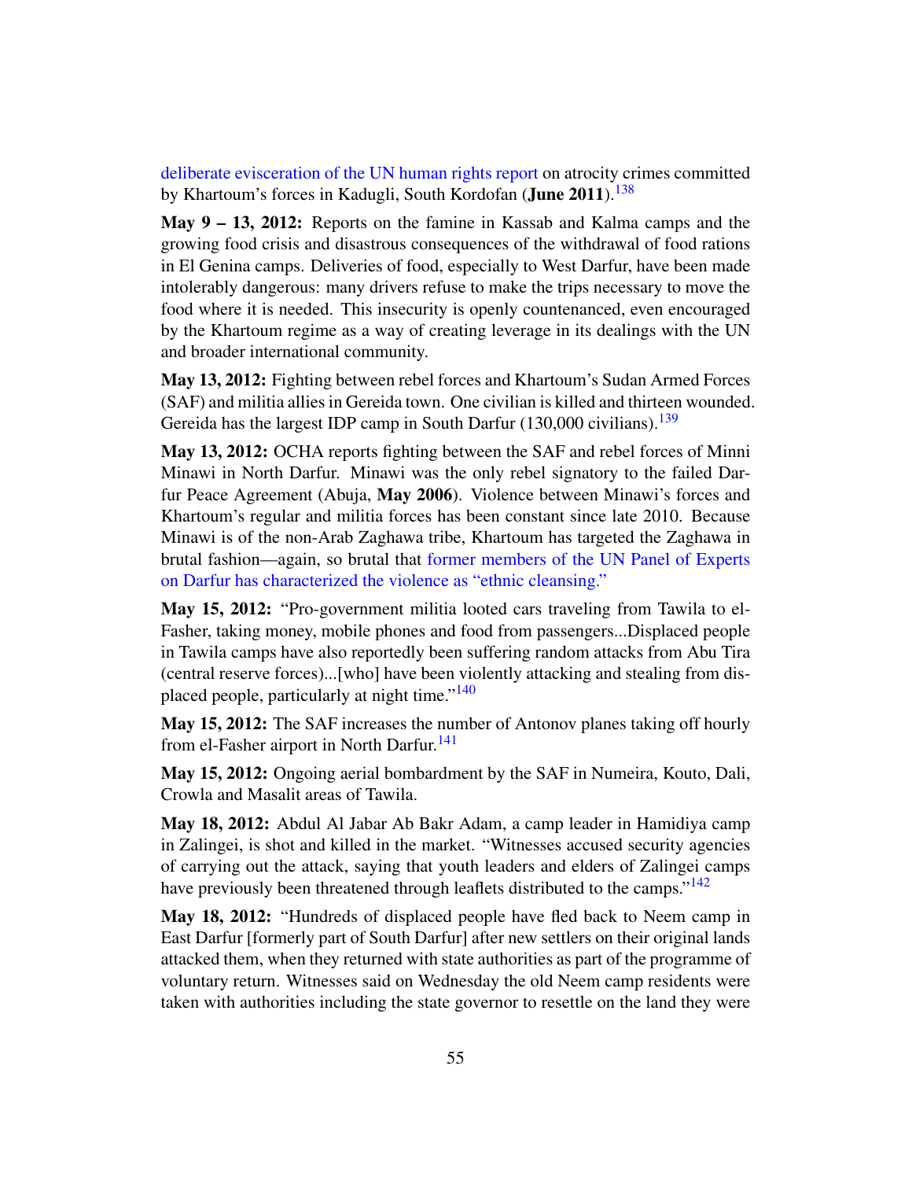deliberate evisceration of the UN human rights report on atrocity crimes committed by Khartoum's forces in Kadugli, South Kordofan (**June 2011**).[138]

**May 9 – 13, 2012:** Reports on the famine in Kassab and Kalma camps and the growing food crisis and disastrous consequences of the withdrawal of food rations in El Genina camps. Deliveries of food, especially to West Darfur, have been made intolerably dangerous: many drivers refuse to make the trips necessary to move the food where it is needed. This insecurity is openly countenanced, even encouraged by the Khartoum regime as a way of creating leverage in its dealings with the UN and broader international community.

**May 13, 2012:** Fighting between rebel forces and Khartoum's Sudan Armed Forces (SAF) and militia allies in Gereida town. One civilian is killed and thirteen wounded. Gereida has the largest IDP camp in South Darfur (130,000 civilians).[139]

**May 13, 2012:** OCHA reports fighting between the SAF and rebel forces of Minni Minawi in North Darfur. Minawi was the only rebel signatory to the failed Darfur Peace Agreement (Abuja, **May 2006**). Violence between Minawi's forces and Khartoum's regular and militia forces has been constant since late 2010. Because Minawi is of the non-Arab Zaghawa tribe, Khartoum has targeted the Zaghawa in brutal fashion—again, so brutal that former members of the UN Panel of Experts on Darfur has characterized the violence as "ethnic cleansing."

**May 15, 2012:** "Pro-government militia looted cars traveling from Tawila to el-Fasher, taking money, mobile phones and food from passengers...Displaced people in Tawila camps have also reportedly been suffering random attacks from Abu Tira (central reserve forces)...[who] have been violently attacking and stealing from displaced people, particularly at night time."[140]

**May 15, 2012:** The SAF increases the number of Antonov planes taking off hourly from el-Fasher airport in North Darfur.[141]

**May 15, 2012:** Ongoing aerial bombardment by the SAF in Numeira, Kouto, Dali, Crowla and Masalit areas of Tawila.

**May 18, 2012:** Abdul Al Jabar Ab Bakr Adam, a camp leader in Hamidiya camp in Zalingei, is shot and killed in the market. "Witnesses accused security agencies of carrying out the attack, saying that youth leaders and elders of Zalingei camps have previously been threatened through leaflets distributed to the camps."[142]

**May 18, 2012:** "Hundreds of displaced people have fled back to Neem camp in East Darfur [formerly part of South Darfur] after new settlers on their original lands attacked them, when they returned with state authorities as part of the programme of voluntary return. Witnesses said on Wednesday the old Neem camp residents were taken with authorities including the state governor to resettle on the land they were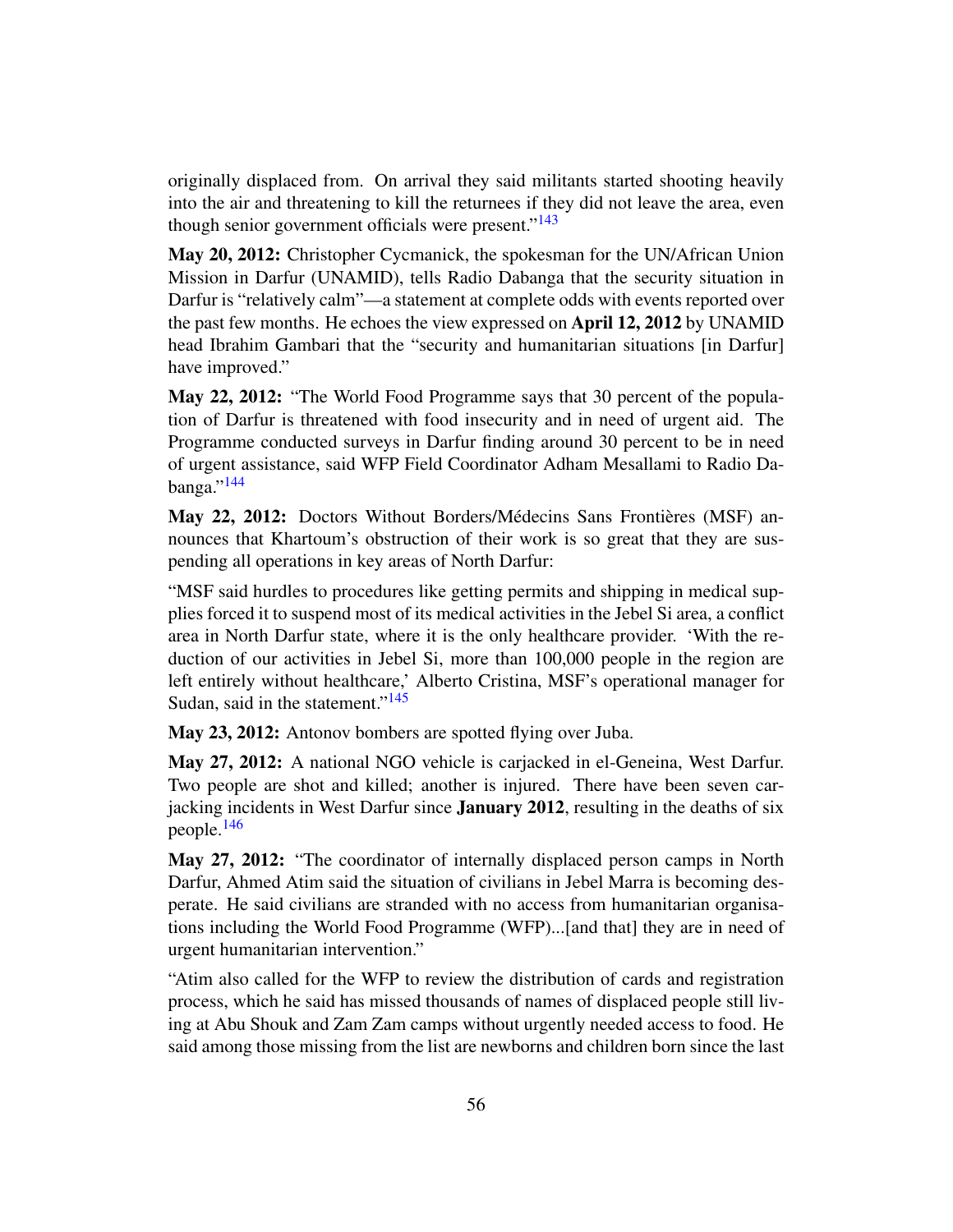originally displaced from. On arrival they said militants started shooting heavily into the air and threatening to kill the returnees if they did not leave the area, even though senior government officials were present."[143]

**May 20, 2012:** Christopher Cycmanick, the spokesman for the UN/African Union Mission in Darfur (UNAMID), tells Radio Dabanga that the security situation in Darfur is "relatively calm"—a statement at complete odds with events reported over the past few months. He echoes the view expressed on **April 12, 2012** by UNAMID head Ibrahim Gambari that the "security and humanitarian situations [in Darfur] have improved."

**May 22, 2012:** "The World Food Programme says that 30 percent of the population of Darfur is threatened with food insecurity and in need of urgent aid. The Programme conducted surveys in Darfur finding around 30 percent to be in need of urgent assistance, said WFP Field Coordinator Adham Mesallami to Radio Dabanga."[144]

**May 22, 2012:** Doctors Without Borders/Médecins Sans Frontières (MSF) announces that Khartoum's obstruction of their work is so great that they are suspending all operations in key areas of North Darfur:

"MSF said hurdles to procedures like getting permits and shipping in medical supplies forced it to suspend most of its medical activities in the Jebel Si area, a conflict area in North Darfur state, where it is the only healthcare provider. 'With the reduction of our activities in Jebel Si, more than 100,000 people in the region are left entirely without healthcare,' Alberto Cristina, MSF's operational manager for Sudan, said in the statement."[145]

**May 23, 2012:** Antonov bombers are spotted flying over Juba.

**May 27, 2012:** A national NGO vehicle is carjacked in el-Geneina, West Darfur. Two people are shot and killed; another is injured. There have been seven carjacking incidents in West Darfur since **January 2012**, resulting in the deaths of six people.[146]

**May 27, 2012:** "The coordinator of internally displaced person camps in North Darfur, Ahmed Atim said the situation of civilians in Jebel Marra is becoming desperate. He said civilians are stranded with no access from humanitarian organisations including the World Food Programme (WFP)...[and that] they are in need of urgent humanitarian intervention."

"Atim also called for the WFP to review the distribution of cards and registration process, which he said has missed thousands of names of displaced people still living at Abu Shouk and Zam Zam camps without urgently needed access to food. He said among those missing from the list are newborns and children born since the last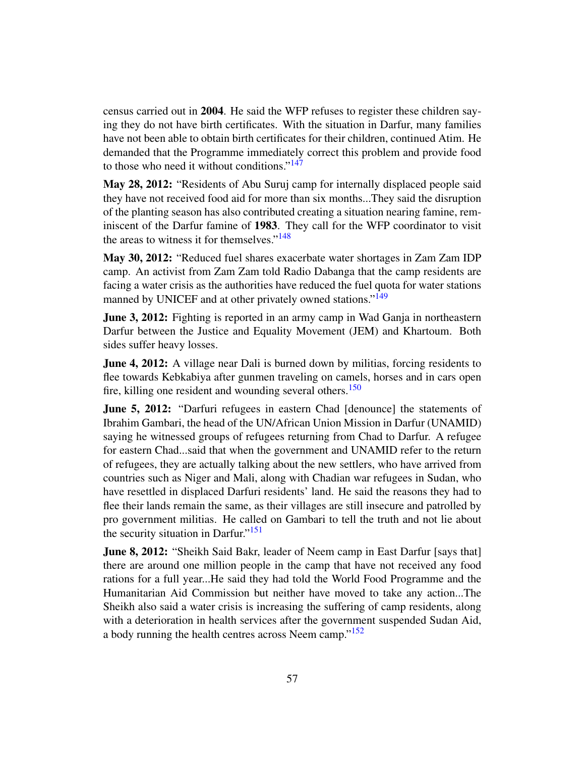census carried out in **2004**. He said the WFP refuses to register these children saying they do not have birth certificates. With the situation in Darfur, many families have not been able to obtain birth certificates for their children, continued Atim. He demanded that the Programme immediately correct this problem and provide food to those who need it without conditions."[147]

**May 28, 2012:** "Residents of Abu Suruj camp for internally displaced people said they have not received food aid for more than six months...They said the disruption of the planting season has also contributed creating a situation nearing famine, reminiscent of the Darfur famine of **1983**. They call for the WFP coordinator to visit the areas to witness it for themselves."[148]

**May 30, 2012:** "Reduced fuel shares exacerbate water shortages in Zam Zam IDP camp. An activist from Zam Zam told Radio Dabanga that the camp residents are facing a water crisis as the authorities have reduced the fuel quota for water stations manned by UNICEF and at other privately owned stations."[149]

**June 3, 2012:** Fighting is reported in an army camp in Wad Ganja in northeastern Darfur between the Justice and Equality Movement (JEM) and Khartoum. Both sides suffer heavy losses.

**June 4, 2012:** A village near Dali is burned down by militias, forcing residents to flee towards Kebkabiya after gunmen traveling on camels, horses and in cars open fire, killing one resident and wounding several others.[150]

**June 5, 2012:** "Darfuri refugees in eastern Chad [denounce] the statements of Ibrahim Gambari, the head of the UN/African Union Mission in Darfur (UNAMID) saying he witnessed groups of refugees returning from Chad to Darfur. A refugee for eastern Chad...said that when the government and UNAMID refer to the return of refugees, they are actually talking about the new settlers, who have arrived from countries such as Niger and Mali, along with Chadian war refugees in Sudan, who have resettled in displaced Darfuri residents' land. He said the reasons they had to flee their lands remain the same, as their villages are still insecure and patrolled by pro government militias. He called on Gambari to tell the truth and not lie about the security situation in Darfur."[151]

**June 8, 2012:** "Sheikh Said Bakr, leader of Neem camp in East Darfur [says that] there are around one million people in the camp that have not received any food rations for a full year...He said they had told the World Food Programme and the Humanitarian Aid Commission but neither have moved to take any action...The Sheikh also said a water crisis is increasing the suffering of camp residents, along with a deterioration in health services after the government suspended Sudan Aid, a body running the health centres across Neem camp."[152]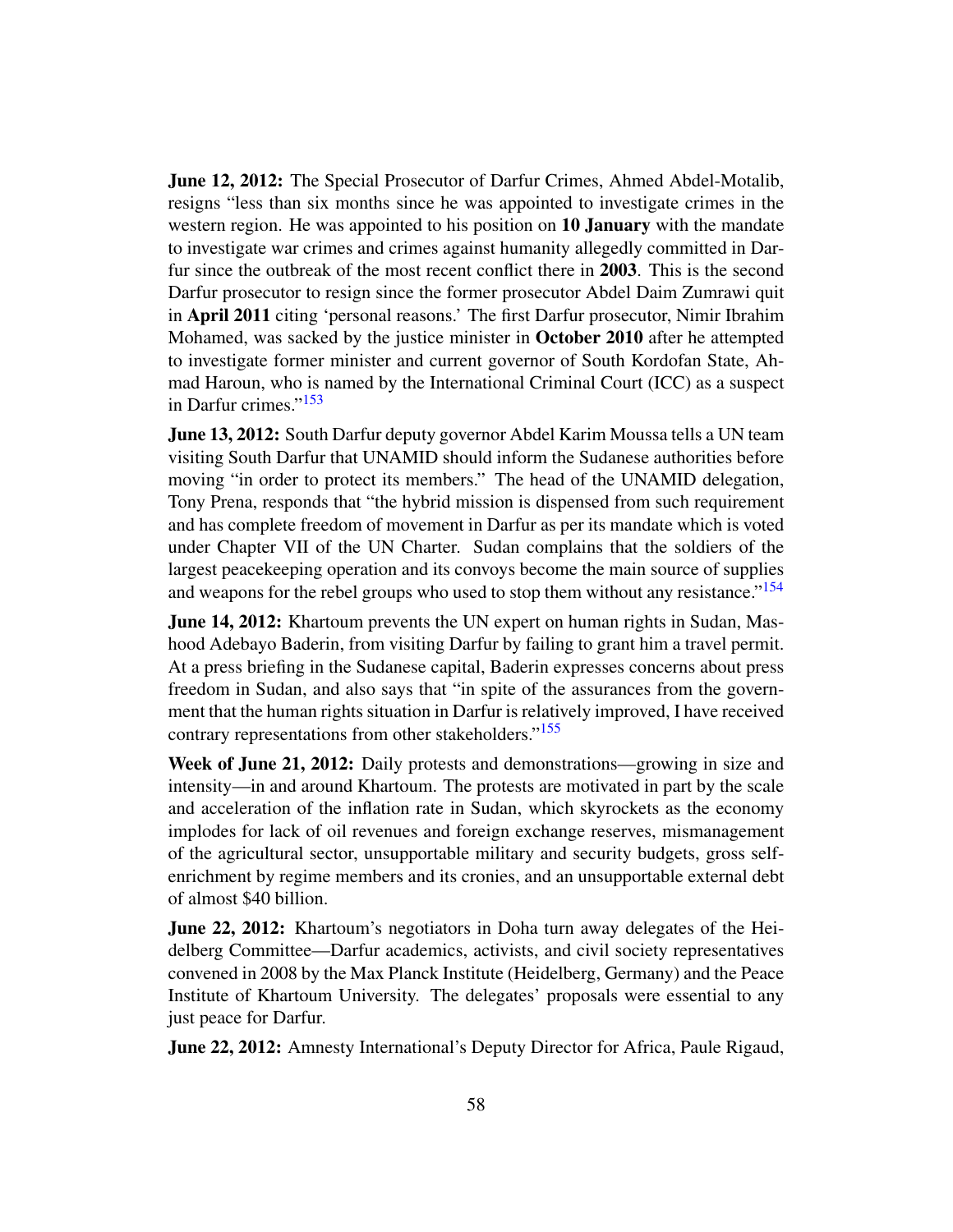**June 12, 2012:** The Special Prosecutor of Darfur Crimes, Ahmed Abdel-Motalib, resigns "less than six months since he was appointed to investigate crimes in the western region. He was appointed to his position on **10 January** with the mandate to investigate war crimes and crimes against humanity allegedly committed in Darfur since the outbreak of the most recent conflict there in **2003**. This is the second Darfur prosecutor to resign since the former prosecutor Abdel Daim Zumrawi quit in **April 2011** citing 'personal reasons.' The first Darfur prosecutor, Nimir Ibrahim Mohamed, was sacked by the justice minister in **October 2010** after he attempted to investigate former minister and current governor of South Kordofan State, Ahmad Haroun, who is named by the International Criminal Court (ICC) as a suspect in Darfur crimes."[153]

**June 13, 2012:** South Darfur deputy governor Abdel Karim Moussa tells a UN team visiting South Darfur that UNAMID should inform the Sudanese authorities before moving "in order to protect its members." The head of the UNAMID delegation, Tony Prena, responds that "the hybrid mission is dispensed from such requirement and has complete freedom of movement in Darfur as per its mandate which is voted under Chapter VII of the UN Charter. Sudan complains that the soldiers of the largest peacekeeping operation and its convoys become the main source of supplies and weapons for the rebel groups who used to stop them without any resistance."[154]

**June 14, 2012:** Khartoum prevents the UN expert on human rights in Sudan, Mashood Adebayo Baderin, from visiting Darfur by failing to grant him a travel permit. At a press briefing in the Sudanese capital, Baderin expresses concerns about press freedom in Sudan, and also says that "in spite of the assurances from the government that the human rights situation in Darfur is relatively improved, I have received contrary representations from other stakeholders."[155]

**Week of June 21, 2012:** Daily protests and demonstrations—growing in size and intensity—in and around Khartoum. The protests are motivated in part by the scale and acceleration of the inflation rate in Sudan, which skyrockets as the economy implodes for lack of oil revenues and foreign exchange reserves, mismanagement of the agricultural sector, unsupportable military and security budgets, gross self-enrichment by regime members and its cronies, and an unsupportable external debt of almost $40 billion.

**June 22, 2012:** Khartoum's negotiators in Doha turn away delegates of the Heidelberg Committee—Darfur academics, activists, and civil society representatives convened in 2008 by the Max Planck Institute (Heidelberg, Germany) and the Peace Institute of Khartoum University. The delegates' proposals were essential to any just peace for Darfur.

**June 22, 2012:** Amnesty International's Deputy Director for Africa, Paule Rigaud,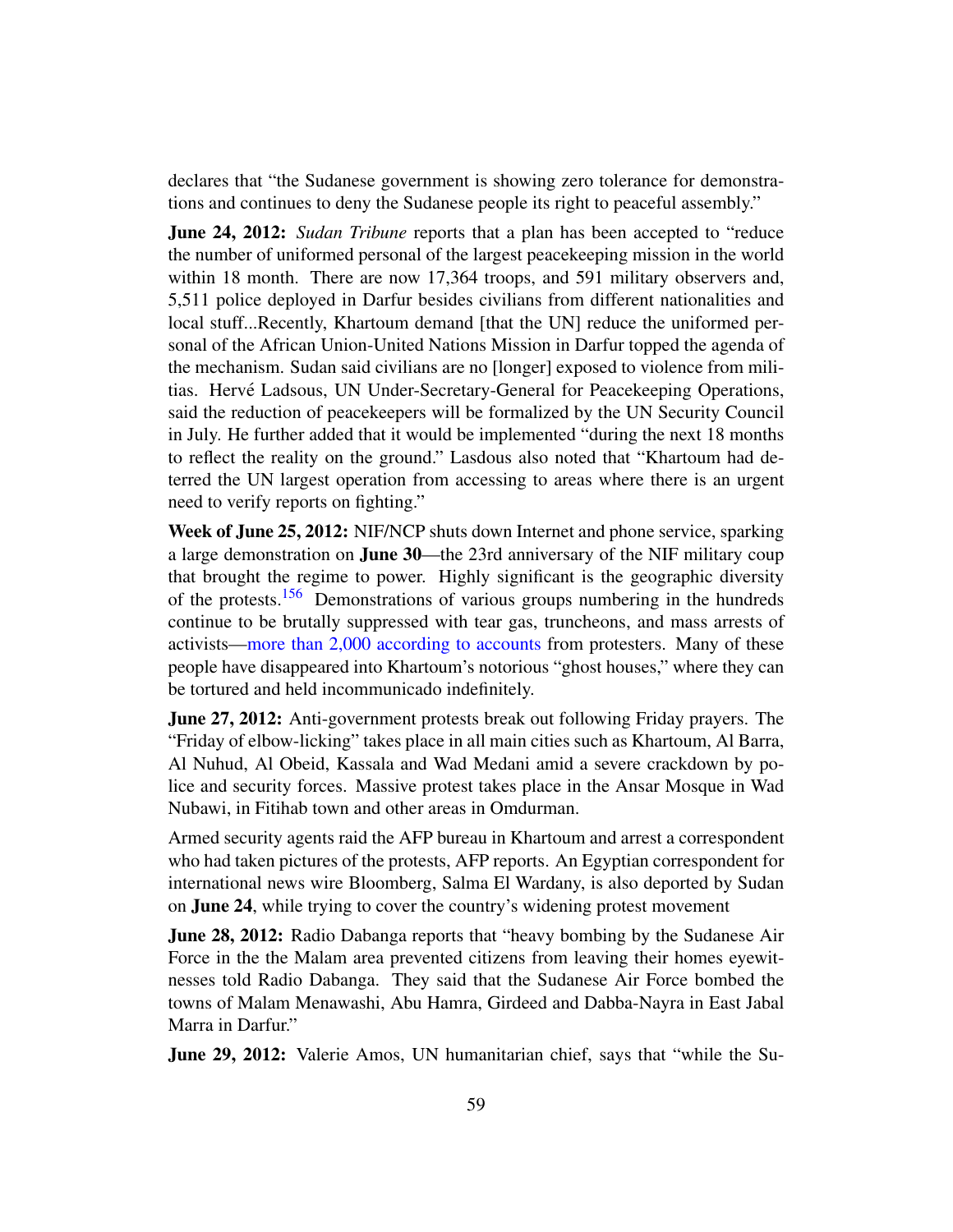declares that "the Sudanese government is showing zero tolerance for demonstrations and continues to deny the Sudanese people its right to peaceful assembly."

**June 24, 2012:** *Sudan Tribune* reports that a plan has been accepted to "reduce the number of uniformed personal of the largest peacekeeping mission in the world within 18 month. There are now 17,364 troops, and 591 military observers and, 5,511 police deployed in Darfur besides civilians from different nationalities and local stuff...Recently, Khartoum demand [that the UN] reduce the uniformed personal of the African Union-United Nations Mission in Darfur topped the agenda of the mechanism. Sudan said civilians are no [longer] exposed to violence from militias. Hervé Ladsous, UN Under-Secretary-General for Peacekeeping Operations, said the reduction of peacekeepers will be formalized by the UN Security Council in July. He further added that it would be implemented "during the next 18 months to reflect the reality on the ground." Lasdous also noted that "Khartoum had deterred the UN largest operation from accessing to areas where there is an urgent need to verify reports on fighting."

**Week of June 25, 2012:** NIF/NCP shuts down Internet and phone service, sparking a large demonstration on **June 30**—the 23rd anniversary of the NIF military coup that brought the regime to power. Highly significant is the geographic diversity of the protests.[156] Demonstrations of various groups numbering in the hundreds continue to be brutally suppressed with tear gas, truncheons, and mass arrests of activists—more than 2,000 according to accounts from protesters. Many of these people have disappeared into Khartoum's notorious "ghost houses," where they can be tortured and held incommunicado indefinitely.

**June 27, 2012:** Anti-government protests break out following Friday prayers. The "Friday of elbow-licking" takes place in all main cities such as Khartoum, Al Barra, Al Nuhud, Al Obeid, Kassala and Wad Medani amid a severe crackdown by police and security forces. Massive protest takes place in the Ansar Mosque in Wad Nubawi, in Fitihab town and other areas in Omdurman.

Armed security agents raid the AFP bureau in Khartoum and arrest a correspondent who had taken pictures of the protests, AFP reports. An Egyptian correspondent for international news wire Bloomberg, Salma El Wardany, is also deported by Sudan on **June 24**, while trying to cover the country's widening protest movement

**June 28, 2012:** Radio Dabanga reports that "heavy bombing by the Sudanese Air Force in the the Malam area prevented citizens from leaving their homes eyewitnesses told Radio Dabanga. They said that the Sudanese Air Force bombed the towns of Malam Menawashi, Abu Hamra, Girdeed and Dabba-Nayra in East Jabal Marra in Darfur."

**June 29, 2012:** Valerie Amos, UN humanitarian chief, says that "while the Su-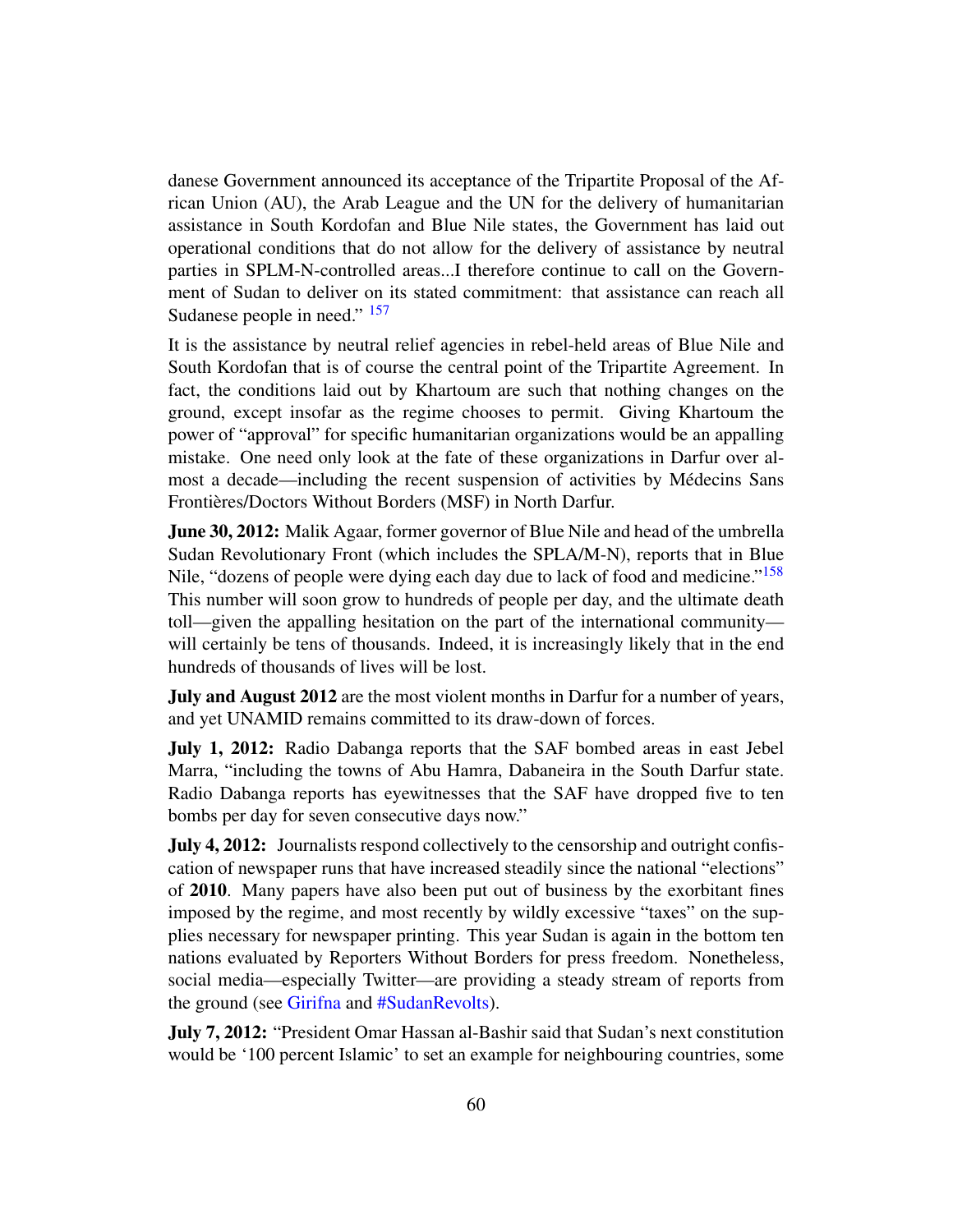danese Government announced its acceptance of the Tripartite Proposal of the African Union (AU), the Arab League and the UN for the delivery of humanitarian assistance in South Kordofan and Blue Nile states, the Government has laid out operational conditions that do not allow for the delivery of assistance by neutral parties in SPLM-N-controlled areas...I therefore continue to call on the Government of Sudan to deliver on its stated commitment: that assistance can reach all Sudanese people in need." [157]

It is the assistance by neutral relief agencies in rebel-held areas of Blue Nile and South Kordofan that is of course the central point of the Tripartite Agreement. In fact, the conditions laid out by Khartoum are such that nothing changes on the ground, except insofar as the regime chooses to permit. Giving Khartoum the power of "approval" for specific humanitarian organizations would be an appalling mistake. One need only look at the fate of these organizations in Darfur over almost a decade—including the recent suspension of activities by Médecins Sans Frontières/Doctors Without Borders (MSF) in North Darfur.

**June 30, 2012:** Malik Agaar, former governor of Blue Nile and head of the umbrella Sudan Revolutionary Front (which includes the SPLA/M-N), reports that in Blue Nile, "dozens of people were dying each day due to lack of food and medicine."[158] This number will soon grow to hundreds of people per day, and the ultimate death toll—given the appalling hesitation on the part of the international community—will certainly be tens of thousands. Indeed, it is increasingly likely that in the end hundreds of thousands of lives will be lost.

**July and August 2012** are the most violent months in Darfur for a number of years, and yet UNAMID remains committed to its draw-down of forces.

**July 1, 2012:** Radio Dabanga reports that the SAF bombed areas in east Jebel Marra, "including the towns of Abu Hamra, Dabaneira in the South Darfur state. Radio Dabanga reports has eyewitnesses that the SAF have dropped five to ten bombs per day for seven consecutive days now."

**July 4, 2012:** Journalists respond collectively to the censorship and outright confiscation of newspaper runs that have increased steadily since the national "elections" of **2010**. Many papers have also been put out of business by the exorbitant fines imposed by the regime, and most recently by wildly excessive "taxes" on the supplies necessary for newspaper printing. This year Sudan is again in the bottom ten nations evaluated by Reporters Without Borders for press freedom. Nonetheless, social media—especially Twitter—are providing a steady stream of reports from the ground (see Girifna and #SudanRevolts).

**July 7, 2012:** "President Omar Hassan al-Bashir said that Sudan's next constitution would be '100 percent Islamic' to set an example for neighbouring countries, some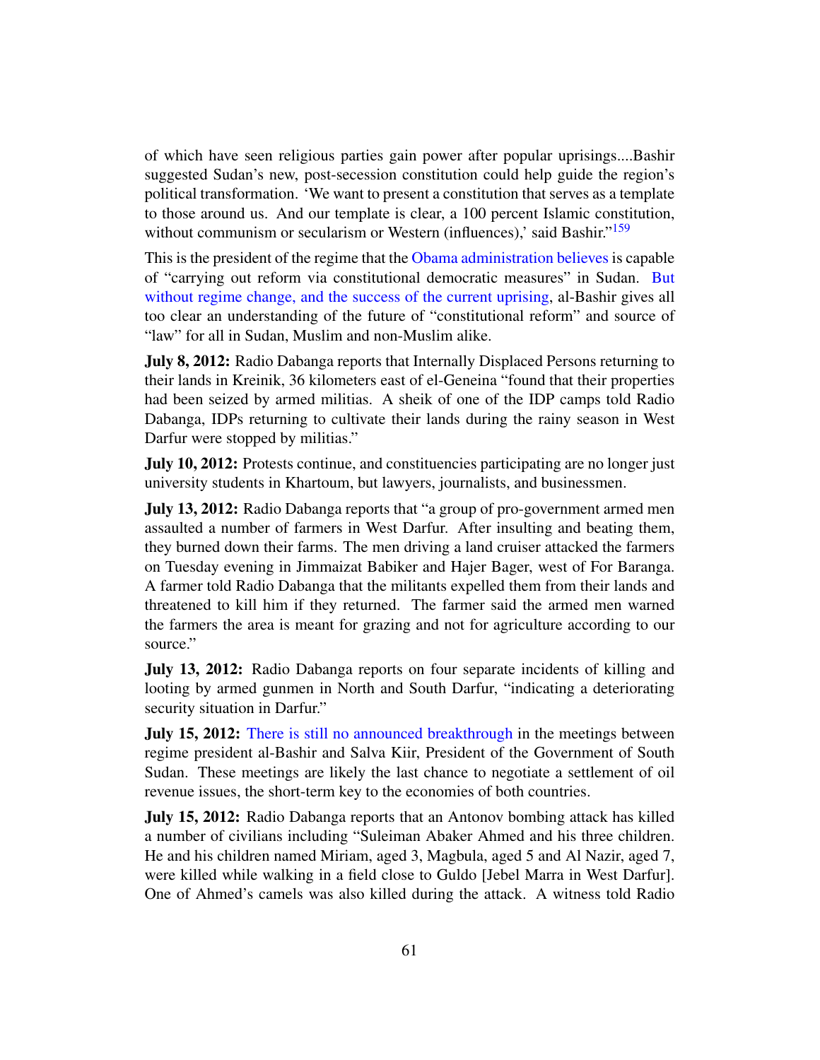of which have seen religious parties gain power after popular uprisings....Bashir suggested Sudan's new, post-secession constitution could help guide the region's political transformation. 'We want to present a constitution that serves as a template to those around us. And our template is clear, a 100 percent Islamic constitution, without communism or secularism or Western (influences),' said Bashir."[159]

This is the president of the regime that the Obama administration believes is capable of "carrying out reform via constitutional democratic measures" in Sudan. But without regime change, and the success of the current uprising, al-Bashir gives all too clear an understanding of the future of "constitutional reform" and source of "law" for all in Sudan, Muslim and non-Muslim alike.

**July 8, 2012:** Radio Dabanga reports that Internally Displaced Persons returning to their lands in Kreinik, 36 kilometers east of el-Geneina "found that their properties had been seized by armed militias. A sheik of one of the IDP camps told Radio Dabanga, IDPs returning to cultivate their lands during the rainy season in West Darfur were stopped by militias."

**July 10, 2012:** Protests continue, and constituencies participating are no longer just university students in Khartoum, but lawyers, journalists, and businessmen.

**July 13, 2012:** Radio Dabanga reports that "a group of pro-government armed men assaulted a number of farmers in West Darfur. After insulting and beating them, they burned down their farms. The men driving a land cruiser attacked the farmers on Tuesday evening in Jimmaizat Babiker and Hajer Bager, west of For Baranga. A farmer told Radio Dabanga that the militants expelled them from their lands and threatened to kill him if they returned. The farmer said the armed men warned the farmers the area is meant for grazing and not for agriculture according to our source."

**July 13, 2012:** Radio Dabanga reports on four separate incidents of killing and looting by armed gunmen in North and South Darfur, "indicating a deteriorating security situation in Darfur."

**July 15, 2012:** There is still no announced breakthrough in the meetings between regime president al-Bashir and Salva Kiir, President of the Government of South Sudan. These meetings are likely the last chance to negotiate a settlement of oil revenue issues, the short-term key to the economies of both countries.

**July 15, 2012:** Radio Dabanga reports that an Antonov bombing attack has killed a number of civilians including "Suleiman Abaker Ahmed and his three children. He and his children named Miriam, aged 3, Magbula, aged 5 and Al Nazir, aged 7, were killed while walking in a field close to Guldo [Jebel Marra in West Darfur]. One of Ahmed's camels was also killed during the attack. A witness told Radio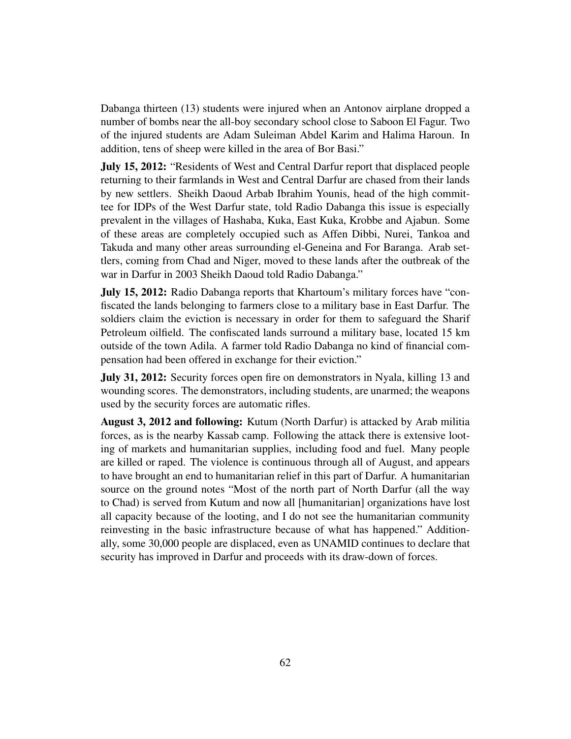Dabanga thirteen (13) students were injured when an Antonov airplane dropped a number of bombs near the all-boy secondary school close to Saboon El Fagur. Two of the injured students are Adam Suleiman Abdel Karim and Halima Haroun. In addition, tens of sheep were killed in the area of Bor Basi."

**July 15, 2012:** "Residents of West and Central Darfur report that displaced people returning to their farmlands in West and Central Darfur are chased from their lands by new settlers. Sheikh Daoud Arbab Ibrahim Younis, head of the high committee for IDPs of the West Darfur state, told Radio Dabanga this issue is especially prevalent in the villages of Hashaba, Kuka, East Kuka, Krobbe and Ajabun. Some of these areas are completely occupied such as Affen Dibbi, Nurei, Tankoa and Takuda and many other areas surrounding el-Geneina and For Baranga. Arab settlers, coming from Chad and Niger, moved to these lands after the outbreak of the war in Darfur in 2003 Sheikh Daoud told Radio Dabanga."

**July 15, 2012:** Radio Dabanga reports that Khartoum's military forces have "confiscated the lands belonging to farmers close to a military base in East Darfur. The soldiers claim the eviction is necessary in order for them to safeguard the Sharif Petroleum oilfield. The confiscated lands surround a military base, located 15 km outside of the town Adila. A farmer told Radio Dabanga no kind of financial compensation had been offered in exchange for their eviction."

**July 31, 2012:** Security forces open fire on demonstrators in Nyala, killing 13 and wounding scores. The demonstrators, including students, are unarmed; the weapons used by the security forces are automatic rifles.

**August 3, 2012 and following:** Kutum (North Darfur) is attacked by Arab militia forces, as is the nearby Kassab camp. Following the attack there is extensive looting of markets and humanitarian supplies, including food and fuel. Many people are killed or raped. The violence is continuous through all of August, and appears to have brought an end to humanitarian relief in this part of Darfur. A humanitarian source on the ground notes "Most of the north part of North Darfur (all the way to Chad) is served from Kutum and now all [humanitarian] organizations have lost all capacity because of the looting, and I do not see the humanitarian community reinvesting in the basic infrastructure because of what has happened." Additionally, some 30,000 people are displaced, even as UNAMID continues to declare that security has improved in Darfur and proceeds with its draw-down of forces.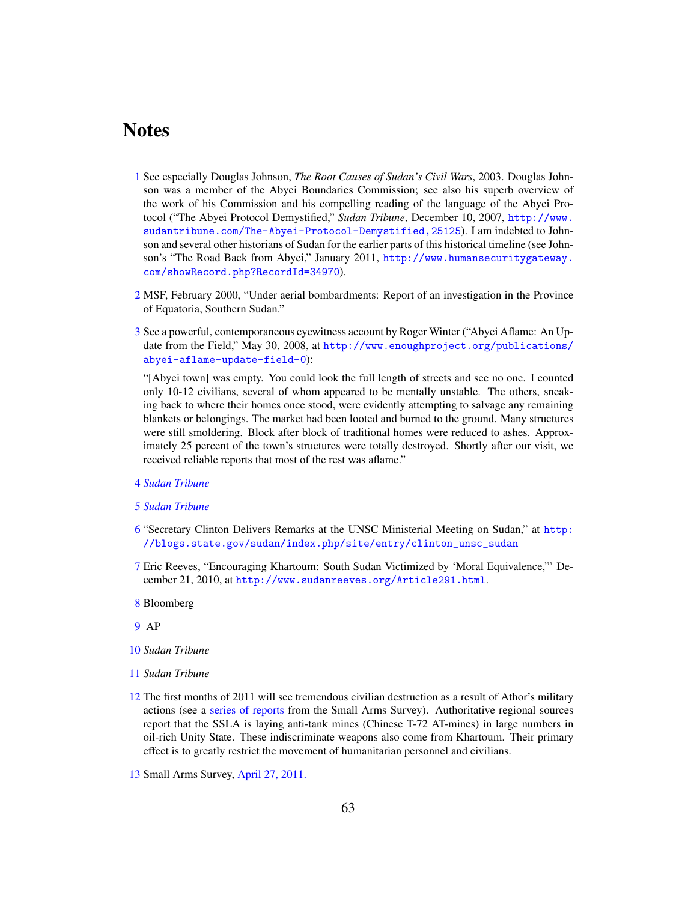# Notes

1 See especially Douglas Johnson, *The Root Causes of Sudan's Civil Wars*, 2003. Douglas Johnson was a member of the Abyei Boundaries Commission; see also his superb overview of the work of his Commission and his compelling reading of the language of the Abyei Protocol ("The Abyei Protocol Demystified," *Sudan Tribune*, December 10, 2007, http://www.sudantribune.com/The-Abyei-Protocol-Demystified,25125). I am indebted to Johnson and several other historians of Sudan for the earlier parts of this historical timeline (see Johnson's "The Road Back from Abyei," January 2011, http://www.humansecuritygateway.com/showRecord.php?RecordId=34970).

2 MSF, February 2000, "Under aerial bombardments: Report of an investigation in the Province of Equatoria, Southern Sudan."

3 See a powerful, contemporaneous eyewitness account by Roger Winter ("Abyei Aflame: An Update from the Field," May 30, 2008, at http://www.enoughproject.org/publications/abyei-aflame-update-field-0):

"[Abyei town] was empty. You could look the full length of streets and see no one. I counted only 10-12 civilians, several of whom appeared to be mentally unstable. The others, sneaking back to where their homes once stood, were evidently attempting to salvage any remaining blankets or belongings. The market had been looted and burned to the ground. Many structures were still smoldering. Block after block of traditional homes were reduced to ashes. Approximately 25 percent of the town's structures were totally destroyed. Shortly after our visit, we received reliable reports that most of the rest was aflame."

4 *Sudan Tribune*

5 *Sudan Tribune*

6 "Secretary Clinton Delivers Remarks at the UNSC Ministerial Meeting on Sudan," at http://blogs.state.gov/sudan/index.php/site/entry/clinton_unsc_sudan

7 Eric Reeves, "Encouraging Khartoum: South Sudan Victimized by 'Moral Equivalence,'" December 21, 2010, at http://www.sudanreeves.org/Article291.html.

8 Bloomberg

9 AP

10 *Sudan Tribune*

11 *Sudan Tribune*

12 The first months of 2011 will see tremendous civilian destruction as a result of Athor's military actions (see a series of reports from the Small Arms Survey). Authoritative regional sources report that the SSLA is laying anti-tank mines (Chinese T-72 AT-mines) in large numbers in oil-rich Unity State. These indiscriminate weapons also come from Khartoum. Their primary effect is to greatly restrict the movement of humanitarian personnel and civilians.

13 Small Arms Survey, April 27, 2011.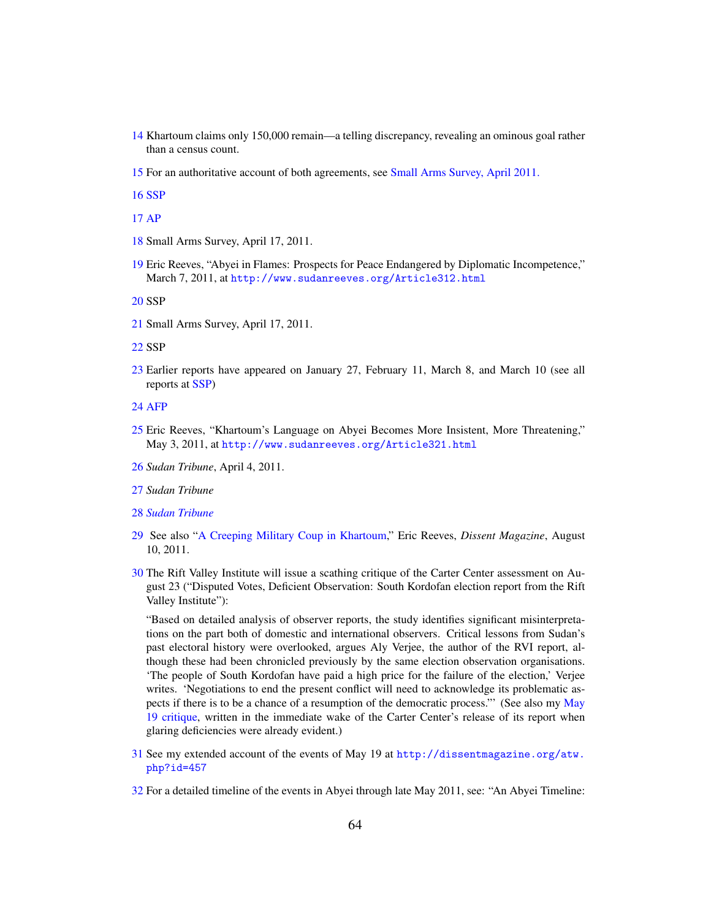14 Khartoum claims only 150,000 remain—a telling discrepancy, revealing an ominous goal rather than a census count.

15 For an authoritative account of both agreements, see Small Arms Survey, April 2011.

16 SSP

17 AP

18 Small Arms Survey, April 17, 2011.

19 Eric Reeves, "Abyei in Flames: Prospects for Peace Endangered by Diplomatic Incompetence," March 7, 2011, at `http://www.sudanreeves.org/Article312.html`

20 SSP

21 Small Arms Survey, April 17, 2011.

22 SSP

23 Earlier reports have appeared on January 27, February 11, March 8, and March 10 (see all reports at SSP)

24 AFP

25 Eric Reeves, "Khartoum's Language on Abyei Becomes More Insistent, More Threatening," May 3, 2011, at `http://www.sudanreeves.org/Article321.html`

26 *Sudan Tribune*, April 4, 2011.

27 *Sudan Tribune*

28 *Sudan Tribune*

29 See also "A Creeping Military Coup in Khartoum," Eric Reeves, *Dissent Magazine*, August 10, 2011.

30 The Rift Valley Institute will issue a scathing critique of the Carter Center assessment on August 23 ("Disputed Votes, Deficient Observation: South Kordofan election report from the Rift Valley Institute"):

"Based on detailed analysis of observer reports, the study identifies significant misinterpretations on the part both of domestic and international observers. Critical lessons from Sudan's past electoral history were overlooked, argues Aly Verjee, the author of the RVI report, although these had been chronicled previously by the same election observation organisations. 'The people of South Kordofan have paid a high price for the failure of the election,' Verjee writes. 'Negotiations to end the present conflict will need to acknowledge its problematic aspects if there is to be a chance of a resumption of the democratic process."' (See also my May 19 critique, written in the immediate wake of the Carter Center's release of its report when glaring deficiencies were already evident.)

31 See my extended account of the events of May 19 at `http://dissentmagazine.org/atw.php?id=457`

32 For a detailed timeline of the events in Abyei through late May 2011, see: "An Abyei Timeline: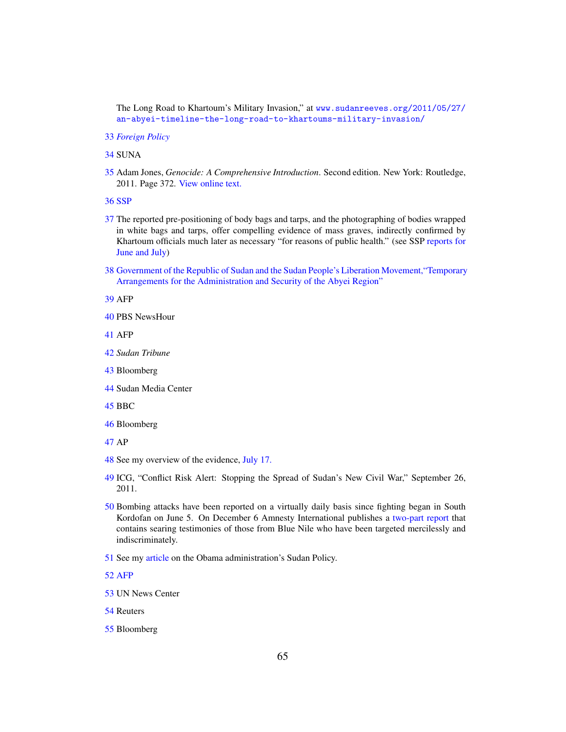The Long Road to Khartoum's Military Invasion," at www.sudanreeves.org/2011/05/27/an-abyei-timeline-the-long-road-to-khartoums-military-invasion/

33 *Foreign Policy*

34 SUNA

35 Adam Jones, *Genocide: A Comprehensive Introduction*. Second edition. New York: Routledge, 2011. Page 372. View online text.

36 SSP

37 The reported pre-positioning of body bags and tarps, and the photographing of bodies wrapped in white bags and tarps, offer compelling evidence of mass graves, indirectly confirmed by Khartoum officials much later as necessary "for reasons of public health." (see SSP reports for June and July)

38 Government of the Republic of Sudan and the Sudan People's Liberation Movement,"Temporary Arrangements for the Administration and Security of the Abyei Region"

39 AFP

40 PBS NewsHour

41 AFP

42 *Sudan Tribune*

43 Bloomberg

44 Sudan Media Center

45 BBC

46 Bloomberg

47 AP

48 See my overview of the evidence, July 17.

49 ICG, "Conflict Risk Alert: Stopping the Spread of Sudan's New Civil War," September 26, 2011.

50 Bombing attacks have been reported on a virtually daily basis since fighting began in South Kordofan on June 5. On December 6 Amnesty International publishes a two-part report that contains searing testimonies of those from Blue Nile who have been targeted mercilessly and indiscriminately.

51 See my article on the Obama administration's Sudan Policy.

52 AFP

53 UN News Center

54 Reuters

55 Bloomberg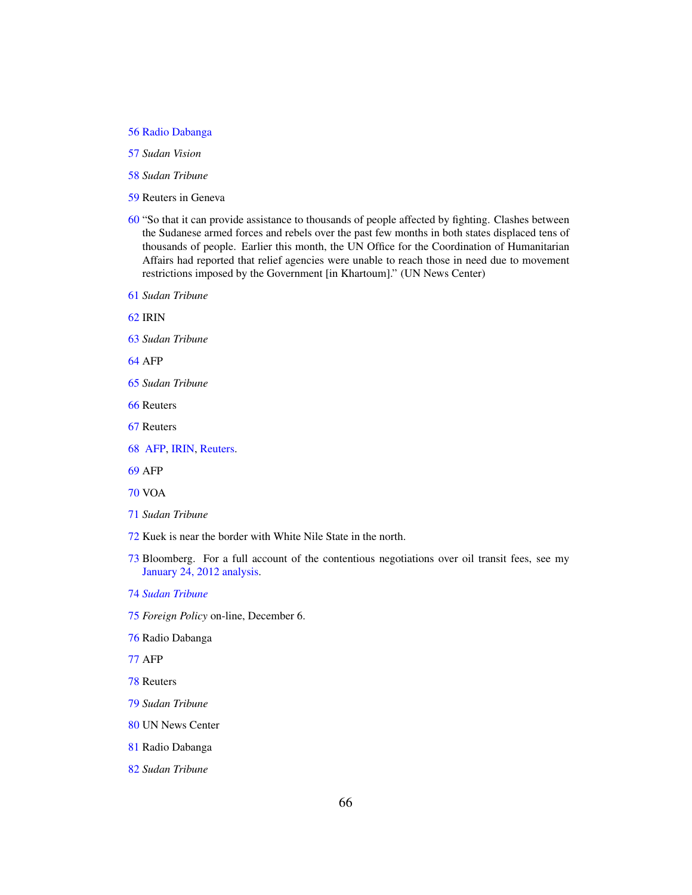56 Radio Dabanga

57 *Sudan Vision*

58 *Sudan Tribune*

59 Reuters in Geneva

60 "So that it can provide assistance to thousands of people affected by fighting. Clashes between the Sudanese armed forces and rebels over the past few months in both states displaced tens of thousands of people. Earlier this month, the UN Office for the Coordination of Humanitarian Affairs had reported that relief agencies were unable to reach those in need due to movement restrictions imposed by the Government [in Khartoum]." (UN News Center)

61 *Sudan Tribune*

62 IRIN

63 *Sudan Tribune*

64 AFP

65 *Sudan Tribune*

66 Reuters

67 Reuters

68 AFP, IRIN, Reuters.

69 AFP

70 VOA

71 *Sudan Tribune*

72 Kuek is near the border with White Nile State in the north.

73 Bloomberg. For a full account of the contentious negotiations over oil transit fees, see my January 24, 2012 analysis.

74 *Sudan Tribune*

75 *Foreign Policy* on-line, December 6.

76 Radio Dabanga

77 AFP

78 Reuters

79 *Sudan Tribune*

80 UN News Center

81 Radio Dabanga

82 *Sudan Tribune*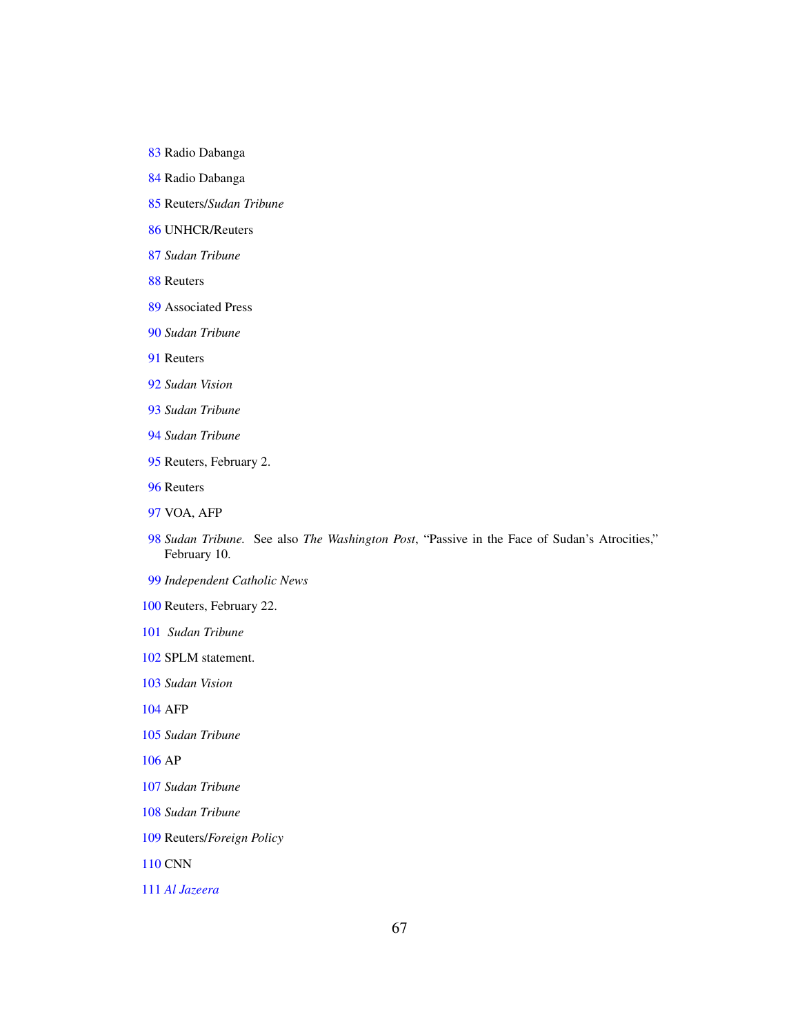83 Radio Dabanga

84 Radio Dabanga

85 Reuters/*Sudan Tribune*

86 UNHCR/Reuters

87 *Sudan Tribune*

88 Reuters

89 Associated Press

90 *Sudan Tribune*

91 Reuters

92 *Sudan Vision*

93 *Sudan Tribune*

94 *Sudan Tribune*

95 Reuters, February 2.

96 Reuters

97 VOA, AFP

98 *Sudan Tribune*. See also *The Washington Post*, "Passive in the Face of Sudan's Atrocities," February 10.

99 *Independent Catholic News*

100 Reuters, February 22.

101 *Sudan Tribune*

102 SPLM statement.

103 *Sudan Vision*

104 AFP

105 *Sudan Tribune*

106 AP

107 *Sudan Tribune*

108 *Sudan Tribune*

109 Reuters/*Foreign Policy*

110 CNN

111 *Al Jazeera*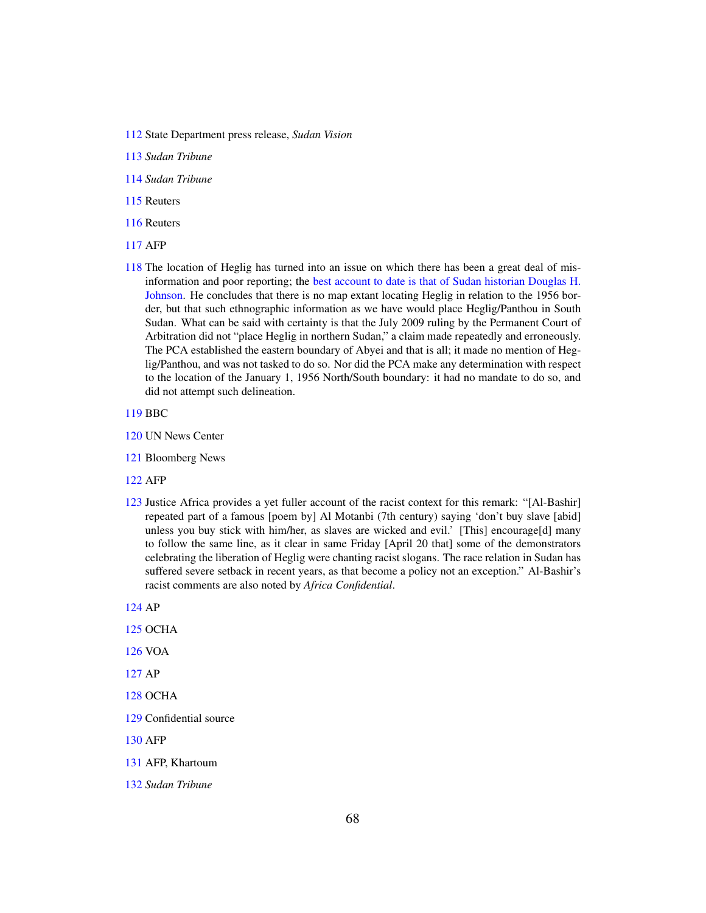112 State Department press release, *Sudan Vision*

113 *Sudan Tribune*

114 *Sudan Tribune*

115 Reuters

116 Reuters

117 AFP

118 The location of Heglig has turned into an issue on which there has been a great deal of misinformation and poor reporting; the best account to date is that of Sudan historian Douglas H. Johnson. He concludes that there is no map extant locating Heglig in relation to the 1956 border, but that such ethnographic information as we have would place Heglig/Panthou in South Sudan. What can be said with certainty is that the July 2009 ruling by the Permanent Court of Arbitration did not "place Heglig in northern Sudan," a claim made repeatedly and erroneously. The PCA established the eastern boundary of Abyei and that is all; it made no mention of Heglig/Panthou, and was not tasked to do so. Nor did the PCA make any determination with respect to the location of the January 1, 1956 North/South boundary: it had no mandate to do so, and did not attempt such delineation.

119 BBC

120 UN News Center

121 Bloomberg News

122 AFP

123 Justice Africa provides a yet fuller account of the racist context for this remark: "[Al-Bashir] repeated part of a famous [poem by] Al Motanbi (7th century) saying 'don't buy slave [abid] unless you buy stick with him/her, as slaves are wicked and evil.' [This] encourage[d] many to follow the same line, as it clear in same Friday [April 20 that] some of the demonstrators celebrating the liberation of Heglig were chanting racist slogans. The race relation in Sudan has suffered severe setback in recent years, as that become a policy not an exception." Al-Bashir's racist comments are also noted by *Africa Confidential*.

124 AP

125 OCHA

126 VOA

127 AP

128 OCHA

129 Confidential source

130 AFP

131 AFP, Khartoum

132 *Sudan Tribune*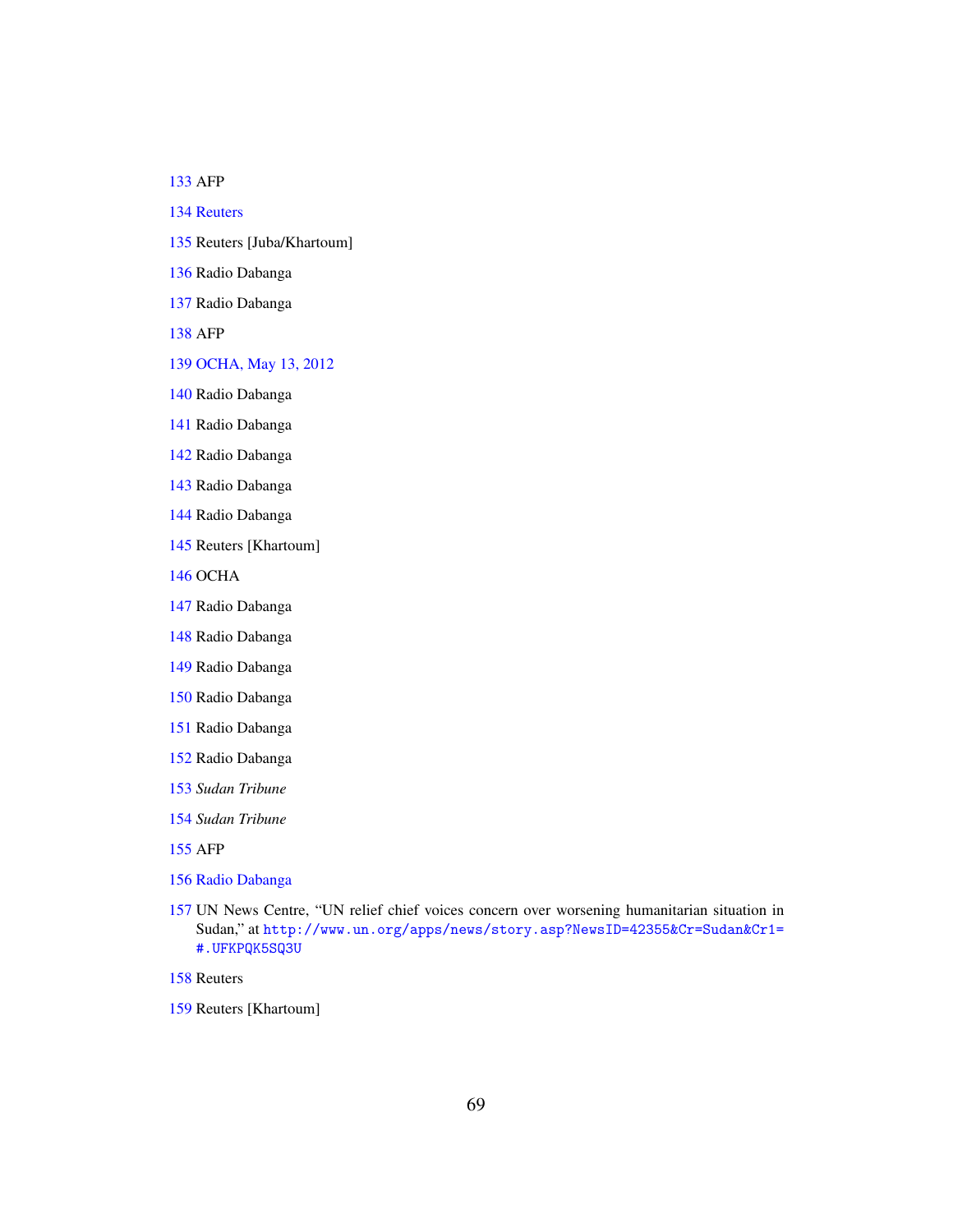133 AFP

134 Reuters

135 Reuters [Juba/Khartoum]

136 Radio Dabanga

137 Radio Dabanga

138 AFP

139 OCHA, May 13, 2012

140 Radio Dabanga

141 Radio Dabanga

142 Radio Dabanga

143 Radio Dabanga

144 Radio Dabanga

145 Reuters [Khartoum]

146 OCHA

147 Radio Dabanga

148 Radio Dabanga

149 Radio Dabanga

150 Radio Dabanga

151 Radio Dabanga

152 Radio Dabanga

153 *Sudan Tribune*

154 *Sudan Tribune*

155 AFP

156 Radio Dabanga

157 UN News Centre, "UN relief chief voices concern over worsening humanitarian situation in Sudan," at http://www.un.org/apps/news/story.asp?NewsID=42355&Cr=Sudan&Cr1=#.UFKPQK5SQ3U

158 Reuters

159 Reuters [Khartoum]